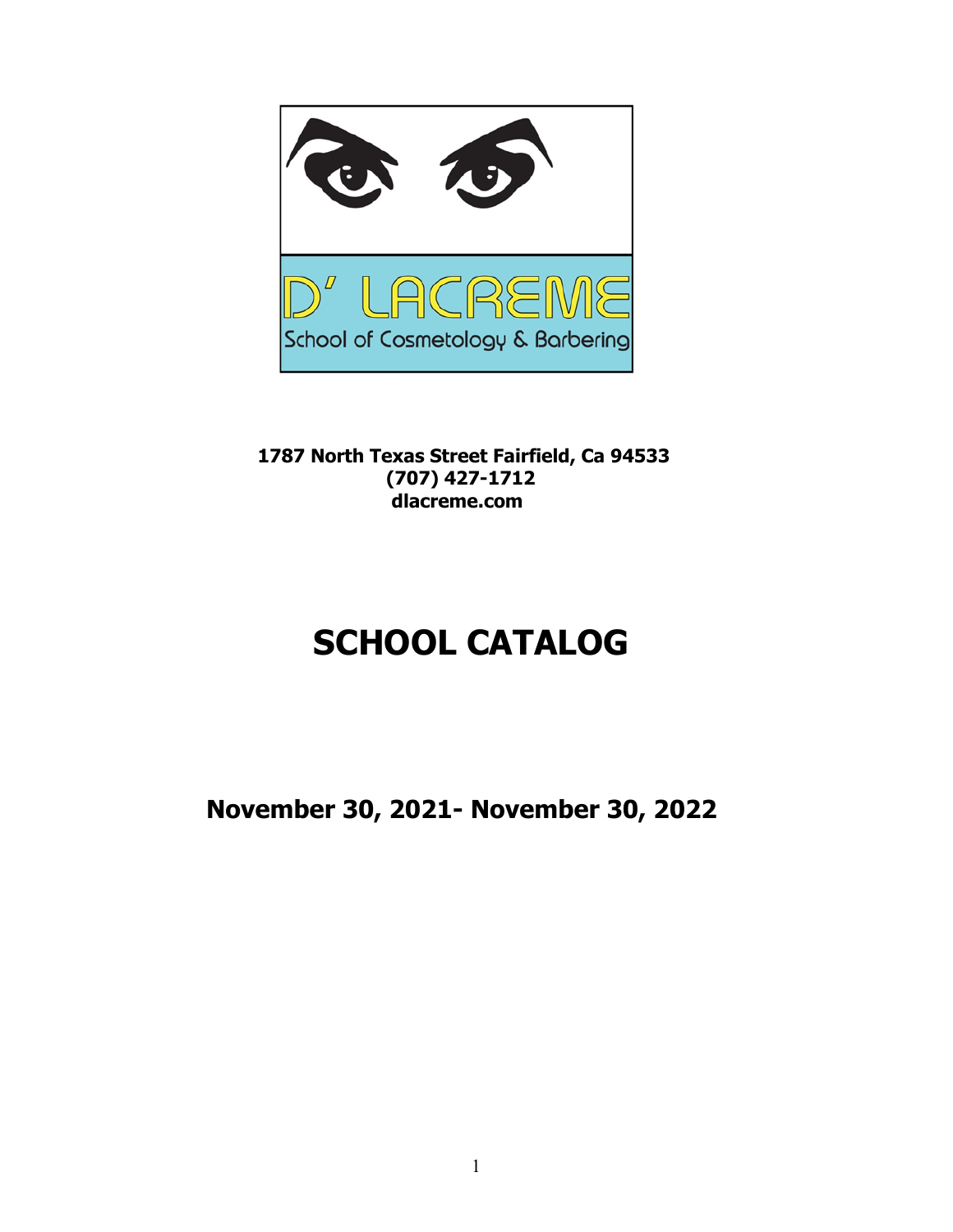D' LACREME

School of Cosmetology & Barbering

**1787 North Texas Street Fairfield, Ca 94533**
**(707) 427-1712**
**dlacreme.com**

# SCHOOL CATALOG

## November 30, 2021- November 30, 2022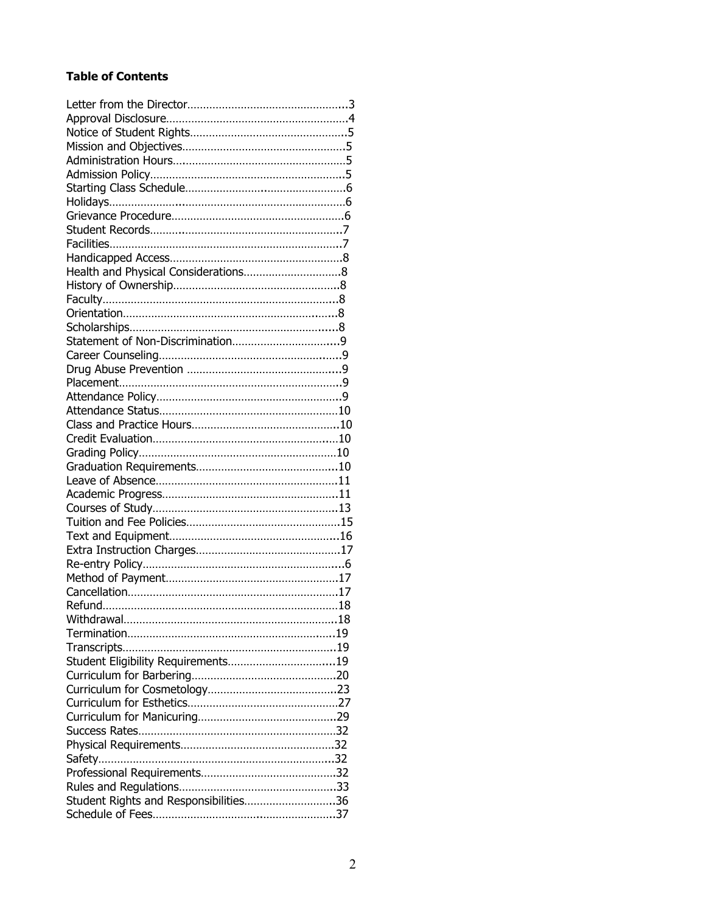**Table of Contents**

Letter from the Director....................................................3
Approval Disclosure..........................................................4
Notice of Student Rights..................................................5
Mission and Objectives....................................................5
Administration Hours.......................................................5
Admission Policy..............................................................5
Starting Class Schedule....................................................6
Holidays..........................................................................6
Grievance Procedure.......................................................6
Student Records..............................................................7
Facilities..........................................................................7
Handicapped Access........................................................8
Health and Physical Considerations...............................8
History of Ownership......................................................8
Faculty............................................................................8
Orientation.....................................................................8
Scholarships....................................................................8
Statement of Non-Discrimination...................................9
Career Counseling...........................................................9
Drug Abuse Prevention ..................................................9
Placement.......................................................................9
Attendance Policy............................................................9
Attendance Status..........................................................10
Class and Practice Hours...............................................10
Credit Evaluation............................................................10
Grading Policy................................................................10
Graduation Requirements..............................................10
Leave of Absence...........................................................11
Academic Progress.........................................................11
Courses of Study............................................................13
Tuition and Fee Policies..................................................15
Text and Equipment.......................................................16
Extra Instruction Charges...............................................17
Re-entry Policy.................................................................6
Method of Payment........................................................17
Cancellation...................................................................17
Refund...........................................................................18
Withdrawal....................................................................18
Termination...................................................................19
Transcripts.....................................................................19
Student Eligibility Requirements...................................19
Curriculum for Barbering...............................................20
Curriculum for Cosmetology..........................................23
Curriculum for Esthetics.................................................27
Curriculum for Manicuring.............................................29
Success Rates................................................................32
Physical Requirements..................................................32
Safety............................................................................32
Professional Requirements............................................32
Rules and Regulations...................................................33
Student Rights and Responsibilities..............................36
Schedule of Fees...........................................................37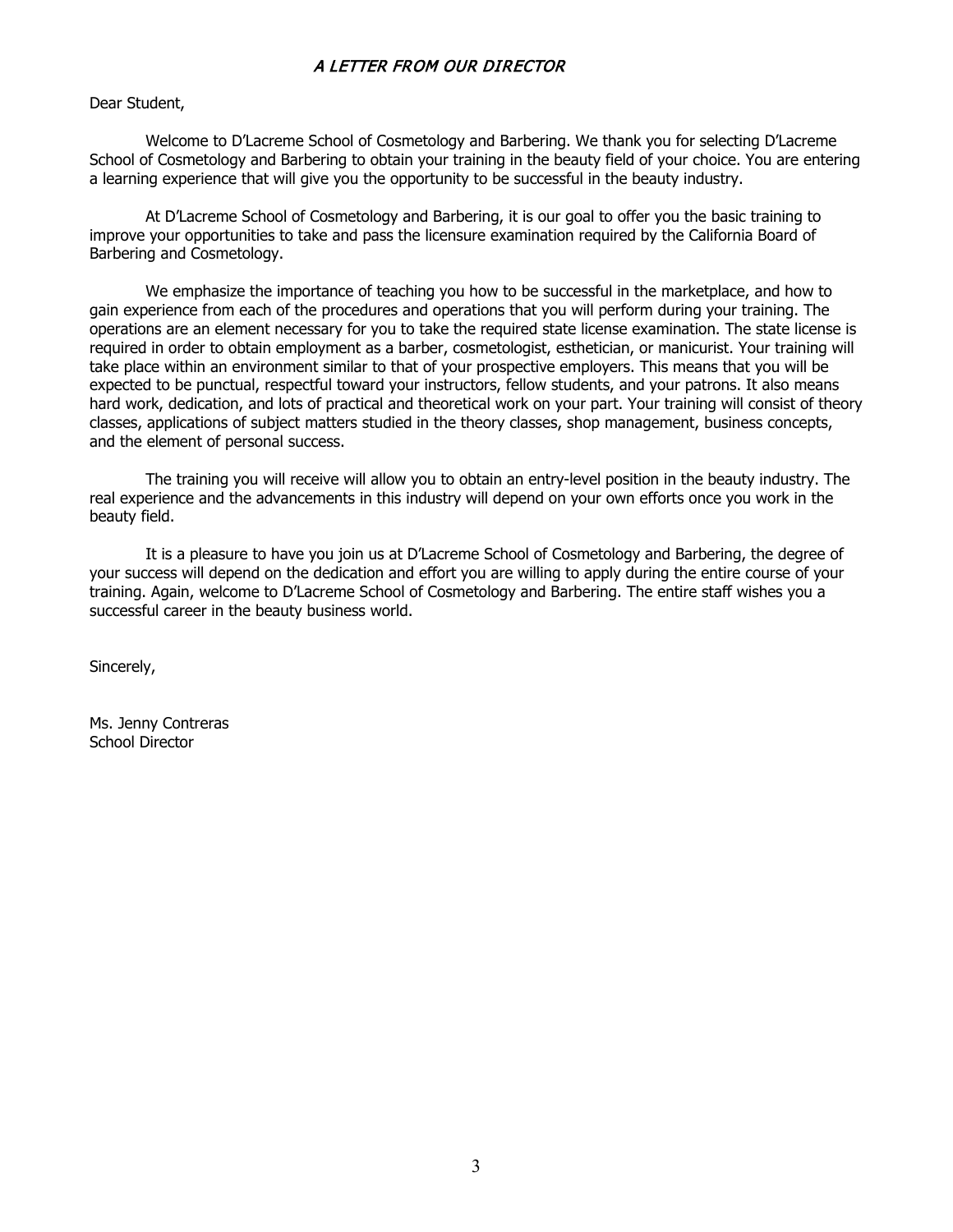## *A LETTER FROM OUR DIRECTOR*

Dear Student,

Welcome to D'Lacreme School of Cosmetology and Barbering. We thank you for selecting D'Lacreme School of Cosmetology and Barbering to obtain your training in the beauty field of your choice. You are entering a learning experience that will give you the opportunity to be successful in the beauty industry.

At D'Lacreme School of Cosmetology and Barbering, it is our goal to offer you the basic training to improve your opportunities to take and pass the licensure examination required by the California Board of Barbering and Cosmetology.

We emphasize the importance of teaching you how to be successful in the marketplace, and how to gain experience from each of the procedures and operations that you will perform during your training. The operations are an element necessary for you to take the required state license examination. The state license is required in order to obtain employment as a barber, cosmetologist, esthetician, or manicurist. Your training will take place within an environment similar to that of your prospective employers. This means that you will be expected to be punctual, respectful toward your instructors, fellow students, and your patrons. It also means hard work, dedication, and lots of practical and theoretical work on your part. Your training will consist of theory classes, applications of subject matters studied in the theory classes, shop management, business concepts, and the element of personal success.

The training you will receive will allow you to obtain an entry-level position in the beauty industry. The real experience and the advancements in this industry will depend on your own efforts once you work in the beauty field.

It is a pleasure to have you join us at D'Lacreme School of Cosmetology and Barbering, the degree of your success will depend on the dedication and effort you are willing to apply during the entire course of your training. Again, welcome to D'Lacreme School of Cosmetology and Barbering. The entire staff wishes you a successful career in the beauty business world.

Sincerely,

Ms. Jenny Contreras
School Director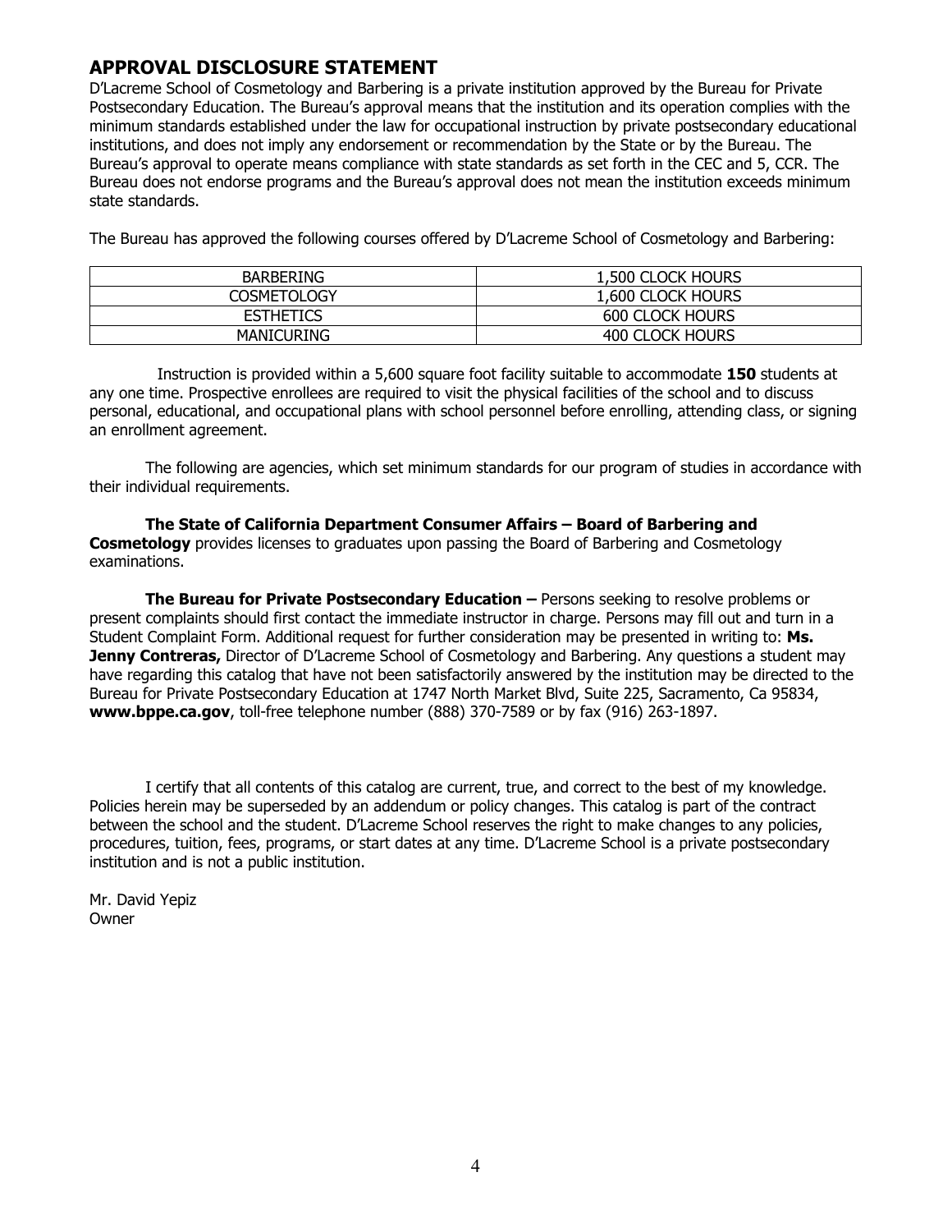## APPROVAL DISCLOSURE STATEMENT

D'Lacreme School of Cosmetology and Barbering is a private institution approved by the Bureau for Private Postsecondary Education. The Bureau's approval means that the institution and its operation complies with the minimum standards established under the law for occupational instruction by private postsecondary educational institutions, and does not imply any endorsement or recommendation by the State or by the Bureau. The Bureau's approval to operate means compliance with state standards as set forth in the CEC and 5, CCR. The Bureau does not endorse programs and the Bureau's approval does not mean the institution exceeds minimum state standards.

The Bureau has approved the following courses offered by D'Lacreme School of Cosmetology and Barbering:

| | |
|---|---|
| BARBERING | 1,500 CLOCK HOURS |
| COSMETOLOGY | 1,600 CLOCK HOURS |
| ESTHETICS | 600 CLOCK HOURS |
| MANICURING | 400 CLOCK HOURS |

Instruction is provided within a 5,600 square foot facility suitable to accommodate **150** students at any one time. Prospective enrollees are required to visit the physical facilities of the school and to discuss personal, educational, and occupational plans with school personnel before enrolling, attending class, or signing an enrollment agreement.

The following are agencies, which set minimum standards for our program of studies in accordance with their individual requirements.

**The State of California Department Consumer Affairs – Board of Barbering and Cosmetology** provides licenses to graduates upon passing the Board of Barbering and Cosmetology examinations.

**The Bureau for Private Postsecondary Education –** Persons seeking to resolve problems or present complaints should first contact the immediate instructor in charge. Persons may fill out and turn in a Student Complaint Form. Additional request for further consideration may be presented in writing to: **Ms. Jenny Contreras,** Director of D'Lacreme School of Cosmetology and Barbering. Any questions a student may have regarding this catalog that have not been satisfactorily answered by the institution may be directed to the Bureau for Private Postsecondary Education at 1747 North Market Blvd, Suite 225, Sacramento, Ca 95834, **www.bppe.ca.gov**, toll-free telephone number (888) 370-7589 or by fax (916) 263-1897.

I certify that all contents of this catalog are current, true, and correct to the best of my knowledge. Policies herein may be superseded by an addendum or policy changes. This catalog is part of the contract between the school and the student. D'Lacreme School reserves the right to make changes to any policies, procedures, tuition, fees, programs, or start dates at any time. D'Lacreme School is a private postsecondary institution and is not a public institution.

Mr. David Yepiz  
Owner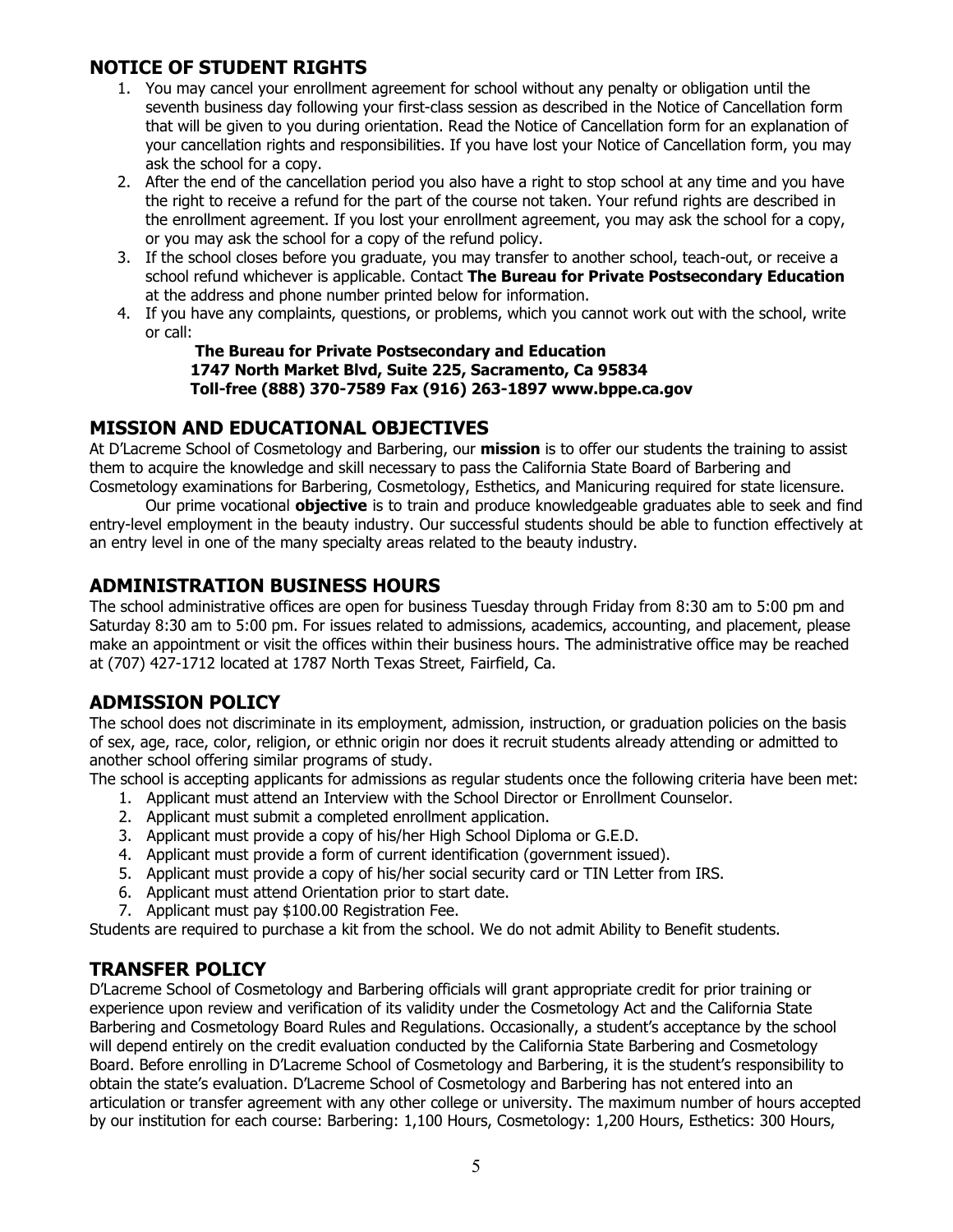## NOTICE OF STUDENT RIGHTS

1. You may cancel your enrollment agreement for school without any penalty or obligation until the seventh business day following your first-class session as described in the Notice of Cancellation form that will be given to you during orientation. Read the Notice of Cancellation form for an explanation of your cancellation rights and responsibilities. If you have lost your Notice of Cancellation form, you may ask the school for a copy.
2. After the end of the cancellation period you also have a right to stop school at any time and you have the right to receive a refund for the part of the course not taken. Your refund rights are described in the enrollment agreement. If you lost your enrollment agreement, you may ask the school for a copy, or you may ask the school for a copy of the refund policy.
3. If the school closes before you graduate, you may transfer to another school, teach-out, or receive a school refund whichever is applicable. Contact **The Bureau for Private Postsecondary Education** at the address and phone number printed below for information.
4. If you have any complaints, questions, or problems, which you cannot work out with the school, write or call:

   **The Bureau for Private Postsecondary and Education**
   **1747 North Market Blvd, Suite 225, Sacramento, Ca 95834**
   **Toll-free (888) 370-7589 Fax (916) 263-1897 www.bppe.ca.gov**

## MISSION AND EDUCATIONAL OBJECTIVES

At D'Lacreme School of Cosmetology and Barbering, our **mission** is to offer our students the training to assist them to acquire the knowledge and skill necessary to pass the California State Board of Barbering and Cosmetology examinations for Barbering, Cosmetology, Esthetics, and Manicuring required for state licensure.

Our prime vocational **objective** is to train and produce knowledgeable graduates able to seek and find entry-level employment in the beauty industry. Our successful students should be able to function effectively at an entry level in one of the many specialty areas related to the beauty industry.

## ADMINISTRATION BUSINESS HOURS

The school administrative offices are open for business Tuesday through Friday from 8:30 am to 5:00 pm and Saturday 8:30 am to 5:00 pm. For issues related to admissions, academics, accounting, and placement, please make an appointment or visit the offices within their business hours. The administrative office may be reached at (707) 427-1712 located at 1787 North Texas Street, Fairfield, Ca.

## ADMISSION POLICY

The school does not discriminate in its employment, admission, instruction, or graduation policies on the basis of sex, age, race, color, religion, or ethnic origin nor does it recruit students already attending or admitted to another school offering similar programs of study.

The school is accepting applicants for admissions as regular students once the following criteria have been met:

1. Applicant must attend an Interview with the School Director or Enrollment Counselor.
2. Applicant must submit a completed enrollment application.
3. Applicant must provide a copy of his/her High School Diploma or G.E.D.
4. Applicant must provide a form of current identification (government issued).
5. Applicant must provide a copy of his/her social security card or TIN Letter from IRS.
6. Applicant must attend Orientation prior to start date.
7. Applicant must pay $100.00 Registration Fee.

Students are required to purchase a kit from the school. We do not admit Ability to Benefit students.

## TRANSFER POLICY

D'Lacreme School of Cosmetology and Barbering officials will grant appropriate credit for prior training or experience upon review and verification of its validity under the Cosmetology Act and the California State Barbering and Cosmetology Board Rules and Regulations. Occasionally, a student's acceptance by the school will depend entirely on the credit evaluation conducted by the California State Barbering and Cosmetology Board. Before enrolling in D'Lacreme School of Cosmetology and Barbering, it is the student's responsibility to obtain the state's evaluation. D'Lacreme School of Cosmetology and Barbering has not entered into an articulation or transfer agreement with any other college or university. The maximum number of hours accepted by our institution for each course: Barbering: 1,100 Hours, Cosmetology: 1,200 Hours, Esthetics: 300 Hours,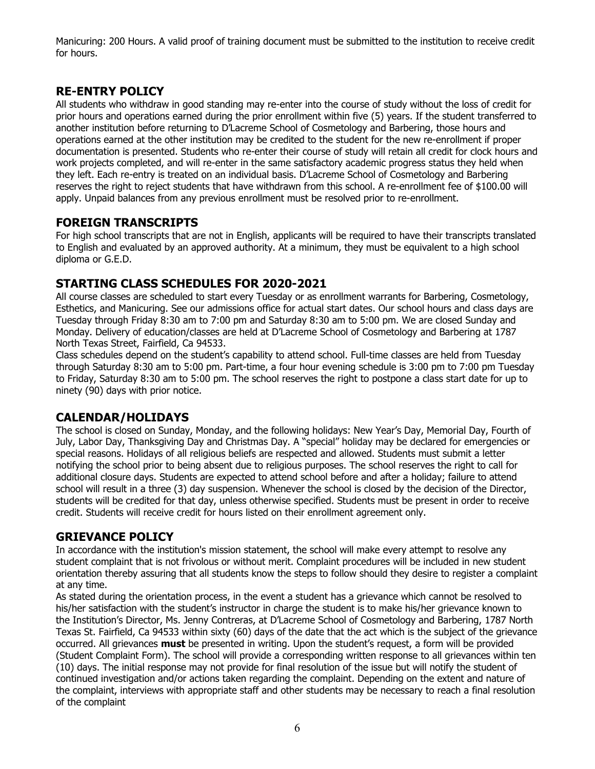Manicuring: 200 Hours. A valid proof of training document must be submitted to the institution to receive credit for hours.

## RE-ENTRY POLICY

All students who withdraw in good standing may re-enter into the course of study without the loss of credit for prior hours and operations earned during the prior enrollment within five (5) years. If the student transferred to another institution before returning to D'Lacreme School of Cosmetology and Barbering, those hours and operations earned at the other institution may be credited to the student for the new re-enrollment if proper documentation is presented. Students who re-enter their course of study will retain all credit for clock hours and work projects completed, and will re-enter in the same satisfactory academic progress status they held when they left. Each re-entry is treated on an individual basis. D'Lacreme School of Cosmetology and Barbering reserves the right to reject students that have withdrawn from this school. A re-enrollment fee of $100.00 will apply. Unpaid balances from any previous enrollment must be resolved prior to re-enrollment.

## FOREIGN TRANSCRIPTS

For high school transcripts that are not in English, applicants will be required to have their transcripts translated to English and evaluated by an approved authority. At a minimum, they must be equivalent to a high school diploma or G.E.D.

## STARTING CLASS SCHEDULES FOR 2020-2021

All course classes are scheduled to start every Tuesday or as enrollment warrants for Barbering, Cosmetology, Esthetics, and Manicuring. See our admissions office for actual start dates. Our school hours and class days are Tuesday through Friday 8:30 am to 7:00 pm and Saturday 8:30 am to 5:00 pm. We are closed Sunday and Monday. Delivery of education/classes are held at D'Lacreme School of Cosmetology and Barbering at 1787 North Texas Street, Fairfield, Ca 94533.

Class schedules depend on the student's capability to attend school. Full-time classes are held from Tuesday through Saturday 8:30 am to 5:00 pm. Part-time, a four hour evening schedule is 3:00 pm to 7:00 pm Tuesday to Friday, Saturday 8:30 am to 5:00 pm. The school reserves the right to postpone a class start date for up to ninety (90) days with prior notice.

## CALENDAR/HOLIDAYS

The school is closed on Sunday, Monday, and the following holidays: New Year's Day, Memorial Day, Fourth of July, Labor Day, Thanksgiving Day and Christmas Day. A "special" holiday may be declared for emergencies or special reasons. Holidays of all religious beliefs are respected and allowed. Students must submit a letter notifying the school prior to being absent due to religious purposes. The school reserves the right to call for additional closure days. Students are expected to attend school before and after a holiday; failure to attend school will result in a three (3) day suspension. Whenever the school is closed by the decision of the Director, students will be credited for that day, unless otherwise specified. Students must be present in order to receive credit. Students will receive credit for hours listed on their enrollment agreement only.

## GRIEVANCE POLICY

In accordance with the institution's mission statement, the school will make every attempt to resolve any student complaint that is not frivolous or without merit. Complaint procedures will be included in new student orientation thereby assuring that all students know the steps to follow should they desire to register a complaint at any time.

As stated during the orientation process, in the event a student has a grievance which cannot be resolved to his/her satisfaction with the student's instructor in charge the student is to make his/her grievance known to the Institution's Director, Ms. Jenny Contreras, at D'Lacreme School of Cosmetology and Barbering, 1787 North Texas St. Fairfield, Ca 94533 within sixty (60) days of the date that the act which is the subject of the grievance occurred. All grievances **must** be presented in writing. Upon the student's request, a form will be provided (Student Complaint Form). The school will provide a corresponding written response to all grievances within ten (10) days. The initial response may not provide for final resolution of the issue but will notify the student of continued investigation and/or actions taken regarding the complaint. Depending on the extent and nature of the complaint, interviews with appropriate staff and other students may be necessary to reach a final resolution of the complaint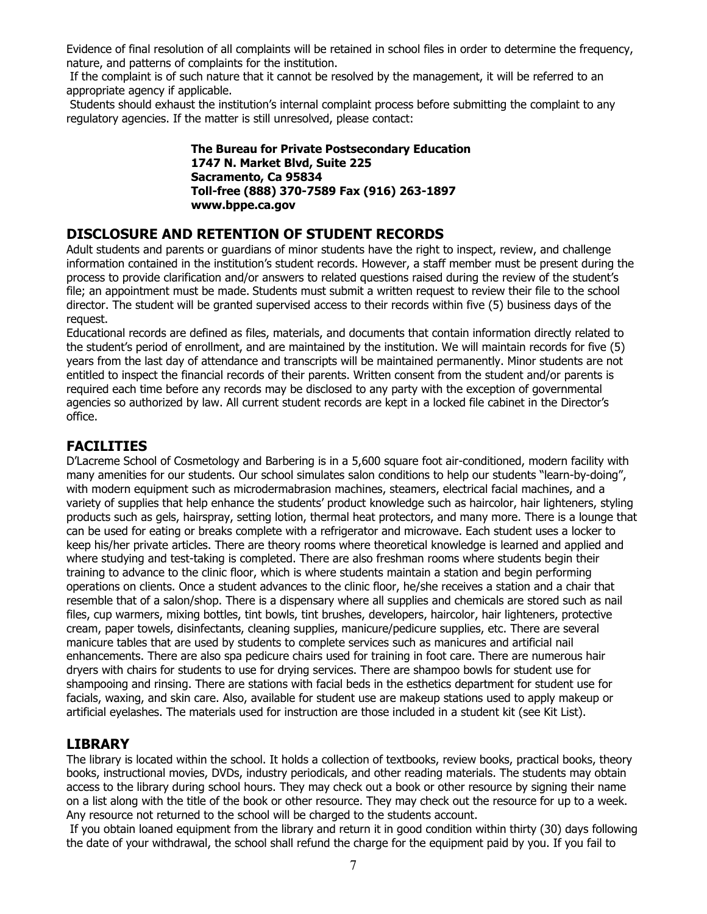Evidence of final resolution of all complaints will be retained in school files in order to determine the frequency, nature, and patterns of complaints for the institution.

If the complaint is of such nature that it cannot be resolved by the management, it will be referred to an appropriate agency if applicable.

Students should exhaust the institution's internal complaint process before submitting the complaint to any regulatory agencies. If the matter is still unresolved, please contact:

**The Bureau for Private Postsecondary Education**
**1747 N. Market Blvd, Suite 225**
**Sacramento, Ca 95834**
**Toll-free (888) 370-7589 Fax (916) 263-1897**
**www.bppe.ca.gov**

## DISCLOSURE AND RETENTION OF STUDENT RECORDS

Adult students and parents or guardians of minor students have the right to inspect, review, and challenge information contained in the institution's student records. However, a staff member must be present during the process to provide clarification and/or answers to related questions raised during the review of the student's file; an appointment must be made. Students must submit a written request to review their file to the school director. The student will be granted supervised access to their records within five (5) business days of the request.

Educational records are defined as files, materials, and documents that contain information directly related to the student's period of enrollment, and are maintained by the institution. We will maintain records for five (5) years from the last day of attendance and transcripts will be maintained permanently. Minor students are not entitled to inspect the financial records of their parents. Written consent from the student and/or parents is required each time before any records may be disclosed to any party with the exception of governmental agencies so authorized by law. All current student records are kept in a locked file cabinet in the Director's office.

## FACILITIES

D'Lacreme School of Cosmetology and Barbering is in a 5,600 square foot air-conditioned, modern facility with many amenities for our students. Our school simulates salon conditions to help our students "learn-by-doing", with modern equipment such as microdermabrasion machines, steamers, electrical facial machines, and a variety of supplies that help enhance the students' product knowledge such as haircolor, hair lighteners, styling products such as gels, hairspray, setting lotion, thermal heat protectors, and many more. There is a lounge that can be used for eating or breaks complete with a refrigerator and microwave. Each student uses a locker to keep his/her private articles. There are theory rooms where theoretical knowledge is learned and applied and where studying and test-taking is completed. There are also freshman rooms where students begin their training to advance to the clinic floor, which is where students maintain a station and begin performing operations on clients. Once a student advances to the clinic floor, he/she receives a station and a chair that resemble that of a salon/shop. There is a dispensary where all supplies and chemicals are stored such as nail files, cup warmers, mixing bottles, tint bowls, tint brushes, developers, haircolor, hair lighteners, protective cream, paper towels, disinfectants, cleaning supplies, manicure/pedicure supplies, etc. There are several manicure tables that are used by students to complete services such as manicures and artificial nail enhancements. There are also spa pedicure chairs used for training in foot care. There are numerous hair dryers with chairs for students to use for drying services. There are shampoo bowls for student use for shampooing and rinsing. There are stations with facial beds in the esthetics department for student use for facials, waxing, and skin care. Also, available for student use are makeup stations used to apply makeup or artificial eyelashes. The materials used for instruction are those included in a student kit (see Kit List).

## LIBRARY

The library is located within the school. It holds a collection of textbooks, review books, practical books, theory books, instructional movies, DVDs, industry periodicals, and other reading materials. The students may obtain access to the library during school hours. They may check out a book or other resource by signing their name on a list along with the title of the book or other resource. They may check out the resource for up to a week. Any resource not returned to the school will be charged to the students account.

If you obtain loaned equipment from the library and return it in good condition within thirty (30) days following the date of your withdrawal, the school shall refund the charge for the equipment paid by you. If you fail to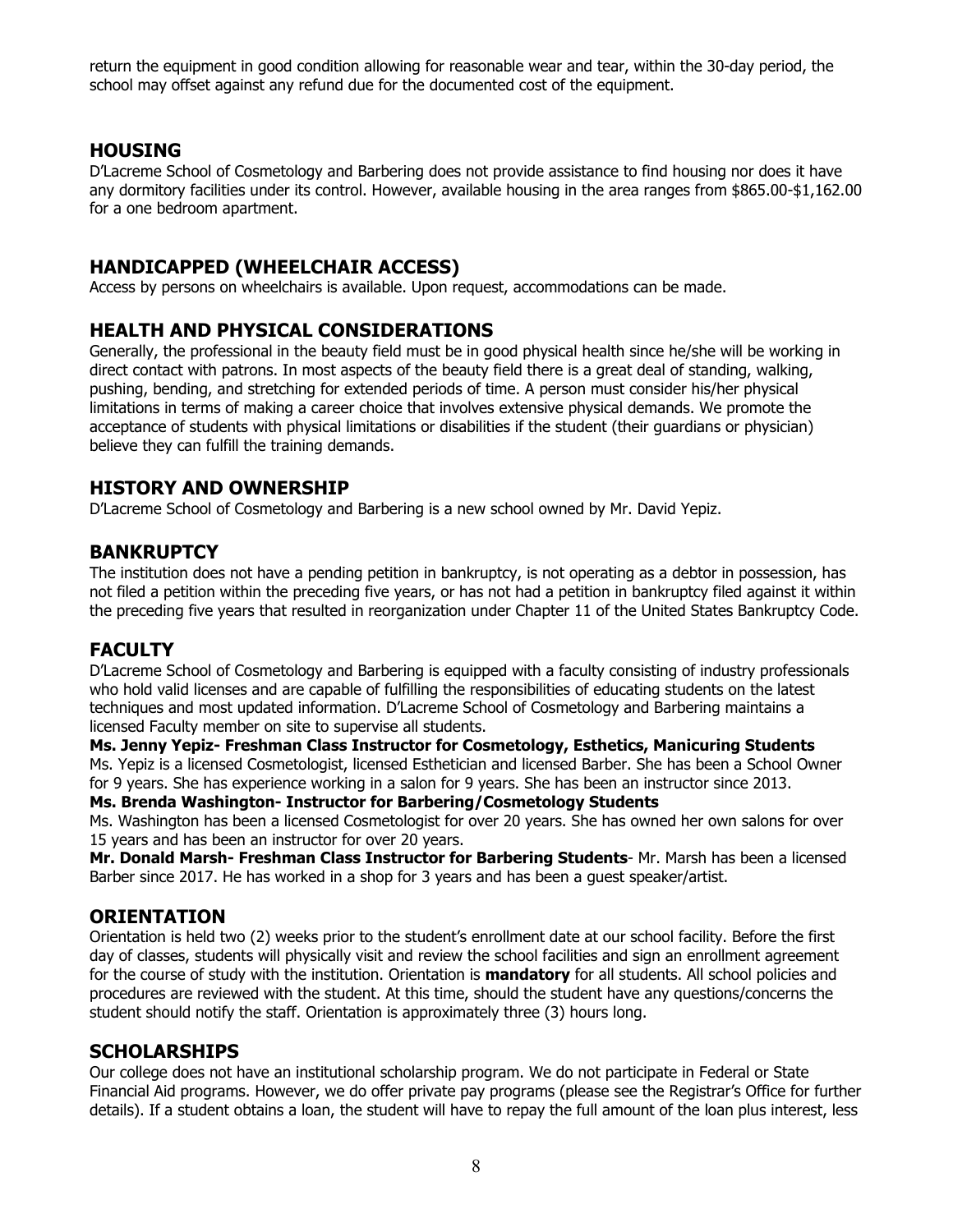return the equipment in good condition allowing for reasonable wear and tear, within the 30-day period, the school may offset against any refund due for the documented cost of the equipment.

## HOUSING

D'Lacreme School of Cosmetology and Barbering does not provide assistance to find housing nor does it have any dormitory facilities under its control. However, available housing in the area ranges from $865.00-$1,162.00 for a one bedroom apartment.

## HANDICAPPED (WHEELCHAIR ACCESS)

Access by persons on wheelchairs is available. Upon request, accommodations can be made.

## HEALTH AND PHYSICAL CONSIDERATIONS

Generally, the professional in the beauty field must be in good physical health since he/she will be working in direct contact with patrons. In most aspects of the beauty field there is a great deal of standing, walking, pushing, bending, and stretching for extended periods of time. A person must consider his/her physical limitations in terms of making a career choice that involves extensive physical demands. We promote the acceptance of students with physical limitations or disabilities if the student (their guardians or physician) believe they can fulfill the training demands.

## HISTORY AND OWNERSHIP

D'Lacreme School of Cosmetology and Barbering is a new school owned by Mr. David Yepiz.

## BANKRUPTCY

The institution does not have a pending petition in bankruptcy, is not operating as a debtor in possession, has not filed a petition within the preceding five years, or has not had a petition in bankruptcy filed against it within the preceding five years that resulted in reorganization under Chapter 11 of the United States Bankruptcy Code.

## FACULTY

D'Lacreme School of Cosmetology and Barbering is equipped with a faculty consisting of industry professionals who hold valid licenses and are capable of fulfilling the responsibilities of educating students on the latest techniques and most updated information. D'Lacreme School of Cosmetology and Barbering maintains a licensed Faculty member on site to supervise all students.

**Ms. Jenny Yepiz- Freshman Class Instructor for Cosmetology, Esthetics, Manicuring Students**
Ms. Yepiz is a licensed Cosmetologist, licensed Esthetician and licensed Barber. She has been a School Owner for 9 years. She has experience working in a salon for 9 years. She has been an instructor since 2013.

**Ms. Brenda Washington- Instructor for Barbering/Cosmetology Students**
Ms. Washington has been a licensed Cosmetologist for over 20 years. She has owned her own salons for over 15 years and has been an instructor for over 20 years.

**Mr. Donald Marsh- Freshman Class Instructor for Barbering Students**- Mr. Marsh has been a licensed Barber since 2017. He has worked in a shop for 3 years and has been a guest speaker/artist.

## ORIENTATION

Orientation is held two (2) weeks prior to the student's enrollment date at our school facility. Before the first day of classes, students will physically visit and review the school facilities and sign an enrollment agreement for the course of study with the institution. Orientation is **mandatory** for all students. All school policies and procedures are reviewed with the student. At this time, should the student have any questions/concerns the student should notify the staff. Orientation is approximately three (3) hours long.

## SCHOLARSHIPS

Our college does not have an institutional scholarship program. We do not participate in Federal or State Financial Aid programs. However, we do offer private pay programs (please see the Registrar's Office for further details). If a student obtains a loan, the student will have to repay the full amount of the loan plus interest, less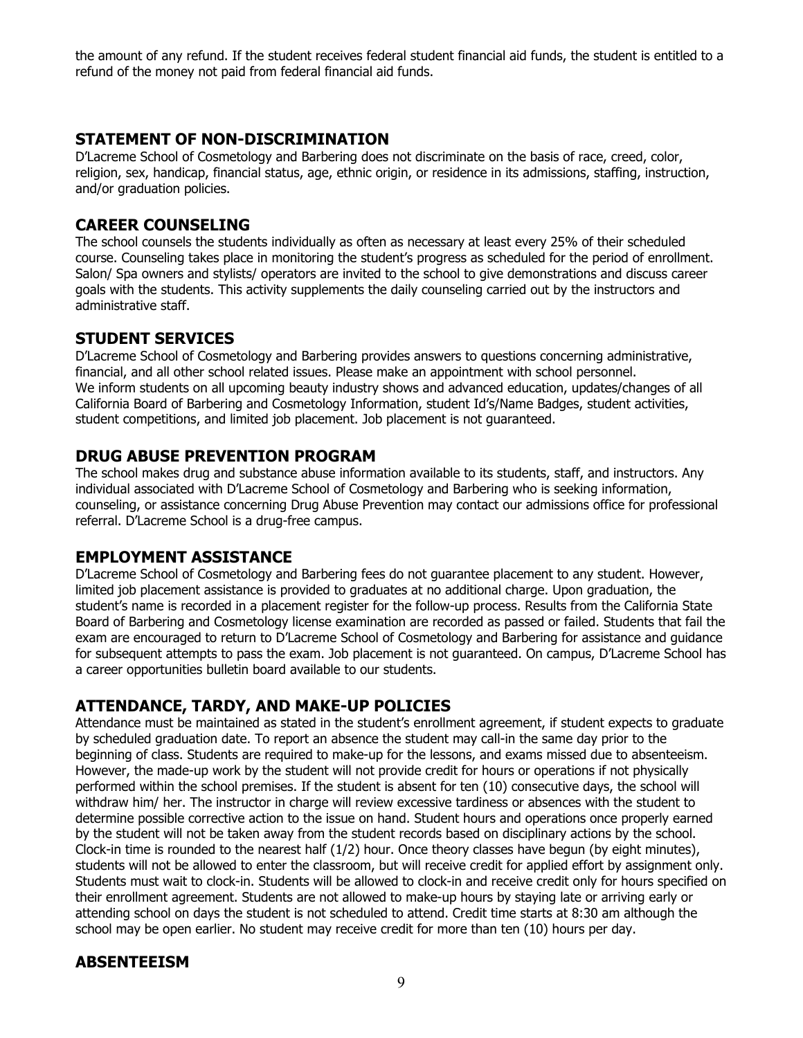the amount of any refund. If the student receives federal student financial aid funds, the student is entitled to a refund of the money not paid from federal financial aid funds.

## STATEMENT OF NON-DISCRIMINATION

D'Lacreme School of Cosmetology and Barbering does not discriminate on the basis of race, creed, color, religion, sex, handicap, financial status, age, ethnic origin, or residence in its admissions, staffing, instruction, and/or graduation policies.

## CAREER COUNSELING

The school counsels the students individually as often as necessary at least every 25% of their scheduled course. Counseling takes place in monitoring the student's progress as scheduled for the period of enrollment. Salon/ Spa owners and stylists/ operators are invited to the school to give demonstrations and discuss career goals with the students. This activity supplements the daily counseling carried out by the instructors and administrative staff.

## STUDENT SERVICES

D'Lacreme School of Cosmetology and Barbering provides answers to questions concerning administrative, financial, and all other school related issues. Please make an appointment with school personnel.
We inform students on all upcoming beauty industry shows and advanced education, updates/changes of all California Board of Barbering and Cosmetology Information, student Id's/Name Badges, student activities, student competitions, and limited job placement. Job placement is not guaranteed.

## DRUG ABUSE PREVENTION PROGRAM

The school makes drug and substance abuse information available to its students, staff, and instructors. Any individual associated with D'Lacreme School of Cosmetology and Barbering who is seeking information, counseling, or assistance concerning Drug Abuse Prevention may contact our admissions office for professional referral. D'Lacreme School is a drug-free campus.

## EMPLOYMENT ASSISTANCE

D'Lacreme School of Cosmetology and Barbering fees do not guarantee placement to any student. However, limited job placement assistance is provided to graduates at no additional charge. Upon graduation, the student's name is recorded in a placement register for the follow-up process. Results from the California State Board of Barbering and Cosmetology license examination are recorded as passed or failed. Students that fail the exam are encouraged to return to D'Lacreme School of Cosmetology and Barbering for assistance and guidance for subsequent attempts to pass the exam. Job placement is not guaranteed. On campus, D'Lacreme School has a career opportunities bulletin board available to our students.

## ATTENDANCE, TARDY, AND MAKE-UP POLICIES

Attendance must be maintained as stated in the student's enrollment agreement, if student expects to graduate by scheduled graduation date. To report an absence the student may call-in the same day prior to the beginning of class. Students are required to make-up for the lessons, and exams missed due to absenteeism. However, the made-up work by the student will not provide credit for hours or operations if not physically performed within the school premises. If the student is absent for ten (10) consecutive days, the school will withdraw him/ her. The instructor in charge will review excessive tardiness or absences with the student to determine possible corrective action to the issue on hand. Student hours and operations once properly earned by the student will not be taken away from the student records based on disciplinary actions by the school. Clock-in time is rounded to the nearest half (1/2) hour. Once theory classes have begun (by eight minutes), students will not be allowed to enter the classroom, but will receive credit for applied effort by assignment only. Students must wait to clock-in. Students will be allowed to clock-in and receive credit only for hours specified on their enrollment agreement. Students are not allowed to make-up hours by staying late or arriving early or attending school on days the student is not scheduled to attend. Credit time starts at 8:30 am although the school may be open earlier. No student may receive credit for more than ten (10) hours per day.

## ABSENTEEISM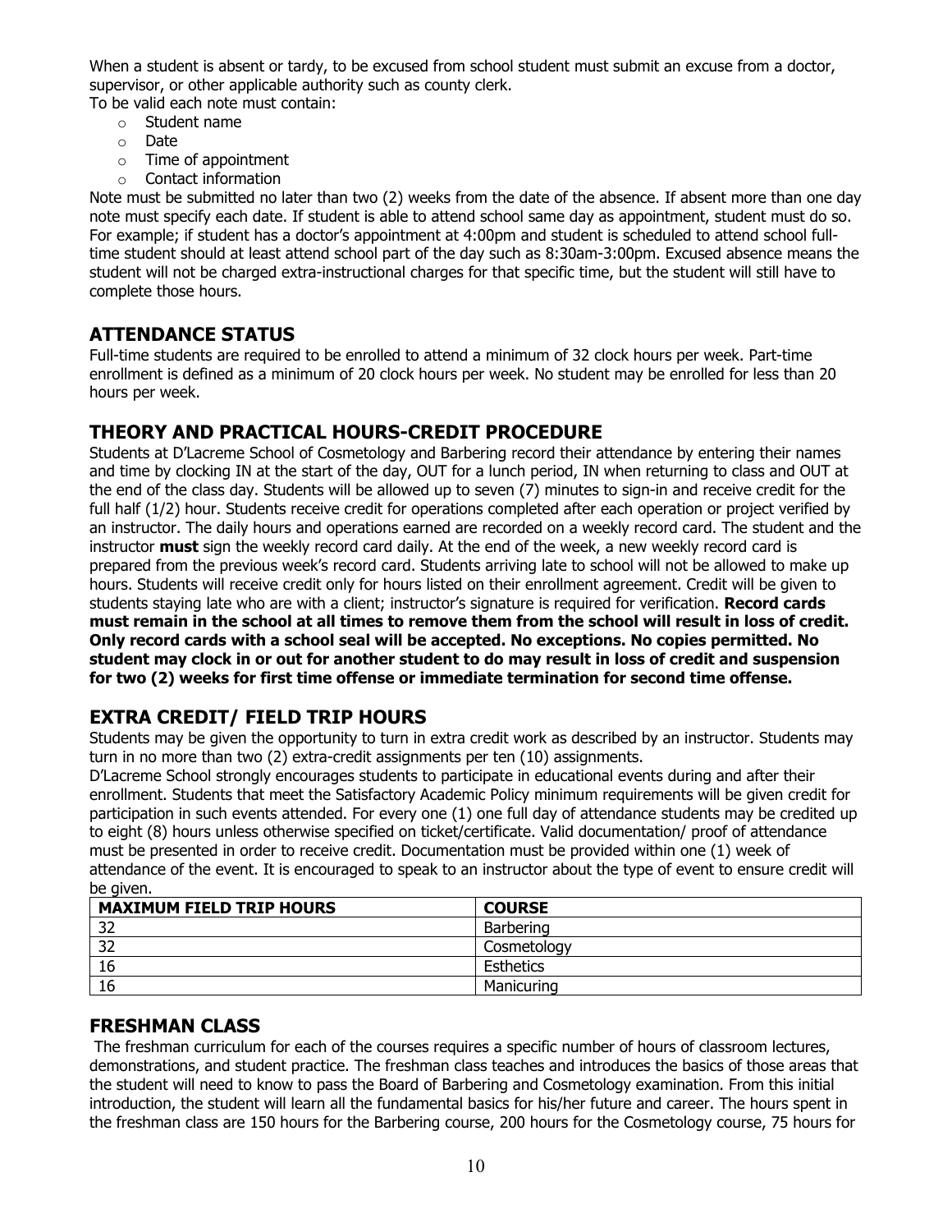When a student is absent or tardy, to be excused from school student must submit an excuse from a doctor, supervisor, or other applicable authority such as county clerk.

To be valid each note must contain:

- Student name
- Date
- Time of appointment
- Contact information

Note must be submitted no later than two (2) weeks from the date of the absence. If absent more than one day note must specify each date. If student is able to attend school same day as appointment, student must do so. For example; if student has a doctor's appointment at 4:00pm and student is scheduled to attend school full-time student should at least attend school part of the day such as 8:30am-3:00pm. Excused absence means the student will not be charged extra-instructional charges for that specific time, but the student will still have to complete those hours.

## ATTENDANCE STATUS

Full-time students are required to be enrolled to attend a minimum of 32 clock hours per week. Part-time enrollment is defined as a minimum of 20 clock hours per week. No student may be enrolled for less than 20 hours per week.

## THEORY AND PRACTICAL HOURS-CREDIT PROCEDURE

Students at D'Lacreme School of Cosmetology and Barbering record their attendance by entering their names and time by clocking IN at the start of the day, OUT for a lunch period, IN when returning to class and OUT at the end of the class day. Students will be allowed up to seven (7) minutes to sign-in and receive credit for the full half (1/2) hour. Students receive credit for operations completed after each operation or project verified by an instructor. The daily hours and operations earned are recorded on a weekly record card. The student and the instructor **must** sign the weekly record card daily. At the end of the week, a new weekly record card is prepared from the previous week's record card. Students arriving late to school will not be allowed to make up hours. Students will receive credit only for hours listed on their enrollment agreement. Credit will be given to students staying late who are with a client; instructor's signature is required for verification. **Record cards must remain in the school at all times to remove them from the school will result in loss of credit. Only record cards with a school seal will be accepted. No exceptions. No copies permitted. No student may clock in or out for another student to do may result in loss of credit and suspension for two (2) weeks for first time offense or immediate termination for second time offense.**

## EXTRA CREDIT/ FIELD TRIP HOURS

Students may be given the opportunity to turn in extra credit work as described by an instructor. Students may turn in no more than two (2) extra-credit assignments per ten (10) assignments.

D'Lacreme School strongly encourages students to participate in educational events during and after their enrollment. Students that meet the Satisfactory Academic Policy minimum requirements will be given credit for participation in such events attended. For every one (1) one full day of attendance students may be credited up to eight (8) hours unless otherwise specified on ticket/certificate. Valid documentation/ proof of attendance must be presented in order to receive credit. Documentation must be provided within one (1) week of attendance of the event. It is encouraged to speak to an instructor about the type of event to ensure credit will be given.

| MAXIMUM FIELD TRIP HOURS | COURSE |
|---|---|
| 32 | Barbering |
| 32 | Cosmetology |
| 16 | Esthetics |
| 16 | Manicuring |

## FRESHMAN CLASS

The freshman curriculum for each of the courses requires a specific number of hours of classroom lectures, demonstrations, and student practice. The freshman class teaches and introduces the basics of those areas that the student will need to know to pass the Board of Barbering and Cosmetology examination. From this initial introduction, the student will learn all the fundamental basics for his/her future and career. The hours spent in the freshman class are 150 hours for the Barbering course, 200 hours for the Cosmetology course, 75 hours for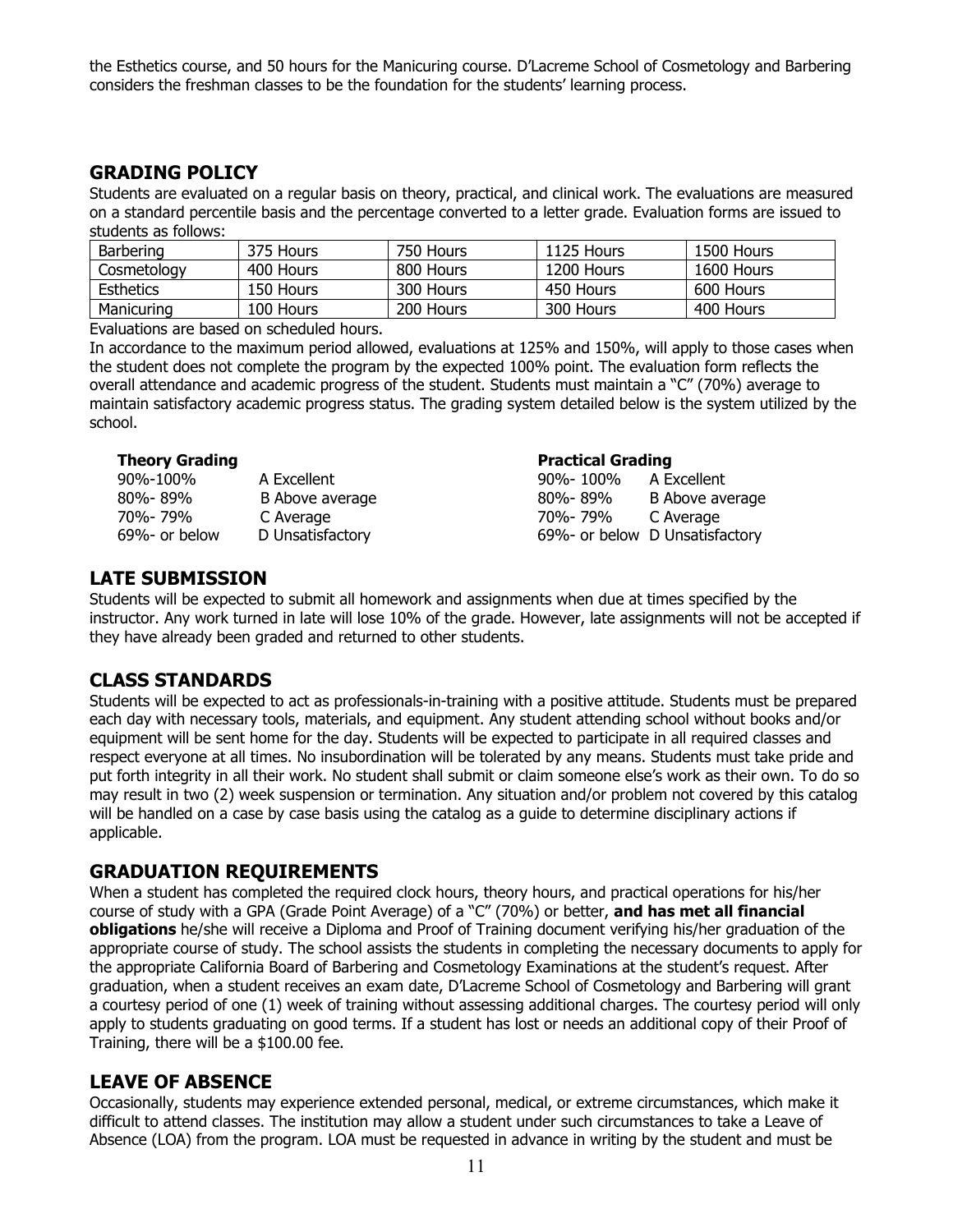the Esthetics course, and 50 hours for the Manicuring course. D'Lacreme School of Cosmetology and Barbering considers the freshman classes to be the foundation for the students' learning process.

## GRADING POLICY

Students are evaluated on a regular basis on theory, practical, and clinical work. The evaluations are measured on a standard percentile basis and the percentage converted to a letter grade. Evaluation forms are issued to students as follows:

| | | | | |
|---|---|---|---|---|
| Barbering | 375 Hours | 750 Hours | 1125 Hours | 1500 Hours |
| Cosmetology | 400 Hours | 800 Hours | 1200 Hours | 1600 Hours |
| Esthetics | 150 Hours | 300 Hours | 450 Hours | 600 Hours |
| Manicuring | 100 Hours | 200 Hours | 300 Hours | 400 Hours |

Evaluations are based on scheduled hours.

In accordance to the maximum period allowed, evaluations at 125% and 150%, will apply to those cases when the student does not complete the program by the expected 100% point. The evaluation form reflects the overall attendance and academic progress of the student. Students must maintain a "C" (70%) average to maintain satisfactory academic progress status. The grading system detailed below is the system utilized by the school.

**Theory Grading**

| | |
|---|---|
| 90%-100% | A Excellent |
| 80%- 89% | B Above average |
| 70%- 79% | C Average |
| 69%- or below | D Unsatisfactory |

**Practical Grading**

| | |
|---|---|
| 90%- 100% | A Excellent |
| 80%- 89% | B Above average |
| 70%- 79% | C Average |
| 69%- or below | D Unsatisfactory |

## LATE SUBMISSION

Students will be expected to submit all homework and assignments when due at times specified by the instructor. Any work turned in late will lose 10% of the grade. However, late assignments will not be accepted if they have already been graded and returned to other students.

## CLASS STANDARDS

Students will be expected to act as professionals-in-training with a positive attitude. Students must be prepared each day with necessary tools, materials, and equipment. Any student attending school without books and/or equipment will be sent home for the day. Students will be expected to participate in all required classes and respect everyone at all times. No insubordination will be tolerated by any means. Students must take pride and put forth integrity in all their work. No student shall submit or claim someone else's work as their own. To do so may result in two (2) week suspension or termination. Any situation and/or problem not covered by this catalog will be handled on a case by case basis using the catalog as a guide to determine disciplinary actions if applicable.

## GRADUATION REQUIREMENTS

When a student has completed the required clock hours, theory hours, and practical operations for his/her course of study with a GPA (Grade Point Average) of a "C" (70%) or better, **and has met all financial obligations** he/she will receive a Diploma and Proof of Training document verifying his/her graduation of the appropriate course of study. The school assists the students in completing the necessary documents to apply for the appropriate California Board of Barbering and Cosmetology Examinations at the student's request. After graduation, when a student receives an exam date, D'Lacreme School of Cosmetology and Barbering will grant a courtesy period of one (1) week of training without assessing additional charges. The courtesy period will only apply to students graduating on good terms. If a student has lost or needs an additional copy of their Proof of Training, there will be a $100.00 fee.

## LEAVE OF ABSENCE

Occasionally, students may experience extended personal, medical, or extreme circumstances, which make it difficult to attend classes. The institution may allow a student under such circumstances to take a Leave of Absence (LOA) from the program. LOA must be requested in advance in writing by the student and must be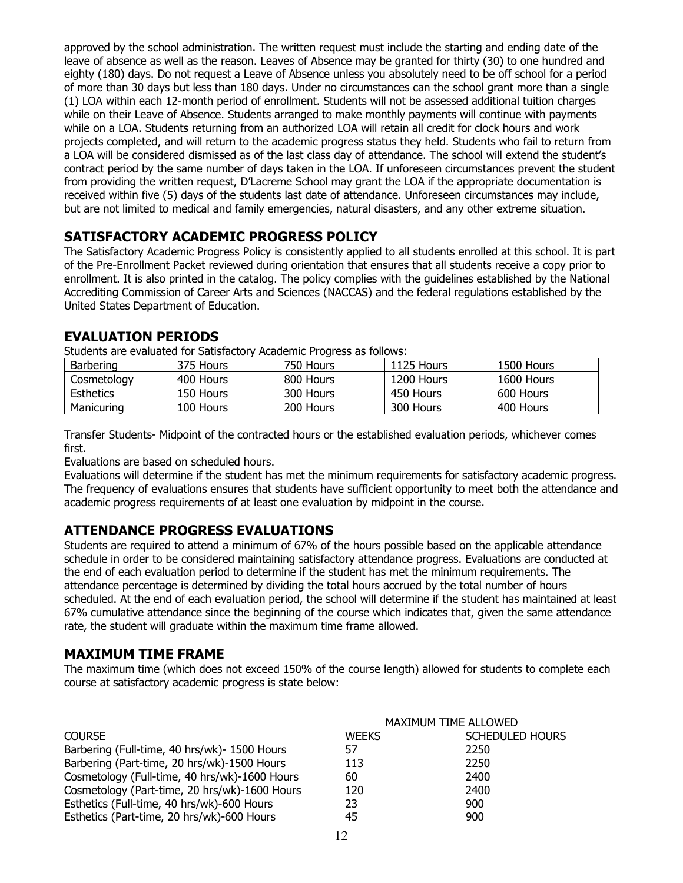approved by the school administration. The written request must include the starting and ending date of the leave of absence as well as the reason. Leaves of Absence may be granted for thirty (30) to one hundred and eighty (180) days. Do not request a Leave of Absence unless you absolutely need to be off school for a period of more than 30 days but less than 180 days. Under no circumstances can the school grant more than a single (1) LOA within each 12-month period of enrollment. Students will not be assessed additional tuition charges while on their Leave of Absence. Students arranged to make monthly payments will continue with payments while on a LOA. Students returning from an authorized LOA will retain all credit for clock hours and work projects completed, and will return to the academic progress status they held. Students who fail to return from a LOA will be considered dismissed as of the last class day of attendance. The school will extend the student's contract period by the same number of days taken in the LOA. If unforeseen circumstances prevent the student from providing the written request, D'Lacreme School may grant the LOA if the appropriate documentation is received within five (5) days of the students last date of attendance. Unforeseen circumstances may include, but are not limited to medical and family emergencies, natural disasters, and any other extreme situation.

## SATISFACTORY ACADEMIC PROGRESS POLICY

The Satisfactory Academic Progress Policy is consistently applied to all students enrolled at this school. It is part of the Pre-Enrollment Packet reviewed during orientation that ensures that all students receive a copy prior to enrollment. It is also printed in the catalog. The policy complies with the guidelines established by the National Accrediting Commission of Career Arts and Sciences (NACCAS) and the federal regulations established by the United States Department of Education.

## EVALUATION PERIODS

Students are evaluated for Satisfactory Academic Progress as follows:

| | | | | |
|---|---|---|---|---|
| Barbering | 375 Hours | 750 Hours | 1125 Hours | 1500 Hours |
| Cosmetology | 400 Hours | 800 Hours | 1200 Hours | 1600 Hours |
| Esthetics | 150 Hours | 300 Hours | 450 Hours | 600 Hours |
| Manicuring | 100 Hours | 200 Hours | 300 Hours | 400 Hours |

Transfer Students- Midpoint of the contracted hours or the established evaluation periods, whichever comes first.

Evaluations are based on scheduled hours.

Evaluations will determine if the student has met the minimum requirements for satisfactory academic progress. The frequency of evaluations ensures that students have sufficient opportunity to meet both the attendance and academic progress requirements of at least one evaluation by midpoint in the course.

## ATTENDANCE PROGRESS EVALUATIONS

Students are required to attend a minimum of 67% of the hours possible based on the applicable attendance schedule in order to be considered maintaining satisfactory attendance progress. Evaluations are conducted at the end of each evaluation period to determine if the student has met the minimum requirements. The attendance percentage is determined by dividing the total hours accrued by the total number of hours scheduled. At the end of each evaluation period, the school will determine if the student has maintained at least 67% cumulative attendance since the beginning of the course which indicates that, given the same attendance rate, the student will graduate within the maximum time frame allowed.

## MAXIMUM TIME FRAME

The maximum time (which does not exceed 150% of the course length) allowed for students to complete each course at satisfactory academic progress is state below:

| | MAXIMUM TIME ALLOWED | |
|---|---|---|
| COURSE | WEEKS | SCHEDULED HOURS |
| Barbering (Full-time, 40 hrs/wk)- 1500 Hours | 57 | 2250 |
| Barbering (Part-time, 20 hrs/wk)-1500 Hours | 113 | 2250 |
| Cosmetology (Full-time, 40 hrs/wk)-1600 Hours | 60 | 2400 |
| Cosmetology (Part-time, 20 hrs/wk)-1600 Hours | 120 | 2400 |
| Esthetics (Full-time, 40 hrs/wk)-600 Hours | 23 | 900 |
| Esthetics (Part-time, 20 hrs/wk)-600 Hours | 45 | 900 |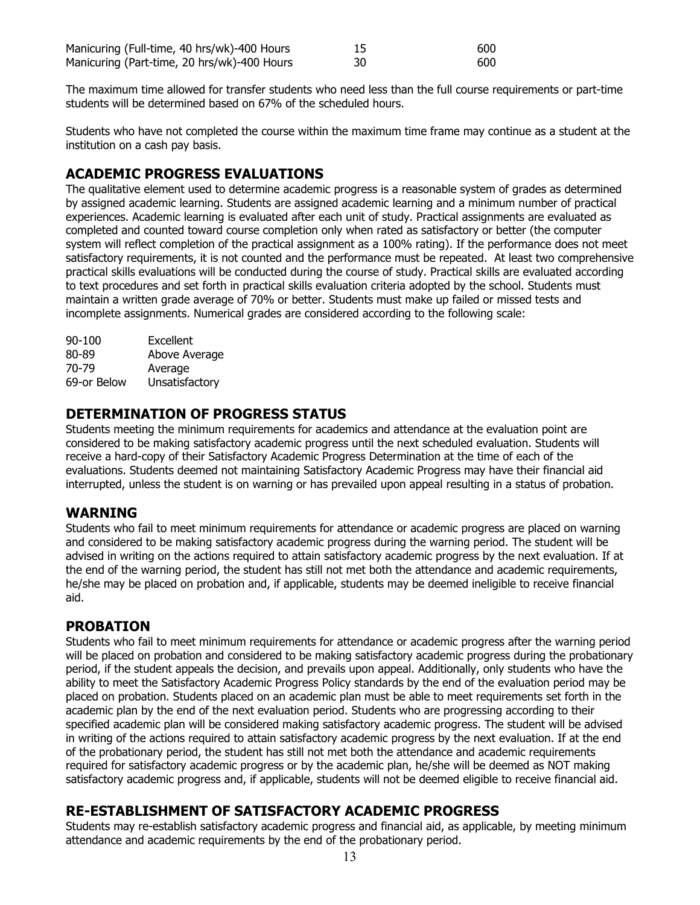| | | |
|---|---|---|
| Manicuring (Full-time, 40 hrs/wk)-400 Hours | 15 | 600 |
| Manicuring (Part-time, 20 hrs/wk)-400 Hours | 30 | 600 |

The maximum time allowed for transfer students who need less than the full course requirements or part-time students will be determined based on 67% of the scheduled hours.

Students who have not completed the course within the maximum time frame may continue as a student at the institution on a cash pay basis.

## ACADEMIC PROGRESS EVALUATIONS

The qualitative element used to determine academic progress is a reasonable system of grades as determined by assigned academic learning. Students are assigned academic learning and a minimum number of practical experiences. Academic learning is evaluated after each unit of study. Practical assignments are evaluated as completed and counted toward course completion only when rated as satisfactory or better (the computer system will reflect completion of the practical assignment as a 100% rating). If the performance does not meet satisfactory requirements, it is not counted and the performance must be repeated. At least two comprehensive practical skills evaluations will be conducted during the course of study. Practical skills are evaluated according to text procedures and set forth in practical skills evaluation criteria adopted by the school. Students must maintain a written grade average of 70% or better. Students must make up failed or missed tests and incomplete assignments. Numerical grades are considered according to the following scale:

| | |
|---|---|
| 90-100 | Excellent |
| 80-89 | Above Average |
| 70-79 | Average |
| 69-or Below | Unsatisfactory |

## DETERMINATION OF PROGRESS STATUS

Students meeting the minimum requirements for academics and attendance at the evaluation point are considered to be making satisfactory academic progress until the next scheduled evaluation. Students will receive a hard-copy of their Satisfactory Academic Progress Determination at the time of each of the evaluations. Students deemed not maintaining Satisfactory Academic Progress may have their financial aid interrupted, unless the student is on warning or has prevailed upon appeal resulting in a status of probation.

## WARNING

Students who fail to meet minimum requirements for attendance or academic progress are placed on warning and considered to be making satisfactory academic progress during the warning period. The student will be advised in writing on the actions required to attain satisfactory academic progress by the next evaluation. If at the end of the warning period, the student has still not met both the attendance and academic requirements, he/she may be placed on probation and, if applicable, students may be deemed ineligible to receive financial aid.

## PROBATION

Students who fail to meet minimum requirements for attendance or academic progress after the warning period will be placed on probation and considered to be making satisfactory academic progress during the probationary period, if the student appeals the decision, and prevails upon appeal. Additionally, only students who have the ability to meet the Satisfactory Academic Progress Policy standards by the end of the evaluation period may be placed on probation. Students placed on an academic plan must be able to meet requirements set forth in the academic plan by the end of the next evaluation period. Students who are progressing according to their specified academic plan will be considered making satisfactory academic progress. The student will be advised in writing of the actions required to attain satisfactory academic progress by the next evaluation. If at the end of the probationary period, the student has still not met both the attendance and academic requirements required for satisfactory academic progress or by the academic plan, he/she will be deemed as NOT making satisfactory academic progress and, if applicable, students will not be deemed eligible to receive financial aid.

## RE-ESTABLISHMENT OF SATISFACTORY ACADEMIC PROGRESS

Students may re-establish satisfactory academic progress and financial aid, as applicable, by meeting minimum attendance and academic requirements by the end of the probationary period.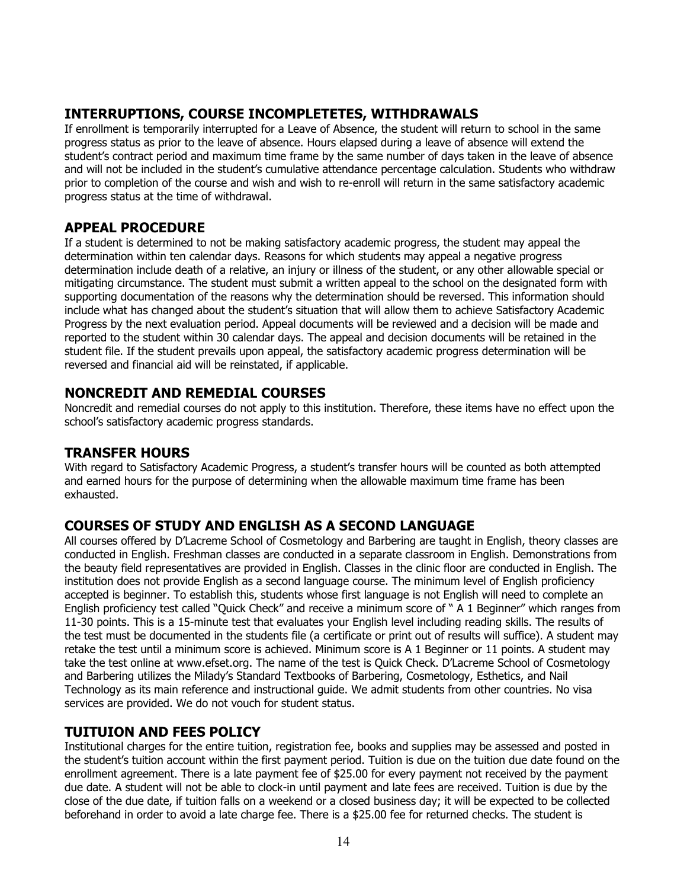## INTERRUPTIONS, COURSE INCOMPLETETES, WITHDRAWALS

If enrollment is temporarily interrupted for a Leave of Absence, the student will return to school in the same progress status as prior to the leave of absence. Hours elapsed during a leave of absence will extend the student's contract period and maximum time frame by the same number of days taken in the leave of absence and will not be included in the student's cumulative attendance percentage calculation. Students who withdraw prior to completion of the course and wish and wish to re-enroll will return in the same satisfactory academic progress status at the time of withdrawal.

## APPEAL PROCEDURE

If a student is determined to not be making satisfactory academic progress, the student may appeal the determination within ten calendar days. Reasons for which students may appeal a negative progress determination include death of a relative, an injury or illness of the student, or any other allowable special or mitigating circumstance. The student must submit a written appeal to the school on the designated form with supporting documentation of the reasons why the determination should be reversed. This information should include what has changed about the student's situation that will allow them to achieve Satisfactory Academic Progress by the next evaluation period. Appeal documents will be reviewed and a decision will be made and reported to the student within 30 calendar days. The appeal and decision documents will be retained in the student file. If the student prevails upon appeal, the satisfactory academic progress determination will be reversed and financial aid will be reinstated, if applicable.

## NONCREDIT AND REMEDIAL COURSES

Noncredit and remedial courses do not apply to this institution. Therefore, these items have no effect upon the school's satisfactory academic progress standards.

## TRANSFER HOURS

With regard to Satisfactory Academic Progress, a student's transfer hours will be counted as both attempted and earned hours for the purpose of determining when the allowable maximum time frame has been exhausted.

## COURSES OF STUDY AND ENGLISH AS A SECOND LANGUAGE

All courses offered by D'Lacreme School of Cosmetology and Barbering are taught in English, theory classes are conducted in English. Freshman classes are conducted in a separate classroom in English. Demonstrations from the beauty field representatives are provided in English. Classes in the clinic floor are conducted in English. The institution does not provide English as a second language course. The minimum level of English proficiency accepted is beginner. To establish this, students whose first language is not English will need to complete an English proficiency test called "Quick Check" and receive a minimum score of " A 1 Beginner" which ranges from 11-30 points. This is a 15-minute test that evaluates your English level including reading skills. The results of the test must be documented in the students file (a certificate or print out of results will suffice). A student may retake the test until a minimum score is achieved. Minimum score is A 1 Beginner or 11 points. A student may take the test online at www.efset.org. The name of the test is Quick Check. D'Lacreme School of Cosmetology and Barbering utilizes the Milady's Standard Textbooks of Barbering, Cosmetology, Esthetics, and Nail Technology as its main reference and instructional guide. We admit students from other countries. No visa services are provided. We do not vouch for student status.

## TUITUION AND FEES POLICY

Institutional charges for the entire tuition, registration fee, books and supplies may be assessed and posted in the student's tuition account within the first payment period. Tuition is due on the tuition due date found on the enrollment agreement. There is a late payment fee of $25.00 for every payment not received by the payment due date. A student will not be able to clock-in until payment and late fees are received. Tuition is due by the close of the due date, if tuition falls on a weekend or a closed business day; it will be expected to be collected beforehand in order to avoid a late charge fee. There is a $25.00 fee for returned checks. The student is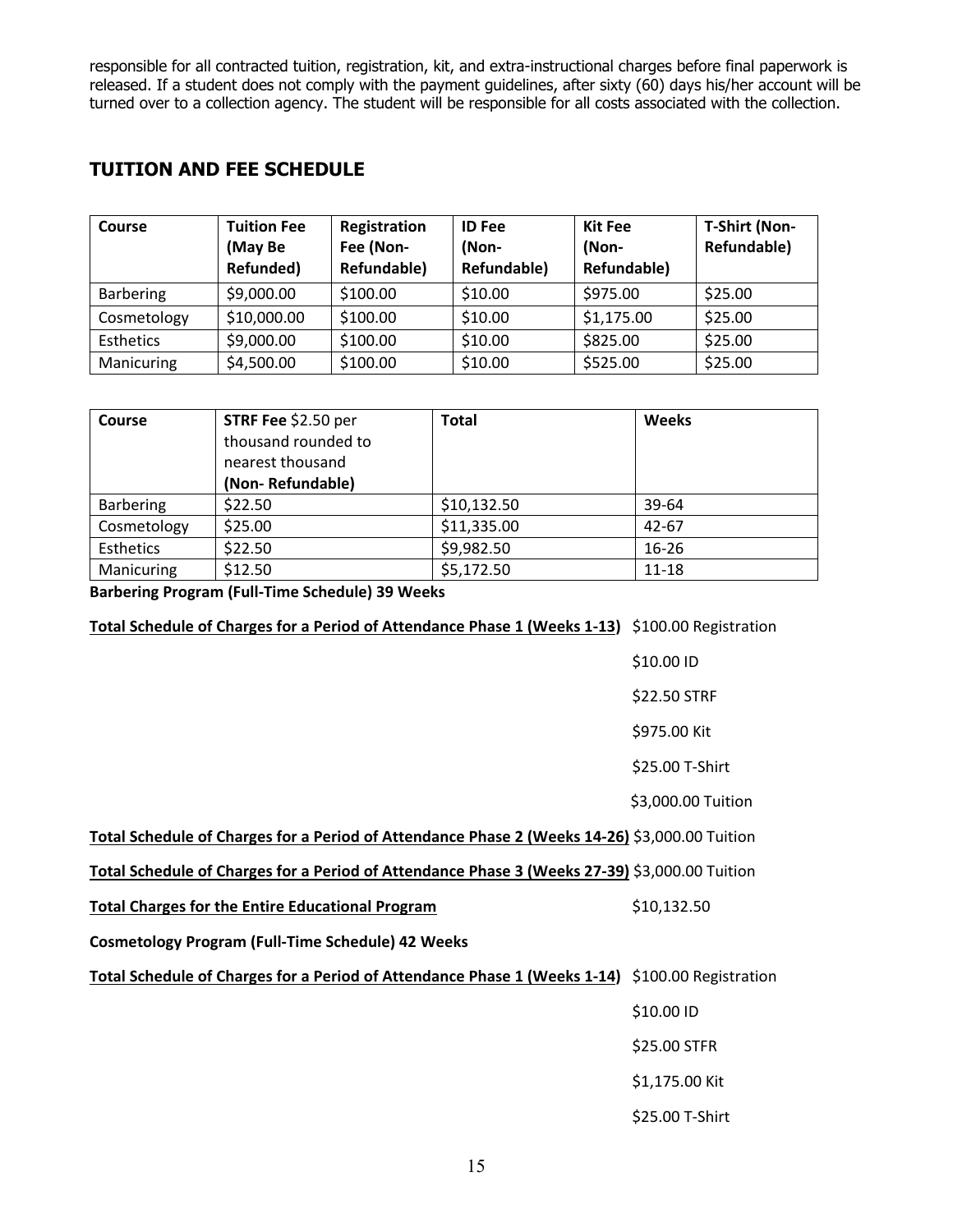responsible for all contracted tuition, registration, kit, and extra-instructional charges before final paperwork is released. If a student does not comply with the payment guidelines, after sixty (60) days his/her account will be turned over to a collection agency. The student will be responsible for all costs associated with the collection.

## TUITION AND FEE SCHEDULE

| Course | Tuition Fee (May Be Refunded) | Registration Fee (Non-Refundable) | ID Fee (Non-Refundable) | Kit Fee (Non-Refundable) | T-Shirt (Non-Refundable) |
|---|---|---|---|---|---|
| Barbering | $9,000.00 | $100.00 | $10.00 | $975.00 | $25.00 |
| Cosmetology | $10,000.00 | $100.00 | $10.00 | $1,175.00 | $25.00 |
| Esthetics | $9,000.00 | $100.00 | $10.00 | $825.00 | $25.00 |
| Manicuring | $4,500.00 | $100.00 | $10.00 | $525.00 | $25.00 |

| Course | **STRF Fee** $2.50 per thousand rounded to nearest thousand **(Non- Refundable)** | Total | Weeks |
|---|---|---|---|
| Barbering | $22.50 | $10,132.50 | 39-64 |
| Cosmetology | $25.00 | $11,335.00 | 42-67 |
| Esthetics | $22.50 | $9,982.50 | 16-26 |
| Manicuring | $12.50 | $5,172.50 | 11-18 |

**Barbering Program (Full-Time Schedule) 39 Weeks**

**Total Schedule of Charges for a Period of Attendance Phase 1 (Weeks 1-13)** $100.00 Registration

$10.00 ID

$22.50 STRF

$975.00 Kit

$25.00 T-Shirt

$3,000.00 Tuition

**Total Schedule of Charges for a Period of Attendance Phase 2 (Weeks 14-26)** $3,000.00 Tuition

**Total Schedule of Charges for a Period of Attendance Phase 3 (Weeks 27-39)** $3,000.00 Tuition

**Total Charges for the Entire Educational Program** $10,132.50

**Cosmetology Program (Full-Time Schedule) 42 Weeks**

**Total Schedule of Charges for a Period of Attendance Phase 1 (Weeks 1-14)** $100.00 Registration

$10.00 ID

$25.00 STFR

$1,175.00 Kit

$25.00 T-Shirt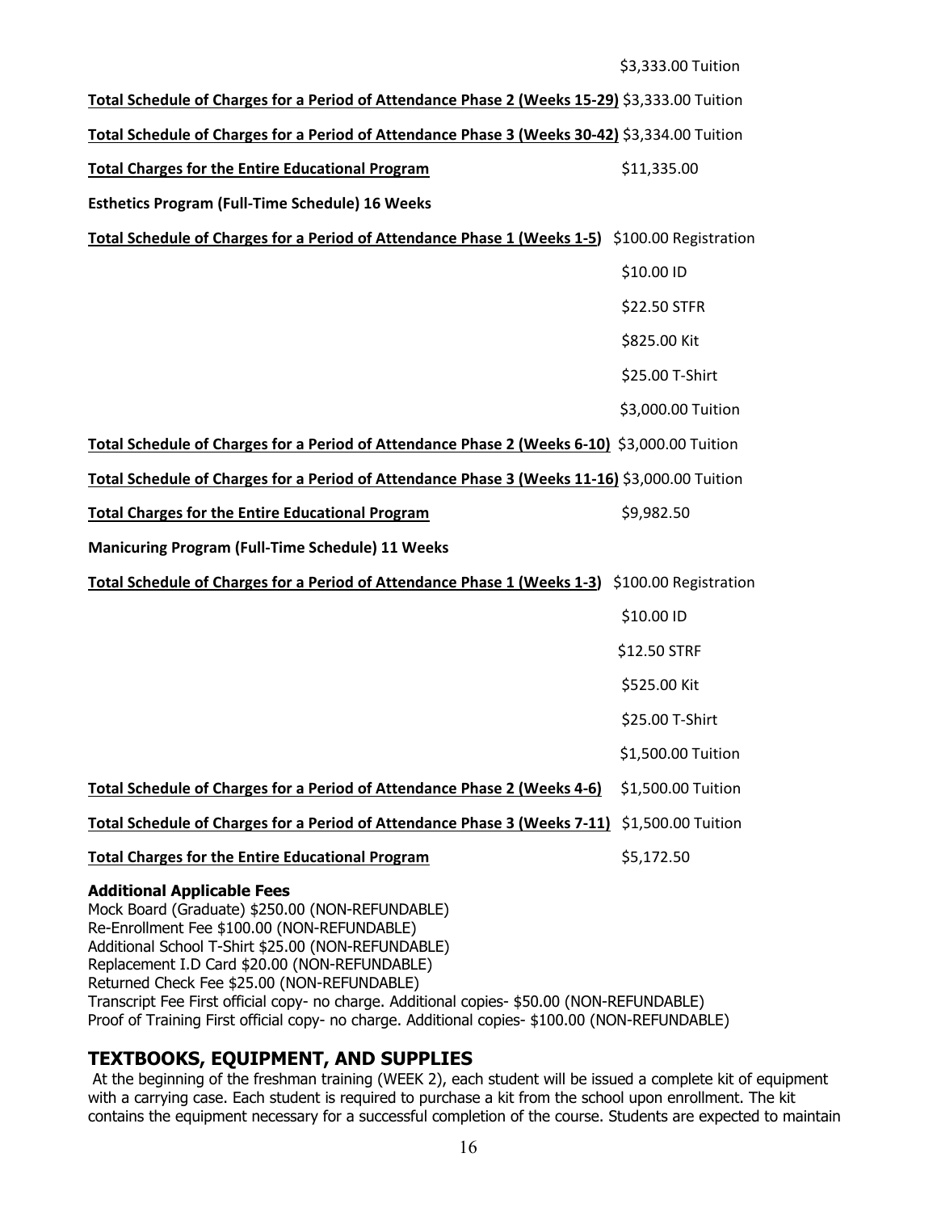$3,333.00 Tuition

**Total Schedule of Charges for a Period of Attendance Phase 2 (Weeks 15-29)** $3,333.00 Tuition

**Total Schedule of Charges for a Period of Attendance Phase 3 (Weeks 30-42)** $3,334.00 Tuition

**Total Charges for the Entire Educational Program** $11,335.00

**Esthetics Program (Full-Time Schedule) 16 Weeks**

**Total Schedule of Charges for a Period of Attendance Phase 1 (Weeks 1-5)** $100.00 Registration

$10.00 ID

$22.50 STFR

$825.00 Kit

$25.00 T-Shirt

$3,000.00 Tuition

**Total Schedule of Charges for a Period of Attendance Phase 2 (Weeks 6-10)** $3,000.00 Tuition

**Total Schedule of Charges for a Period of Attendance Phase 3 (Weeks 11-16)** $3,000.00 Tuition

**Total Charges for the Entire Educational Program** $9,982.50

**Manicuring Program (Full-Time Schedule) 11 Weeks**

**Total Schedule of Charges for a Period of Attendance Phase 1 (Weeks 1-3)** $100.00 Registration

$10.00 ID

$12.50 STRF

$525.00 Kit

$25.00 T-Shirt

$1,500.00 Tuition

**Total Schedule of Charges for a Period of Attendance Phase 2 (Weeks 4-6)** $1,500.00 Tuition

**Total Schedule of Charges for a Period of Attendance Phase 3 (Weeks 7-11)** $1,500.00 Tuition

**Total Charges for the Entire Educational Program** $5,172.50

**Additional Applicable Fees**

Mock Board (Graduate) $250.00 (NON-REFUNDABLE)
Re-Enrollment Fee $100.00 (NON-REFUNDABLE)
Additional School T-Shirt $25.00 (NON-REFUNDABLE)
Replacement I.D Card $20.00 (NON-REFUNDABLE)
Returned Check Fee $25.00 (NON-REFUNDABLE)
Transcript Fee First official copy- no charge. Additional copies- $50.00 (NON-REFUNDABLE)
Proof of Training First official copy- no charge. Additional copies- $100.00 (NON-REFUNDABLE)

## TEXTBOOKS, EQUIPMENT, AND SUPPLIES

At the beginning of the freshman training (WEEK 2), each student will be issued a complete kit of equipment with a carrying case. Each student is required to purchase a kit from the school upon enrollment. The kit contains the equipment necessary for a successful completion of the course. Students are expected to maintain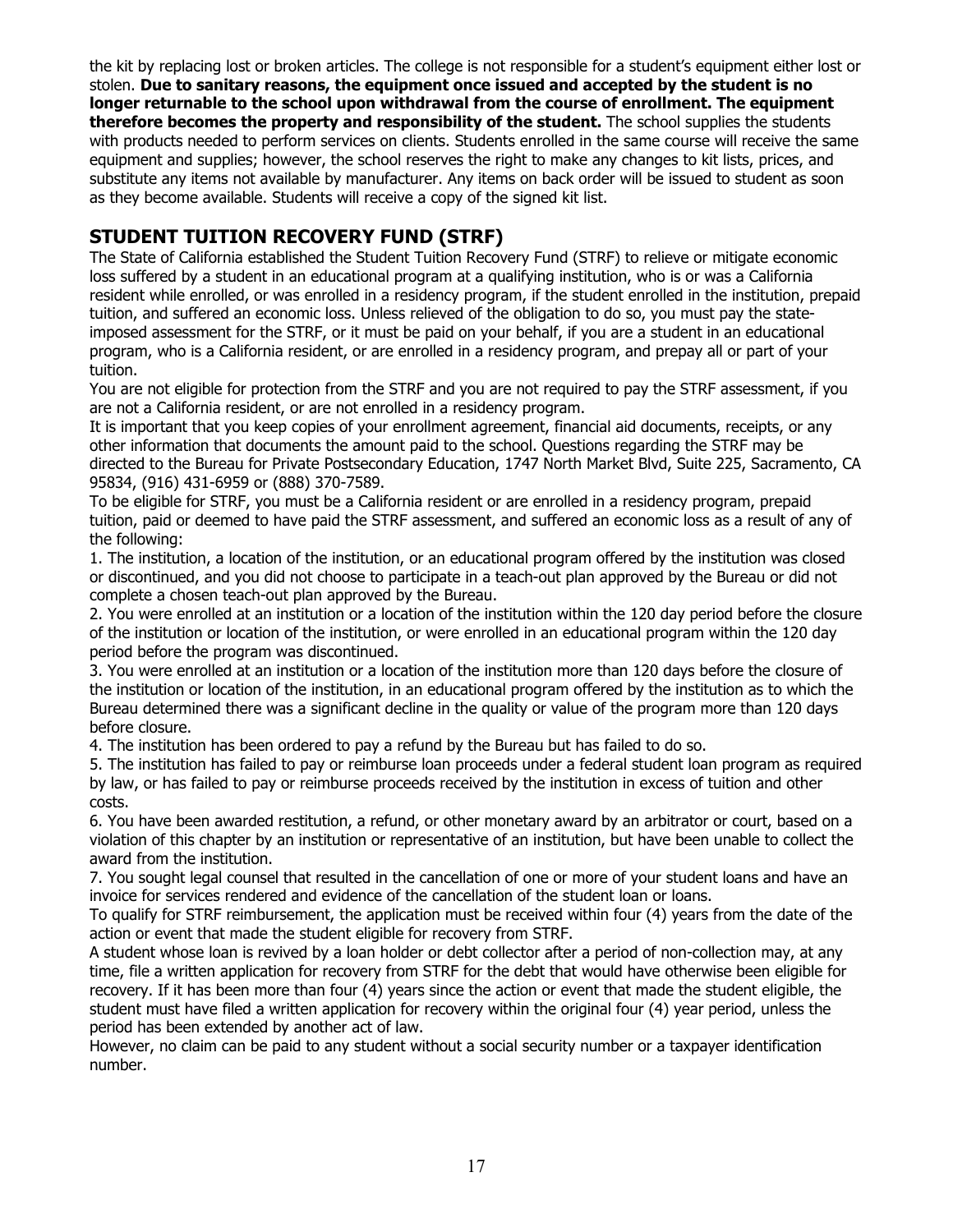the kit by replacing lost or broken articles. The college is not responsible for a student's equipment either lost or stolen. **Due to sanitary reasons, the equipment once issued and accepted by the student is no longer returnable to the school upon withdrawal from the course of enrollment. The equipment therefore becomes the property and responsibility of the student.** The school supplies the students with products needed to perform services on clients. Students enrolled in the same course will receive the same equipment and supplies; however, the school reserves the right to make any changes to kit lists, prices, and substitute any items not available by manufacturer. Any items on back order will be issued to student as soon as they become available. Students will receive a copy of the signed kit list.

## STUDENT TUITION RECOVERY FUND (STRF)

The State of California established the Student Tuition Recovery Fund (STRF) to relieve or mitigate economic loss suffered by a student in an educational program at a qualifying institution, who is or was a California resident while enrolled, or was enrolled in a residency program, if the student enrolled in the institution, prepaid tuition, and suffered an economic loss. Unless relieved of the obligation to do so, you must pay the state-imposed assessment for the STRF, or it must be paid on your behalf, if you are a student in an educational program, who is a California resident, or are enrolled in a residency program, and prepay all or part of your tuition.

You are not eligible for protection from the STRF and you are not required to pay the STRF assessment, if you are not a California resident, or are not enrolled in a residency program.

It is important that you keep copies of your enrollment agreement, financial aid documents, receipts, or any other information that documents the amount paid to the school. Questions regarding the STRF may be directed to the Bureau for Private Postsecondary Education, 1747 North Market Blvd, Suite 225, Sacramento, CA 95834, (916) 431-6959 or (888) 370-7589.

To be eligible for STRF, you must be a California resident or are enrolled in a residency program, prepaid tuition, paid or deemed to have paid the STRF assessment, and suffered an economic loss as a result of any of the following:

1. The institution, a location of the institution, or an educational program offered by the institution was closed or discontinued, and you did not choose to participate in a teach-out plan approved by the Bureau or did not complete a chosen teach-out plan approved by the Bureau.
2. You were enrolled at an institution or a location of the institution within the 120 day period before the closure of the institution or location of the institution, or were enrolled in an educational program within the 120 day period before the program was discontinued.
3. You were enrolled at an institution or a location of the institution more than 120 days before the closure of the institution or location of the institution, in an educational program offered by the institution as to which the Bureau determined there was a significant decline in the quality or value of the program more than 120 days before closure.
4. The institution has been ordered to pay a refund by the Bureau but has failed to do so.
5. The institution has failed to pay or reimburse loan proceeds under a federal student loan program as required by law, or has failed to pay or reimburse proceeds received by the institution in excess of tuition and other costs.
6. You have been awarded restitution, a refund, or other monetary award by an arbitrator or court, based on a violation of this chapter by an institution or representative of an institution, but have been unable to collect the award from the institution.
7. You sought legal counsel that resulted in the cancellation of one or more of your student loans and have an invoice for services rendered and evidence of the cancellation of the student loan or loans.

To qualify for STRF reimbursement, the application must be received within four (4) years from the date of the action or event that made the student eligible for recovery from STRF.

A student whose loan is revived by a loan holder or debt collector after a period of non-collection may, at any time, file a written application for recovery from STRF for the debt that would have otherwise been eligible for recovery. If it has been more than four (4) years since the action or event that made the student eligible, the student must have filed a written application for recovery within the original four (4) year period, unless the period has been extended by another act of law.

However, no claim can be paid to any student without a social security number or a taxpayer identification number.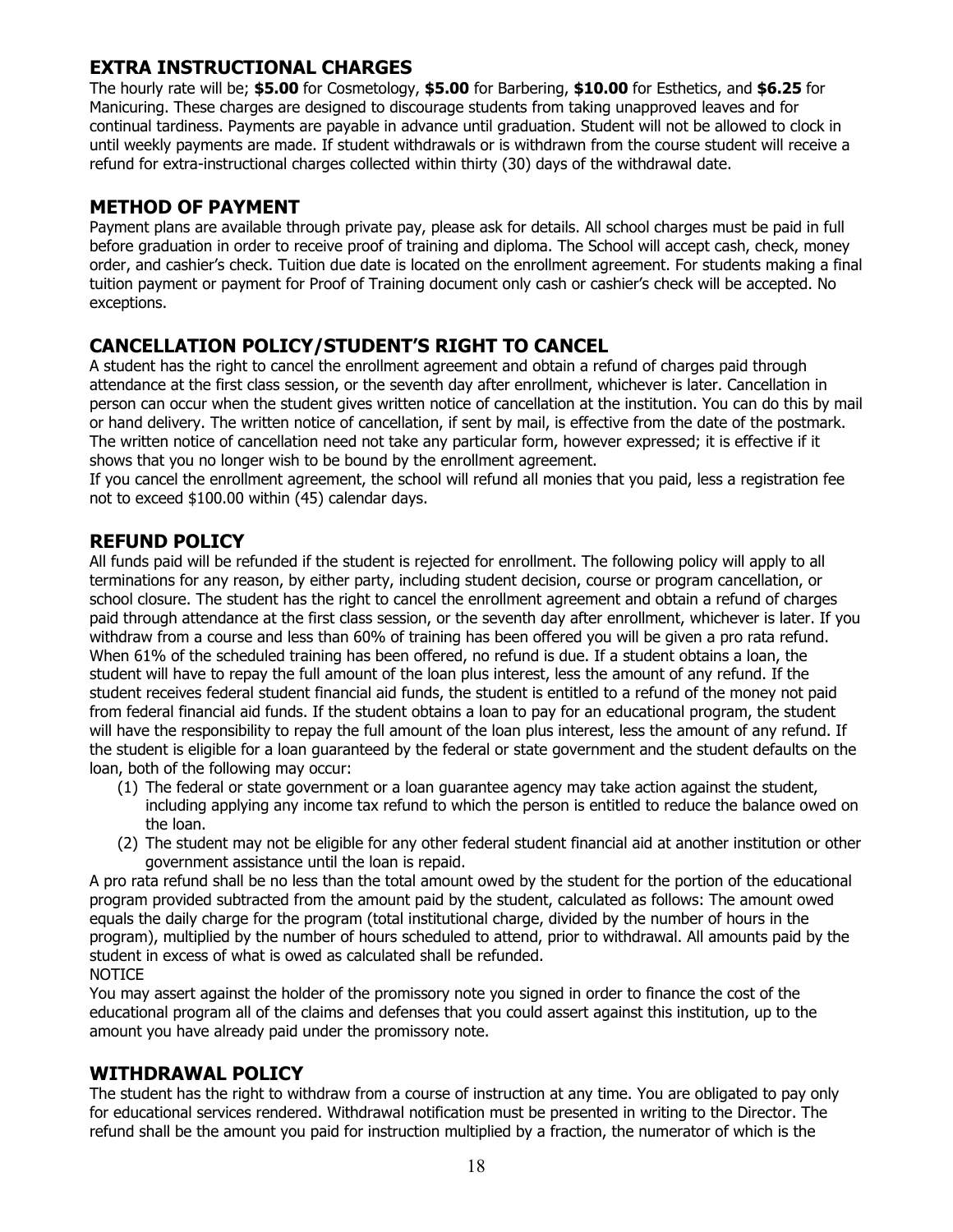## EXTRA INSTRUCTIONAL CHARGES

The hourly rate will be; **$5.00** for Cosmetology, **$5.00** for Barbering, **$10.00** for Esthetics, and **$6.25** for Manicuring. These charges are designed to discourage students from taking unapproved leaves and for continual tardiness. Payments are payable in advance until graduation. Student will not be allowed to clock in until weekly payments are made. If student withdrawals or is withdrawn from the course student will receive a refund for extra-instructional charges collected within thirty (30) days of the withdrawal date.

## METHOD OF PAYMENT

Payment plans are available through private pay, please ask for details. All school charges must be paid in full before graduation in order to receive proof of training and diploma. The School will accept cash, check, money order, and cashier's check. Tuition due date is located on the enrollment agreement. For students making a final tuition payment or payment for Proof of Training document only cash or cashier's check will be accepted. No exceptions.

## CANCELLATION POLICY/STUDENT'S RIGHT TO CANCEL

A student has the right to cancel the enrollment agreement and obtain a refund of charges paid through attendance at the first class session, or the seventh day after enrollment, whichever is later. Cancellation in person can occur when the student gives written notice of cancellation at the institution. You can do this by mail or hand delivery. The written notice of cancellation, if sent by mail, is effective from the date of the postmark. The written notice of cancellation need not take any particular form, however expressed; it is effective if it shows that you no longer wish to be bound by the enrollment agreement.

If you cancel the enrollment agreement, the school will refund all monies that you paid, less a registration fee not to exceed $100.00 within (45) calendar days.

## REFUND POLICY

All funds paid will be refunded if the student is rejected for enrollment. The following policy will apply to all terminations for any reason, by either party, including student decision, course or program cancellation, or school closure. The student has the right to cancel the enrollment agreement and obtain a refund of charges paid through attendance at the first class session, or the seventh day after enrollment, whichever is later. If you withdraw from a course and less than 60% of training has been offered you will be given a pro rata refund. When 61% of the scheduled training has been offered, no refund is due. If a student obtains a loan, the student will have to repay the full amount of the loan plus interest, less the amount of any refund. If the student receives federal student financial aid funds, the student is entitled to a refund of the money not paid from federal financial aid funds. If the student obtains a loan to pay for an educational program, the student will have the responsibility to repay the full amount of the loan plus interest, less the amount of any refund. If the student is eligible for a loan guaranteed by the federal or state government and the student defaults on the loan, both of the following may occur:

(1) The federal or state government or a loan guarantee agency may take action against the student, including applying any income tax refund to which the person is entitled to reduce the balance owed on the loan.
(2) The student may not be eligible for any other federal student financial aid at another institution or other government assistance until the loan is repaid.

A pro rata refund shall be no less than the total amount owed by the student for the portion of the educational program provided subtracted from the amount paid by the student, calculated as follows: The amount owed equals the daily charge for the program (total institutional charge, divided by the number of hours in the program), multiplied by the number of hours scheduled to attend, prior to withdrawal. All amounts paid by the student in excess of what is owed as calculated shall be refunded.

NOTICE

You may assert against the holder of the promissory note you signed in order to finance the cost of the educational program all of the claims and defenses that you could assert against this institution, up to the amount you have already paid under the promissory note.

## WITHDRAWAL POLICY

The student has the right to withdraw from a course of instruction at any time. You are obligated to pay only for educational services rendered. Withdrawal notification must be presented in writing to the Director. The refund shall be the amount you paid for instruction multiplied by a fraction, the numerator of which is the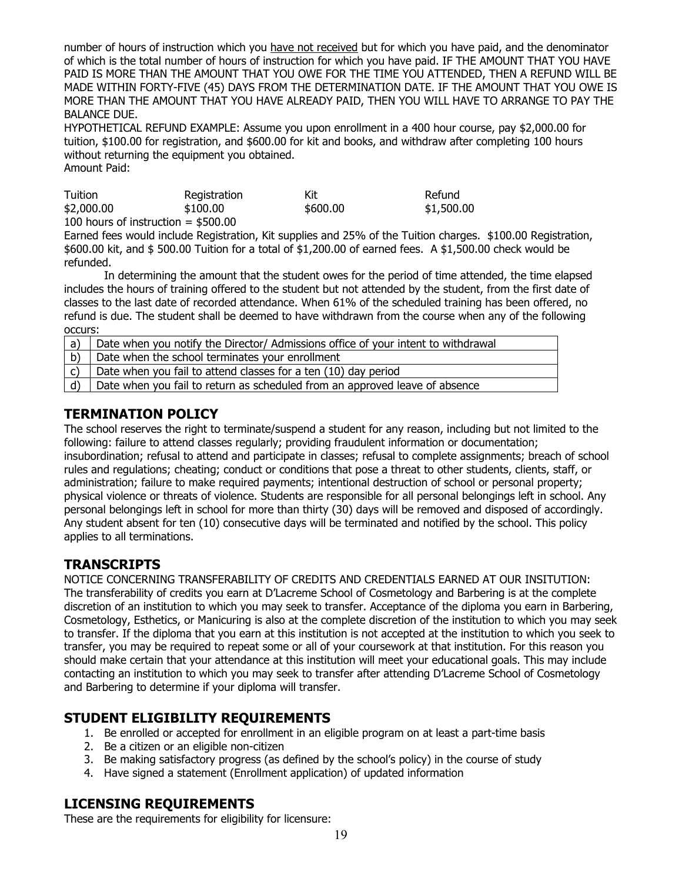number of hours of instruction which you <u>have not received</u> but for which you have paid, and the denominator of which is the total number of hours of instruction for which you have paid. IF THE AMOUNT THAT YOU HAVE PAID IS MORE THAN THE AMOUNT THAT YOU OWE FOR THE TIME YOU ATTENDED, THEN A REFUND WILL BE MADE WITHIN FORTY-FIVE (45) DAYS FROM THE DETERMINATION DATE. IF THE AMOUNT THAT YOU OWE IS MORE THAN THE AMOUNT THAT YOU HAVE ALREADY PAID, THEN YOU WILL HAVE TO ARRANGE TO PAY THE BALANCE DUE.

HYPOTHETICAL REFUND EXAMPLE: Assume you upon enrollment in a 400 hour course, pay $2,000.00 for tuition, $100.00 for registration, and $600.00 for kit and books, and withdraw after completing 100 hours without returning the equipment you obtained.

Amount Paid:

| Tuition | Registration | Kit | Refund |
|---|---|---|---|
| $2,000.00 | $100.00 | $600.00 | $1,500.00 |

100 hours of instruction = $500.00

Earned fees would include Registration, Kit supplies and 25% of the Tuition charges. $100.00 Registration, $600.00 kit, and $ 500.00 Tuition for a total of $1,200.00 of earned fees. A $1,500.00 check would be refunded.

In determining the amount that the student owes for the period of time attended, the time elapsed includes the hours of training offered to the student but not attended by the student, from the first date of classes to the last date of recorded attendance. When 61% of the scheduled training has been offered, no refund is due. The student shall be deemed to have withdrawn from the course when any of the following occurs:

| | |
|---|---|
| a) | Date when you notify the Director/ Admissions office of your intent to withdrawal |
| b) | Date when the school terminates your enrollment |
| c) | Date when you fail to attend classes for a ten (10) day period |
| d) | Date when you fail to return as scheduled from an approved leave of absence |

## TERMINATION POLICY

The school reserves the right to terminate/suspend a student for any reason, including but not limited to the following: failure to attend classes regularly; providing fraudulent information or documentation; insubordination; refusal to attend and participate in classes; refusal to complete assignments; breach of school rules and regulations; cheating; conduct or conditions that pose a threat to other students, clients, staff, or administration; failure to make required payments; intentional destruction of school or personal property; physical violence or threats of violence. Students are responsible for all personal belongings left in school. Any personal belongings left in school for more than thirty (30) days will be removed and disposed of accordingly. Any student absent for ten (10) consecutive days will be terminated and notified by the school. This policy applies to all terminations.

## TRANSCRIPTS

NOTICE CONCERNING TRANSFERABILITY OF CREDITS AND CREDENTIALS EARNED AT OUR INSITUTION: The transferability of credits you earn at D'Lacreme School of Cosmetology and Barbering is at the complete discretion of an institution to which you may seek to transfer. Acceptance of the diploma you earn in Barbering, Cosmetology, Esthetics, or Manicuring is also at the complete discretion of the institution to which you may seek to transfer. If the diploma that you earn at this institution is not accepted at the institution to which you seek to transfer, you may be required to repeat some or all of your coursework at that institution. For this reason you should make certain that your attendance at this institution will meet your educational goals. This may include contacting an institution to which you may seek to transfer after attending D'Lacreme School of Cosmetology and Barbering to determine if your diploma will transfer.

## STUDENT ELIGIBILITY REQUIREMENTS

1. Be enrolled or accepted for enrollment in an eligible program on at least a part-time basis
2. Be a citizen or an eligible non-citizen
3. Be making satisfactory progress (as defined by the school's policy) in the course of study
4. Have signed a statement (Enrollment application) of updated information

## LICENSING REQUIREMENTS

These are the requirements for eligibility for licensure: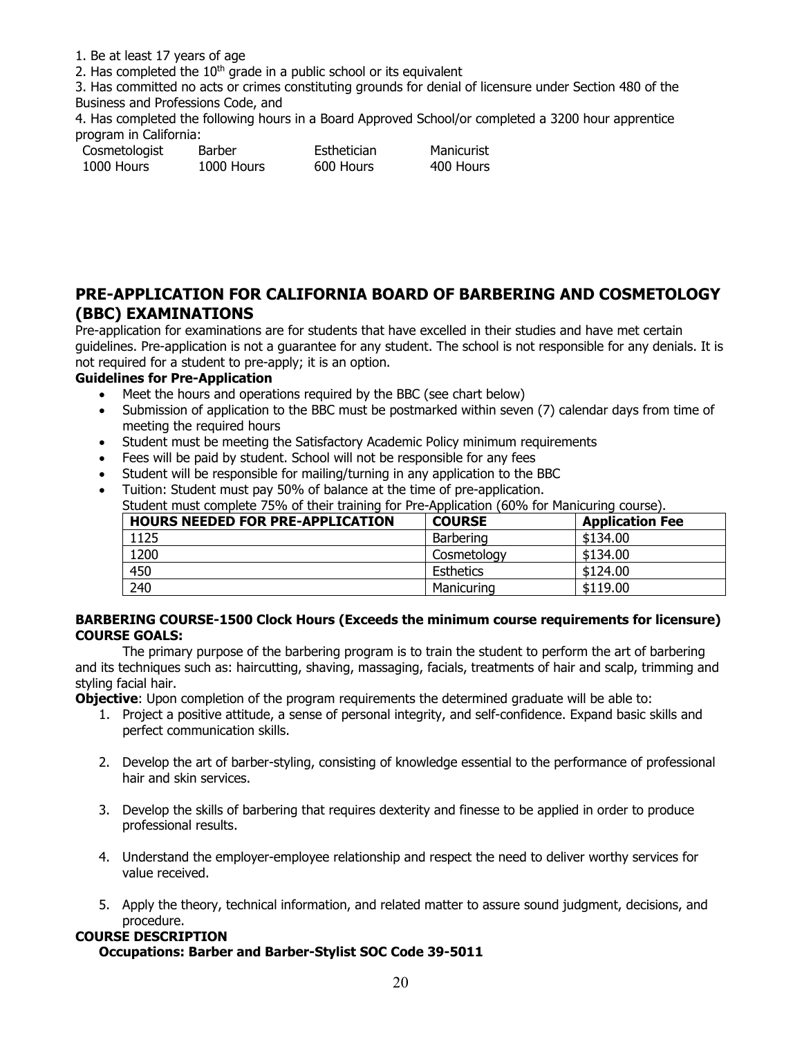1. Be at least 17 years of age
2. Has completed the 10th grade in a public school or its equivalent
3. Has committed no acts or crimes constituting grounds for denial of licensure under Section 480 of the Business and Professions Code, and
4. Has completed the following hours in a Board Approved School/or completed a 3200 hour apprentice program in California:

| Cosmetologist | Barber | Esthetician | Manicurist |
|---|---|---|---|
| 1000 Hours | 1000 Hours | 600 Hours | 400 Hours |

## PRE-APPLICATION FOR CALIFORNIA BOARD OF BARBERING AND COSMETOLOGY (BBC) EXAMINATIONS

Pre-application for examinations are for students that have excelled in their studies and have met certain guidelines. Pre-application is not a guarantee for any student. The school is not responsible for any denials. It is not required for a student to pre-apply; it is an option.

**Guidelines for Pre-Application**

- Meet the hours and operations required by the BBC (see chart below)
- Submission of application to the BBC must be postmarked within seven (7) calendar days from time of meeting the required hours
- Student must be meeting the Satisfactory Academic Policy minimum requirements
- Fees will be paid by student. School will not be responsible for any fees
- Student will be responsible for mailing/turning in any application to the BBC
- Tuition: Student must pay 50% of balance at the time of pre-application.
  Student must complete 75% of their training for Pre-Application (60% for Manicuring course).

| HOURS NEEDED FOR PRE-APPLICATION | COURSE | Application Fee |
|---|---|---|
| 1125 | Barbering | $134.00 |
| 1200 | Cosmetology | $134.00 |
| 450 | Esthetics | $124.00 |
| 240 | Manicuring | $119.00 |

**BARBERING COURSE-1500 Clock Hours (Exceeds the minimum course requirements for licensure)**
**COURSE GOALS:**

The primary purpose of the barbering program is to train the student to perform the art of barbering and its techniques such as: haircutting, shaving, massaging, facials, treatments of hair and scalp, trimming and styling facial hair.

**Objective**: Upon completion of the program requirements the determined graduate will be able to:

1. Project a positive attitude, a sense of personal integrity, and self-confidence. Expand basic skills and perfect communication skills.
2. Develop the art of barber-styling, consisting of knowledge essential to the performance of professional hair and skin services.
3. Develop the skills of barbering that requires dexterity and finesse to be applied in order to produce professional results.
4. Understand the employer-employee relationship and respect the need to deliver worthy services for value received.
5. Apply the theory, technical information, and related matter to assure sound judgment, decisions, and procedure.

**COURSE DESCRIPTION**

**Occupations: Barber and Barber-Stylist SOC Code 39-5011**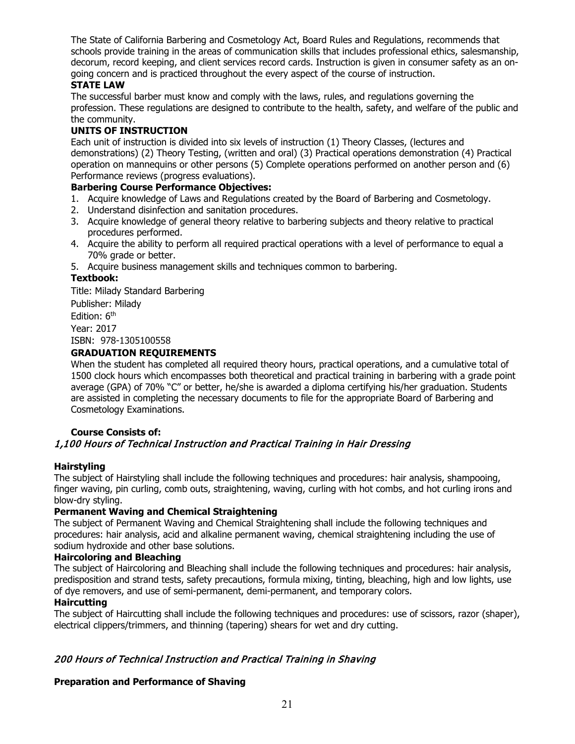The State of California Barbering and Cosmetology Act, Board Rules and Regulations, recommends that schools provide training in the areas of communication skills that includes professional ethics, salesmanship, decorum, record keeping, and client services record cards. Instruction is given in consumer safety as an on-going concern and is practiced throughout the every aspect of the course of instruction.

**STATE LAW**

The successful barber must know and comply with the laws, rules, and regulations governing the profession. These regulations are designed to contribute to the health, safety, and welfare of the public and the community.

**UNITS OF INSTRUCTION**

Each unit of instruction is divided into six levels of instruction (1) Theory Classes, (lectures and demonstrations) (2) Theory Testing, (written and oral) (3) Practical operations demonstration (4) Practical operation on mannequins or other persons (5) Complete operations performed on another person and (6) Performance reviews (progress evaluations).

**Barbering Course Performance Objectives:**

1. Acquire knowledge of Laws and Regulations created by the Board of Barbering and Cosmetology.
2. Understand disinfection and sanitation procedures.
3. Acquire knowledge of general theory relative to barbering subjects and theory relative to practical procedures performed.
4. Acquire the ability to perform all required practical operations with a level of performance to equal a 70% grade or better.
5. Acquire business management skills and techniques common to barbering.

**Textbook:**

Title: Milady Standard Barbering

Publisher: Milady

Edition: 6th

Year: 2017

ISBN: 978-1305100558

**GRADUATION REQUIREMENTS**

When the student has completed all required theory hours, practical operations, and a cumulative total of 1500 clock hours which encompasses both theoretical and practical training in barbering with a grade point average (GPA) of 70% "C" or better, he/she is awarded a diploma certifying his/her graduation. Students are assisted in completing the necessary documents to file for the appropriate Board of Barbering and Cosmetology Examinations.

**Course Consists of:**

*1,100 Hours of Technical Instruction and Practical Training in Hair Dressing*

**Hairstyling**

The subject of Hairstyling shall include the following techniques and procedures: hair analysis, shampooing, finger waving, pin curling, comb outs, straightening, waving, curling with hot combs, and hot curling irons and blow-dry styling.

**Permanent Waving and Chemical Straightening**

The subject of Permanent Waving and Chemical Straightening shall include the following techniques and procedures: hair analysis, acid and alkaline permanent waving, chemical straightening including the use of sodium hydroxide and other base solutions.

**Haircoloring and Bleaching**

The subject of Haircoloring and Bleaching shall include the following techniques and procedures: hair analysis, predisposition and strand tests, safety precautions, formula mixing, tinting, bleaching, high and low lights, use of dye removers, and use of semi-permanent, demi-permanent, and temporary colors.

**Haircutting**

The subject of Haircutting shall include the following techniques and procedures: use of scissors, razor (shaper), electrical clippers/trimmers, and thinning (tapering) shears for wet and dry cutting.

*200 Hours of Technical Instruction and Practical Training in Shaving*

**Preparation and Performance of Shaving**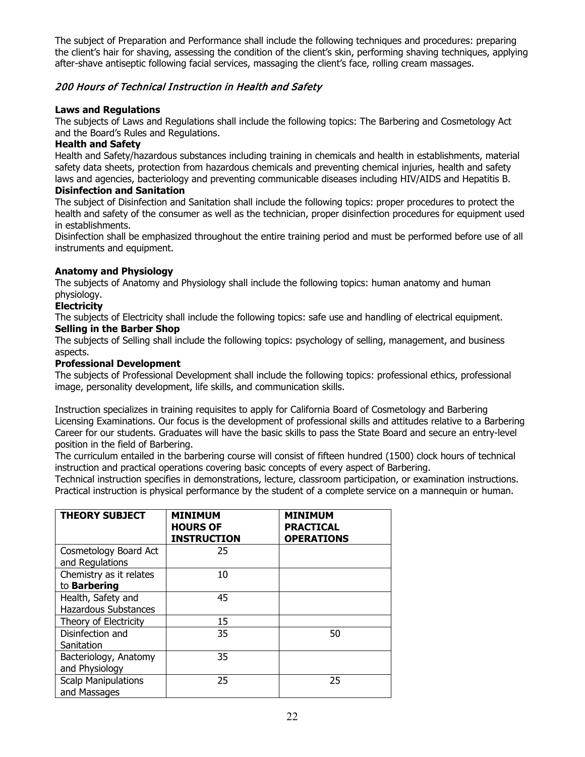The subject of Preparation and Performance shall include the following techniques and procedures: preparing the client's hair for shaving, assessing the condition of the client's skin, performing shaving techniques, applying after-shave antiseptic following facial services, massaging the client's face, rolling cream massages.

## *200 Hours of Technical Instruction in Health and Safety*

**Laws and Regulations**

The subjects of Laws and Regulations shall include the following topics: The Barbering and Cosmetology Act and the Board's Rules and Regulations.

**Health and Safety**

Health and Safety/hazardous substances including training in chemicals and health in establishments, material safety data sheets, protection from hazardous chemicals and preventing chemical injuries, health and safety laws and agencies, bacteriology and preventing communicable diseases including HIV/AIDS and Hepatitis B.

**Disinfection and Sanitation**

The subject of Disinfection and Sanitation shall include the following topics: proper procedures to protect the health and safety of the consumer as well as the technician, proper disinfection procedures for equipment used in establishments.

Disinfection shall be emphasized throughout the entire training period and must be performed before use of all instruments and equipment.

**Anatomy and Physiology**

The subjects of Anatomy and Physiology shall include the following topics: human anatomy and human physiology.

**Electricity**

The subjects of Electricity shall include the following topics: safe use and handling of electrical equipment.

**Selling in the Barber Shop**

The subjects of Selling shall include the following topics: psychology of selling, management, and business aspects.

**Professional Development**

The subjects of Professional Development shall include the following topics: professional ethics, professional image, personality development, life skills, and communication skills.

Instruction specializes in training requisites to apply for California Board of Cosmetology and Barbering Licensing Examinations. Our focus is the development of professional skills and attitudes relative to a Barbering Career for our students. Graduates will have the basic skills to pass the State Board and secure an entry-level position in the field of Barbering.

The curriculum entailed in the barbering course will consist of fifteen hundred (1500) clock hours of technical instruction and practical operations covering basic concepts of every aspect of Barbering.

Technical instruction specifies in demonstrations, lecture, classroom participation, or examination instructions. Practical instruction is physical performance by the student of a complete service on a mannequin or human.

| THEORY SUBJECT | MINIMUM HOURS OF INSTRUCTION | MINIMUM PRACTICAL OPERATIONS |
|---|---|---|
| Cosmetology Board Act and Regulations | 25 | |
| Chemistry as it relates to **Barbering** | 10 | |
| Health, Safety and Hazardous Substances | 45 | |
| Theory of Electricity | 15 | |
| Disinfection and Sanitation | 35 | 50 |
| Bacteriology, Anatomy and Physiology | 35 | |
| Scalp Manipulations and Massages | 25 | 25 |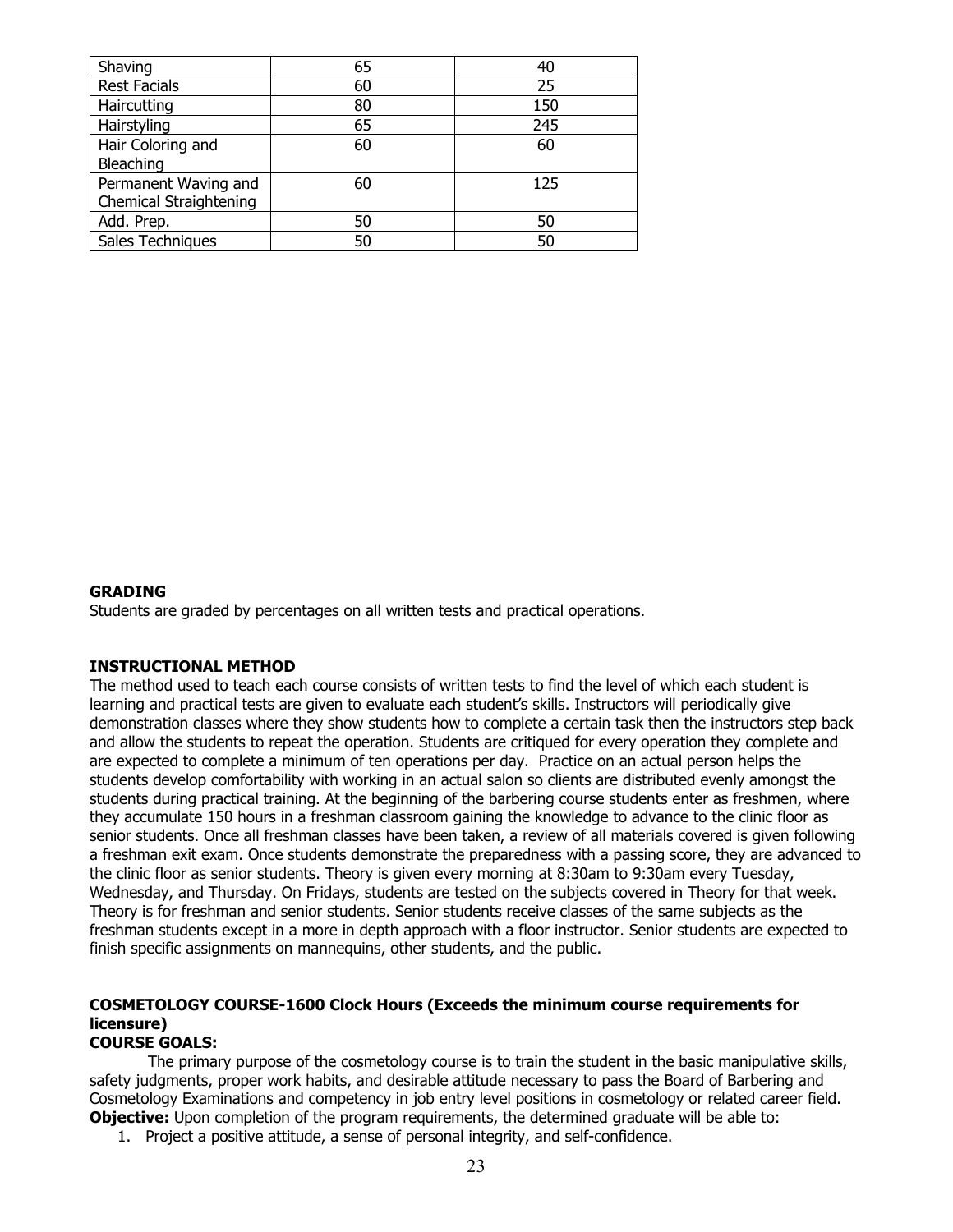| | | |
|---|---|---|
| Shaving | 65 | 40 |
| Rest Facials | 60 | 25 |
| Haircutting | 80 | 150 |
| Hairstyling | 65 | 245 |
| Hair Coloring and Bleaching | 60 | 60 |
| Permanent Waving and Chemical Straightening | 60 | 125 |
| Add. Prep. | 50 | 50 |
| Sales Techniques | 50 | 50 |

**GRADING**

Students are graded by percentages on all written tests and practical operations.

**INSTRUCTIONAL METHOD**

The method used to teach each course consists of written tests to find the level of which each student is learning and practical tests are given to evaluate each student's skills. Instructors will periodically give demonstration classes where they show students how to complete a certain task then the instructors step back and allow the students to repeat the operation. Students are critiqued for every operation they complete and are expected to complete a minimum of ten operations per day. Practice on an actual person helps the students develop comfortability with working in an actual salon so clients are distributed evenly amongst the students during practical training. At the beginning of the barbering course students enter as freshmen, where they accumulate 150 hours in a freshman classroom gaining the knowledge to advance to the clinic floor as senior students. Once all freshman classes have been taken, a review of all materials covered is given following a freshman exit exam. Once students demonstrate the preparedness with a passing score, they are advanced to the clinic floor as senior students. Theory is given every morning at 8:30am to 9:30am every Tuesday, Wednesday, and Thursday. On Fridays, students are tested on the subjects covered in Theory for that week. Theory is for freshman and senior students. Senior students receive classes of the same subjects as the freshman students except in a more in depth approach with a floor instructor. Senior students are expected to finish specific assignments on mannequins, other students, and the public.

**COSMETOLOGY COURSE-1600 Clock Hours (Exceeds the minimum course requirements for licensure)**

**COURSE GOALS:**

The primary purpose of the cosmetology course is to train the student in the basic manipulative skills, safety judgments, proper work habits, and desirable attitude necessary to pass the Board of Barbering and Cosmetology Examinations and competency in job entry level positions in cosmetology or related career field.

**Objective:** Upon completion of the program requirements, the determined graduate will be able to:

1. Project a positive attitude, a sense of personal integrity, and self-confidence.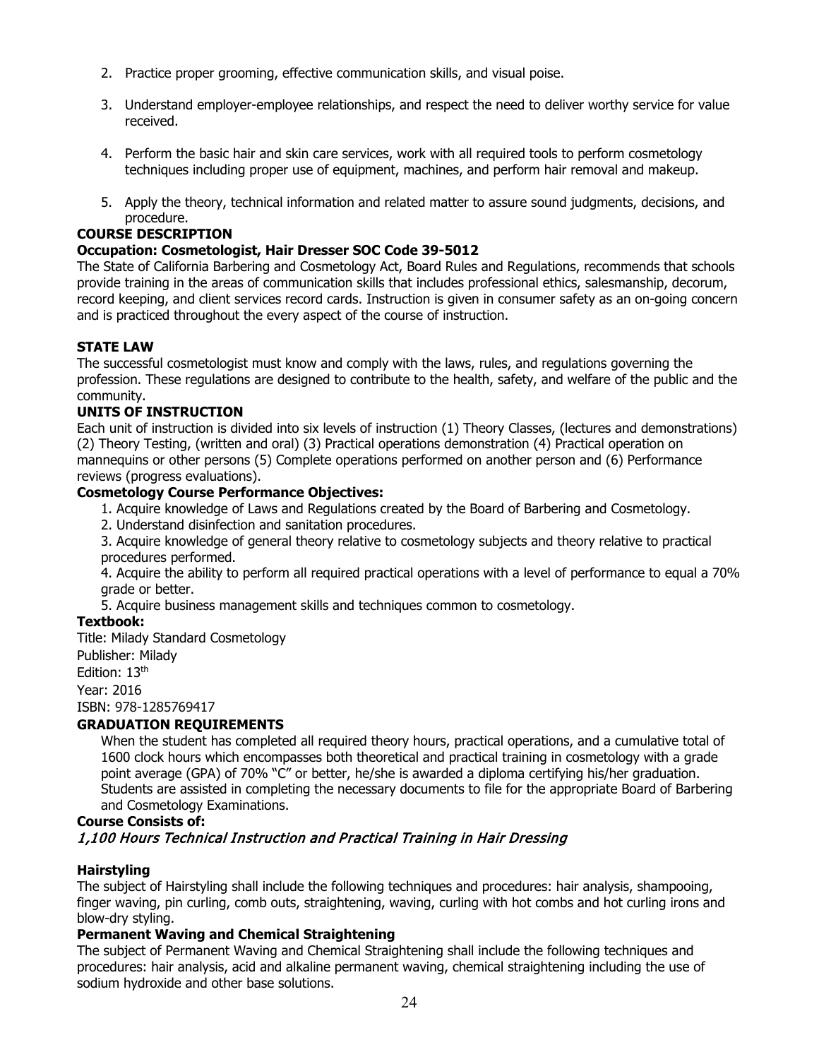2. Practice proper grooming, effective communication skills, and visual poise.

3. Understand employer-employee relationships, and respect the need to deliver worthy service for value received.

4. Perform the basic hair and skin care services, work with all required tools to perform cosmetology techniques including proper use of equipment, machines, and perform hair removal and makeup.

5. Apply the theory, technical information and related matter to assure sound judgments, decisions, and procedure.

**COURSE DESCRIPTION**

**Occupation: Cosmetologist, Hair Dresser SOC Code 39-5012**

The State of California Barbering and Cosmetology Act, Board Rules and Regulations, recommends that schools provide training in the areas of communication skills that includes professional ethics, salesmanship, decorum, record keeping, and client services record cards. Instruction is given in consumer safety as an on-going concern and is practiced throughout the every aspect of the course of instruction.

**STATE LAW**

The successful cosmetologist must know and comply with the laws, rules, and regulations governing the profession. These regulations are designed to contribute to the health, safety, and welfare of the public and the community.

**UNITS OF INSTRUCTION**

Each unit of instruction is divided into six levels of instruction (1) Theory Classes, (lectures and demonstrations) (2) Theory Testing, (written and oral) (3) Practical operations demonstration (4) Practical operation on mannequins or other persons (5) Complete operations performed on another person and (6) Performance reviews (progress evaluations).

**Cosmetology Course Performance Objectives:**

1. Acquire knowledge of Laws and Regulations created by the Board of Barbering and Cosmetology.
2. Understand disinfection and sanitation procedures.
3. Acquire knowledge of general theory relative to cosmetology subjects and theory relative to practical procedures performed.
4. Acquire the ability to perform all required practical operations with a level of performance to equal a 70% grade or better.
5. Acquire business management skills and techniques common to cosmetology.

**Textbook:**

Title: Milady Standard Cosmetology
Publisher: Milady
Edition: 13th
Year: 2016
ISBN: 978-1285769417

**GRADUATION REQUIREMENTS**

When the student has completed all required theory hours, practical operations, and a cumulative total of 1600 clock hours which encompasses both theoretical and practical training in cosmetology with a grade point average (GPA) of 70% "C" or better, he/she is awarded a diploma certifying his/her graduation. Students are assisted in completing the necessary documents to file for the appropriate Board of Barbering and Cosmetology Examinations.

**Course Consists of:**

*1,100 Hours Technical Instruction and Practical Training in Hair Dressing*

**Hairstyling**

The subject of Hairstyling shall include the following techniques and procedures: hair analysis, shampooing, finger waving, pin curling, comb outs, straightening, waving, curling with hot combs and hot curling irons and blow-dry styling.

**Permanent Waving and Chemical Straightening**

The subject of Permanent Waving and Chemical Straightening shall include the following techniques and procedures: hair analysis, acid and alkaline permanent waving, chemical straightening including the use of sodium hydroxide and other base solutions.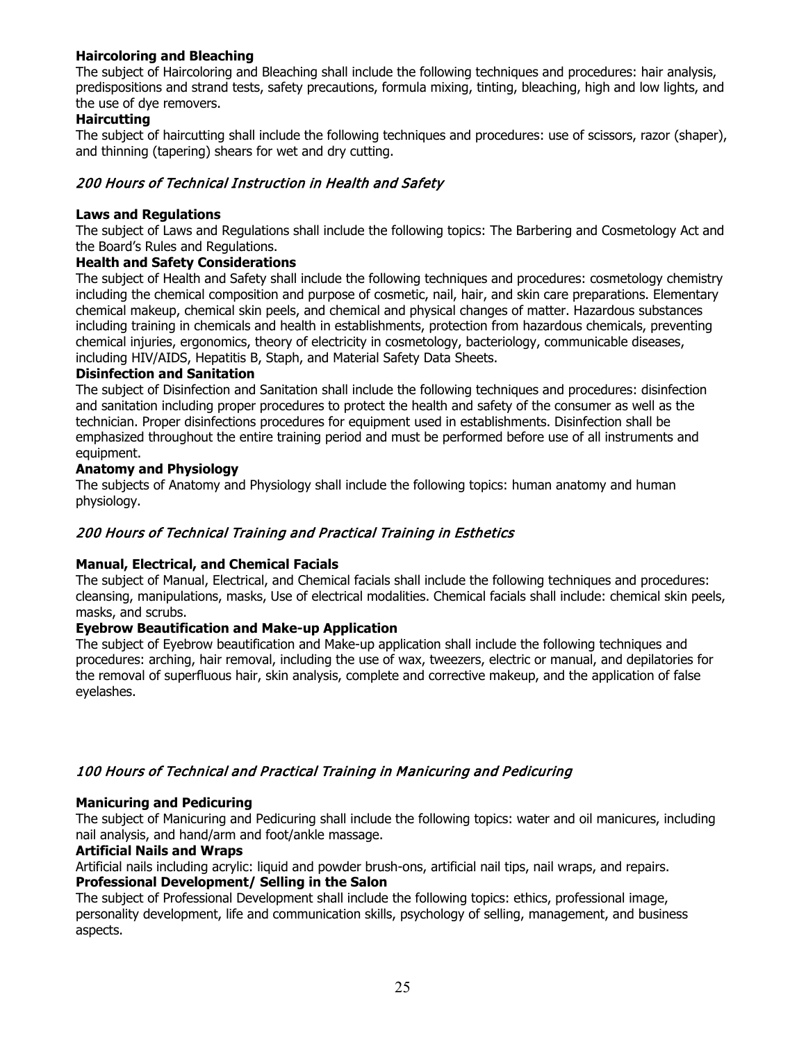**Haircoloring and Bleaching**
The subject of Haircoloring and Bleaching shall include the following techniques and procedures: hair analysis, predispositions and strand tests, safety precautions, formula mixing, tinting, bleaching, high and low lights, and the use of dye removers.

**Haircutting**
The subject of haircutting shall include the following techniques and procedures: use of scissors, razor (shaper), and thinning (tapering) shears for wet and dry cutting.

### *200 Hours of Technical Instruction in Health and Safety*

**Laws and Regulations**
The subject of Laws and Regulations shall include the following topics: The Barbering and Cosmetology Act and the Board's Rules and Regulations.

**Health and Safety Considerations**
The subject of Health and Safety shall include the following techniques and procedures: cosmetology chemistry including the chemical composition and purpose of cosmetic, nail, hair, and skin care preparations. Elementary chemical makeup, chemical skin peels, and chemical and physical changes of matter. Hazardous substances including training in chemicals and health in establishments, protection from hazardous chemicals, preventing chemical injuries, ergonomics, theory of electricity in cosmetology, bacteriology, communicable diseases, including HIV/AIDS, Hepatitis B, Staph, and Material Safety Data Sheets.

**Disinfection and Sanitation**
The subject of Disinfection and Sanitation shall include the following techniques and procedures: disinfection and sanitation including proper procedures to protect the health and safety of the consumer as well as the technician. Proper disinfections procedures for equipment used in establishments. Disinfection shall be emphasized throughout the entire training period and must be performed before use of all instruments and equipment.

**Anatomy and Physiology**
The subjects of Anatomy and Physiology shall include the following topics: human anatomy and human physiology.

### *200 Hours of Technical Training and Practical Training in Esthetics*

**Manual, Electrical, and Chemical Facials**
The subject of Manual, Electrical, and Chemical facials shall include the following techniques and procedures: cleansing, manipulations, masks, Use of electrical modalities. Chemical facials shall include: chemical skin peels, masks, and scrubs.

**Eyebrow Beautification and Make-up Application**
The subject of Eyebrow beautification and Make-up application shall include the following techniques and procedures: arching, hair removal, including the use of wax, tweezers, electric or manual, and depilatories for the removal of superfluous hair, skin analysis, complete and corrective makeup, and the application of false eyelashes.

### *100 Hours of Technical and Practical Training in Manicuring and Pedicuring*

**Manicuring and Pedicuring**
The subject of Manicuring and Pedicuring shall include the following topics: water and oil manicures, including nail analysis, and hand/arm and foot/ankle massage.

**Artificial Nails and Wraps**
Artificial nails including acrylic: liquid and powder brush-ons, artificial nail tips, nail wraps, and repairs.

**Professional Development/ Selling in the Salon**
The subject of Professional Development shall include the following topics: ethics, professional image, personality development, life and communication skills, psychology of selling, management, and business aspects.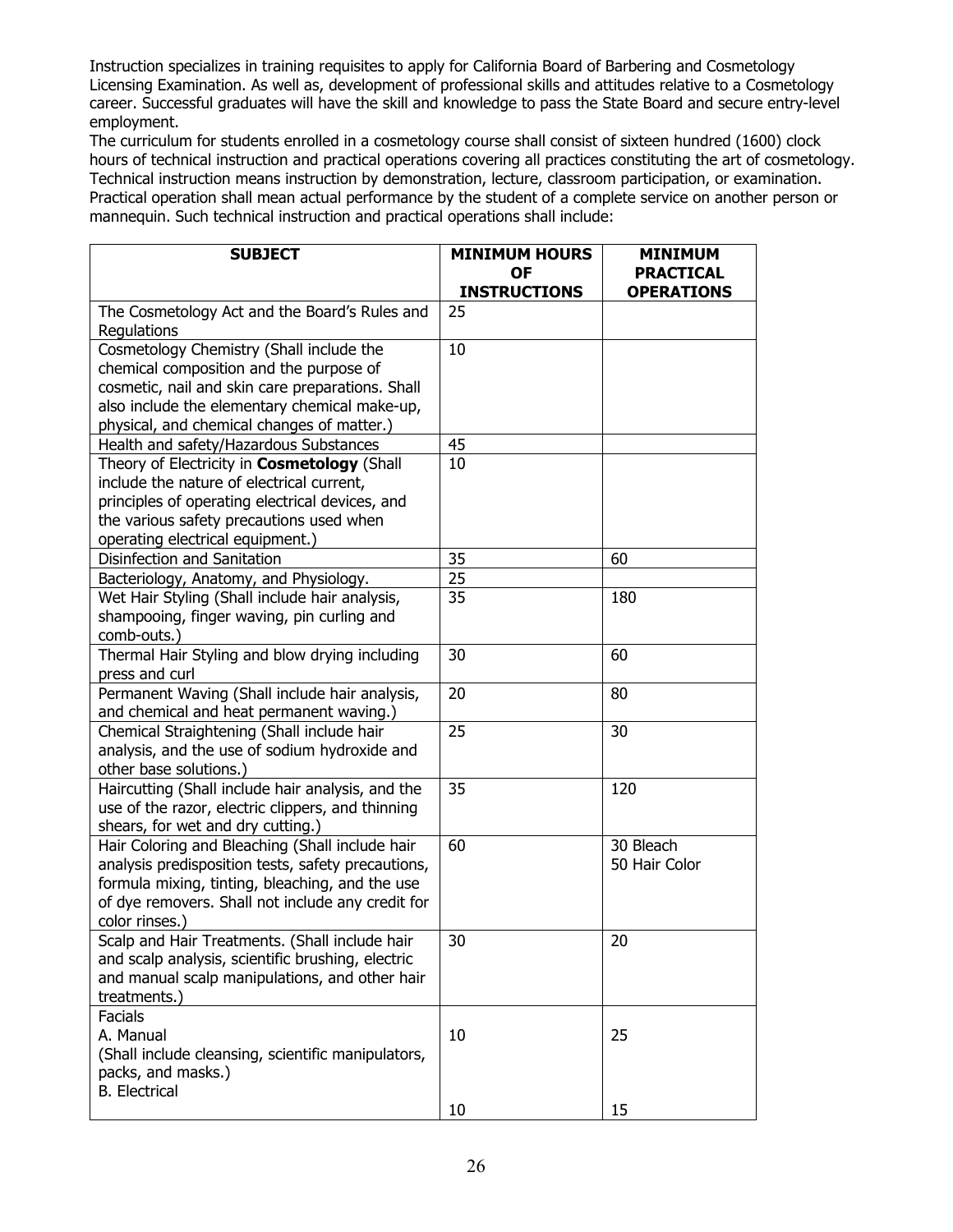Instruction specializes in training requisites to apply for California Board of Barbering and Cosmetology Licensing Examination. As well as, development of professional skills and attitudes relative to a Cosmetology career. Successful graduates will have the skill and knowledge to pass the State Board and secure entry-level employment.

The curriculum for students enrolled in a cosmetology course shall consist of sixteen hundred (1600) clock hours of technical instruction and practical operations covering all practices constituting the art of cosmetology. Technical instruction means instruction by demonstration, lecture, classroom participation, or examination. Practical operation shall mean actual performance by the student of a complete service on another person or mannequin. Such technical instruction and practical operations shall include:

| SUBJECT | MINIMUM HOURS OF INSTRUCTIONS | MINIMUM PRACTICAL OPERATIONS |
|---|---|---|
| The Cosmetology Act and the Board's Rules and Regulations | 25 | |
| Cosmetology Chemistry (Shall include the chemical composition and the purpose of cosmetic, nail and skin care preparations. Shall also include the elementary chemical make-up, physical, and chemical changes of matter.) | 10 | |
| Health and safety/Hazardous Substances | 45 | |
| Theory of Electricity in **Cosmetology** (Shall include the nature of electrical current, principles of operating electrical devices, and the various safety precautions used when operating electrical equipment.) | 10 | |
| Disinfection and Sanitation | 35 | 60 |
| Bacteriology, Anatomy, and Physiology. | 25 | |
| Wet Hair Styling (Shall include hair analysis, shampooing, finger waving, pin curling and comb-outs.) | 35 | 180 |
| Thermal Hair Styling and blow drying including press and curl | 30 | 60 |
| Permanent Waving (Shall include hair analysis, and chemical and heat permanent waving.) | 20 | 80 |
| Chemical Straightening (Shall include hair analysis, and the use of sodium hydroxide and other base solutions.) | 25 | 30 |
| Haircutting (Shall include hair analysis, and the use of the razor, electric clippers, and thinning shears, for wet and dry cutting.) | 35 | 120 |
| Hair Coloring and Bleaching (Shall include hair analysis predisposition tests, safety precautions, formula mixing, tinting, bleaching, and the use of dye removers. Shall not include any credit for color rinses.) | 60 | 30 Bleach<br>50 Hair Color |
| Scalp and Hair Treatments. (Shall include hair and scalp analysis, scientific brushing, electric and manual scalp manipulations, and other hair treatments.) | 30 | 20 |
| Facials<br>A. Manual<br>(Shall include cleansing, scientific manipulators, packs, and masks.)<br>B. Electrical | 10<br><br>10 | 25<br><br>15 |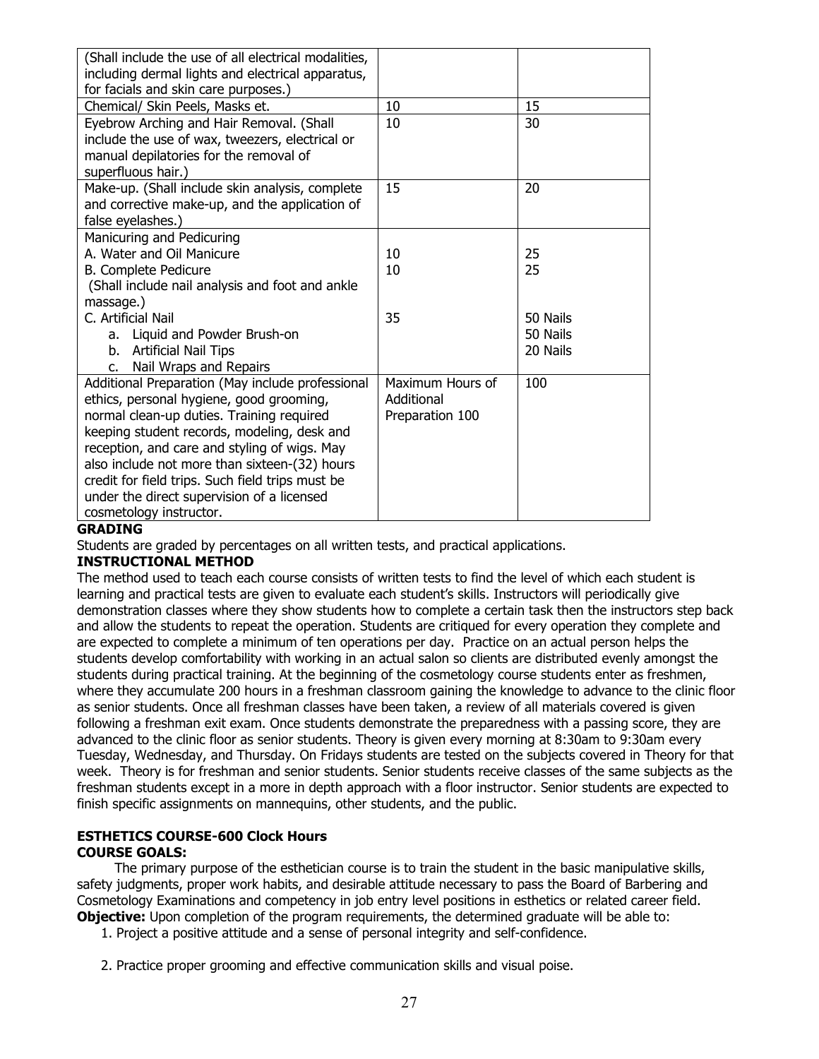| | | |
|---|---|---|
| (Shall include the use of all electrical modalities, including dermal lights and electrical apparatus, for facials and skin care purposes.) | | |
| Chemical/ Skin Peels, Masks et. | 10 | 15 |
| Eyebrow Arching and Hair Removal. (Shall include the use of wax, tweezers, electrical or manual depilatories for the removal of superfluous hair.) | 10 | 30 |
| Make-up. (Shall include skin analysis, complete and corrective make-up, and the application of false eyelashes.) | 15 | 20 |
| Manicuring and Pedicuring<br>A. Water and Oil Manicure<br>B. Complete Pedicure<br>(Shall include nail analysis and foot and ankle massage.)<br>C. Artificial Nail<br>a. Liquid and Powder Brush-on<br>b. Artificial Nail Tips<br>c. Nail Wraps and Repairs | <br>10<br>10<br><br><br>35 | <br>25<br>25<br><br><br>50 Nails<br>50 Nails<br>20 Nails |
| Additional Preparation (May include professional ethics, personal hygiene, good grooming, normal clean-up duties. Training required keeping student records, modeling, desk and reception, and care and styling of wigs. May also include not more than sixteen-(32) hours credit for field trips. Such field trips must be under the direct supervision of a licensed cosmetology instructor. | Maximum Hours of Additional Preparation 100 | 100 |

**GRADING**

Students are graded by percentages on all written tests, and practical applications.

**INSTRUCTIONAL METHOD**

The method used to teach each course consists of written tests to find the level of which each student is learning and practical tests are given to evaluate each student's skills. Instructors will periodically give demonstration classes where they show students how to complete a certain task then the instructors step back and allow the students to repeat the operation. Students are critiqued for every operation they complete and are expected to complete a minimum of ten operations per day. Practice on an actual person helps the students develop comfortability with working in an actual salon so clients are distributed evenly amongst the students during practical training. At the beginning of the cosmetology course students enter as freshmen, where they accumulate 200 hours in a freshman classroom gaining the knowledge to advance to the clinic floor as senior students. Once all freshman classes have been taken, a review of all materials covered is given following a freshman exit exam. Once students demonstrate the preparedness with a passing score, they are advanced to the clinic floor as senior students. Theory is given every morning at 8:30am to 9:30am every Tuesday, Wednesday, and Thursday. On Fridays students are tested on the subjects covered in Theory for that week. Theory is for freshman and senior students. Senior students receive classes of the same subjects as the freshman students except in a more in depth approach with a floor instructor. Senior students are expected to finish specific assignments on mannequins, other students, and the public.

**ESTHETICS COURSE-600 Clock Hours**

**COURSE GOALS:**

The primary purpose of the esthetician course is to train the student in the basic manipulative skills, safety judgments, proper work habits, and desirable attitude necessary to pass the Board of Barbering and Cosmetology Examinations and competency in job entry level positions in esthetics or related career field.

**Objective:** Upon completion of the program requirements, the determined graduate will be able to:

1. Project a positive attitude and a sense of personal integrity and self-confidence.

2. Practice proper grooming and effective communication skills and visual poise.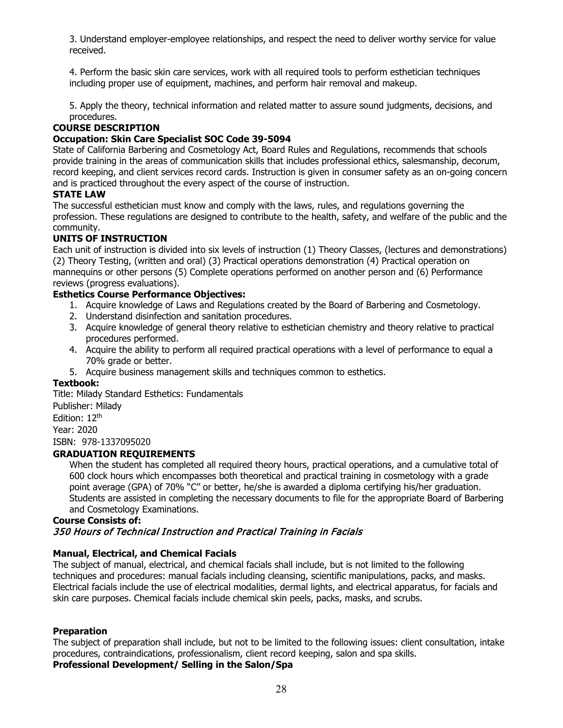3. Understand employer-employee relationships, and respect the need to deliver worthy service for value received.

4. Perform the basic skin care services, work with all required tools to perform esthetician techniques including proper use of equipment, machines, and perform hair removal and makeup.

5. Apply the theory, technical information and related matter to assure sound judgments, decisions, and procedures.

**COURSE DESCRIPTION**

**Occupation: Skin Care Specialist SOC Code 39-5094**

State of California Barbering and Cosmetology Act, Board Rules and Regulations, recommends that schools provide training in the areas of communication skills that includes professional ethics, salesmanship, decorum, record keeping, and client services record cards. Instruction is given in consumer safety as an on-going concern and is practiced throughout the every aspect of the course of instruction.

**STATE LAW**

The successful esthetician must know and comply with the laws, rules, and regulations governing the profession. These regulations are designed to contribute to the health, safety, and welfare of the public and the community.

**UNITS OF INSTRUCTION**

Each unit of instruction is divided into six levels of instruction (1) Theory Classes, (lectures and demonstrations) (2) Theory Testing, (written and oral) (3) Practical operations demonstration (4) Practical operation on mannequins or other persons (5) Complete operations performed on another person and (6) Performance reviews (progress evaluations).

**Esthetics Course Performance Objectives:**

1. Acquire knowledge of Laws and Regulations created by the Board of Barbering and Cosmetology.
2. Understand disinfection and sanitation procedures.
3. Acquire knowledge of general theory relative to esthetician chemistry and theory relative to practical procedures performed.
4. Acquire the ability to perform all required practical operations with a level of performance to equal a 70% grade or better.
5. Acquire business management skills and techniques common to esthetics.

**Textbook:**

Title: Milady Standard Esthetics: Fundamentals

Publisher: Milady

Edition: 12th

Year: 2020

ISBN: 978-1337095020

**GRADUATION REQUIREMENTS**

When the student has completed all required theory hours, practical operations, and a cumulative total of 600 clock hours which encompasses both theoretical and practical training in cosmetology with a grade point average (GPA) of 70% "C" or better, he/she is awarded a diploma certifying his/her graduation. Students are assisted in completing the necessary documents to file for the appropriate Board of Barbering and Cosmetology Examinations.

**Course Consists of:**

*350 Hours of Technical Instruction and Practical Training in Facials*

**Manual, Electrical, and Chemical Facials**

The subject of manual, electrical, and chemical facials shall include, but is not limited to the following techniques and procedures: manual facials including cleansing, scientific manipulations, packs, and masks. Electrical facials include the use of electrical modalities, dermal lights, and electrical apparatus, for facials and skin care purposes. Chemical facials include chemical skin peels, packs, masks, and scrubs.

**Preparation**

The subject of preparation shall include, but not to be limited to the following issues: client consultation, intake procedures, contraindications, professionalism, client record keeping, salon and spa skills.

**Professional Development/ Selling in the Salon/Spa**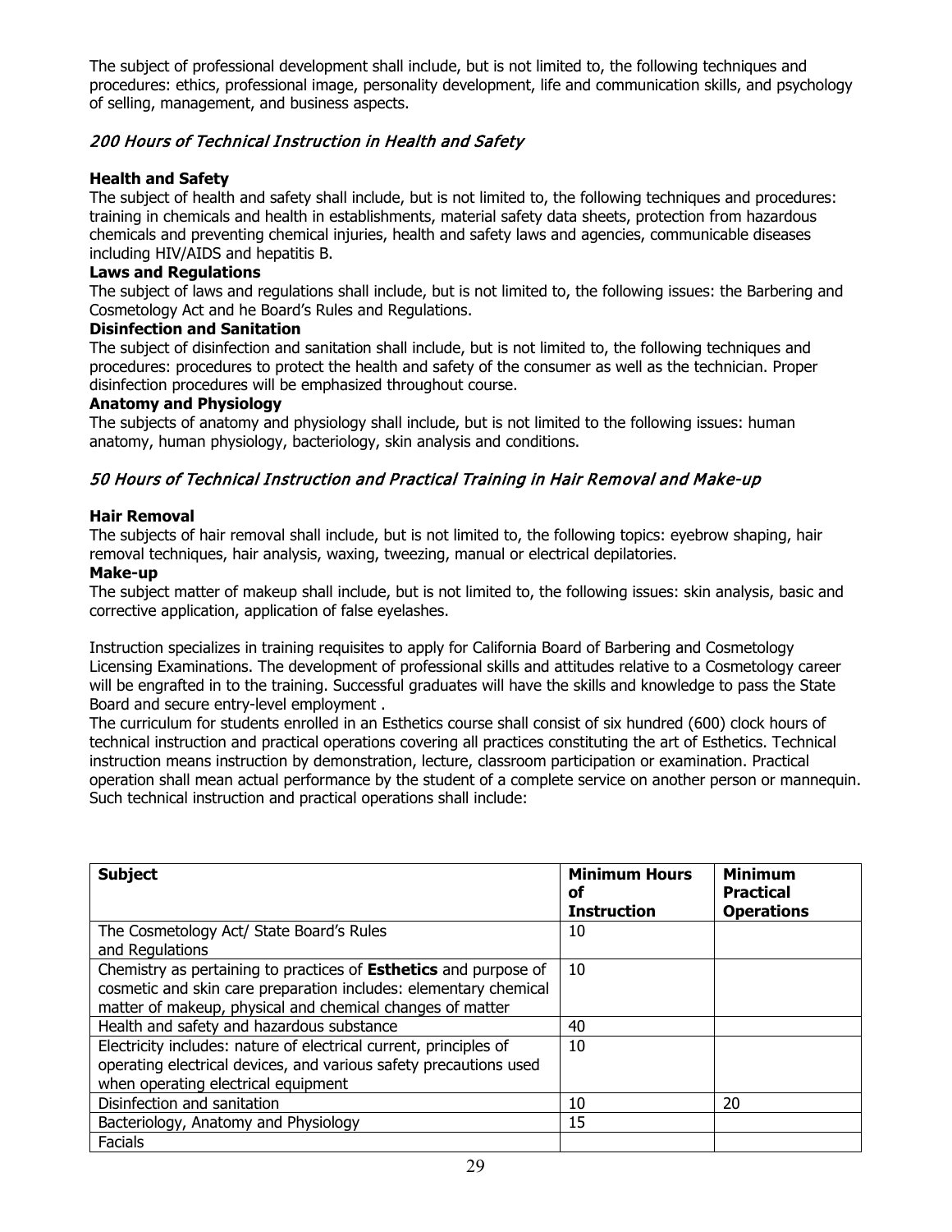The subject of professional development shall include, but is not limited to, the following techniques and procedures: ethics, professional image, personality development, life and communication skills, and psychology of selling, management, and business aspects.

### *200 Hours of Technical Instruction in Health and Safety*

**Health and Safety**
The subject of health and safety shall include, but is not limited to, the following techniques and procedures: training in chemicals and health in establishments, material safety data sheets, protection from hazardous chemicals and preventing chemical injuries, health and safety laws and agencies, communicable diseases including HIV/AIDS and hepatitis B.

**Laws and Regulations**
The subject of laws and regulations shall include, but is not limited to, the following issues: the Barbering and Cosmetology Act and he Board's Rules and Regulations.

**Disinfection and Sanitation**
The subject of disinfection and sanitation shall include, but is not limited to, the following techniques and procedures: procedures to protect the health and safety of the consumer as well as the technician. Proper disinfection procedures will be emphasized throughout course.

**Anatomy and Physiology**
The subjects of anatomy and physiology shall include, but is not limited to the following issues: human anatomy, human physiology, bacteriology, skin analysis and conditions.

### *50 Hours of Technical Instruction and Practical Training in Hair Removal and Make-up*

**Hair Removal**
The subjects of hair removal shall include, but is not limited to, the following topics: eyebrow shaping, hair removal techniques, hair analysis, waxing, tweezing, manual or electrical depilatories.

**Make-up**
The subject matter of makeup shall include, but is not limited to, the following issues: skin analysis, basic and corrective application, application of false eyelashes.

Instruction specializes in training requisites to apply for California Board of Barbering and Cosmetology Licensing Examinations. The development of professional skills and attitudes relative to a Cosmetology career will be engrafted in to the training. Successful graduates will have the skills and knowledge to pass the State Board and secure entry-level employment .

The curriculum for students enrolled in an Esthetics course shall consist of six hundred (600) clock hours of technical instruction and practical operations covering all practices constituting the art of Esthetics. Technical instruction means instruction by demonstration, lecture, classroom participation or examination. Practical operation shall mean actual performance by the student of a complete service on another person or mannequin. Such technical instruction and practical operations shall include:

| Subject | Minimum Hours of Instruction | Minimum Practical Operations |
|---|---|---|
| The Cosmetology Act/ State Board's Rules and Regulations | 10 | |
| Chemistry as pertaining to practices of **Esthetics** and purpose of cosmetic and skin care preparation includes: elementary chemical matter of makeup, physical and chemical changes of matter | 10 | |
| Health and safety and hazardous substance | 40 | |
| Electricity includes: nature of electrical current, principles of operating electrical devices, and various safety precautions used when operating electrical equipment | 10 | |
| Disinfection and sanitation | 10 | 20 |
| Bacteriology, Anatomy and Physiology | 15 | |
| Facials | | |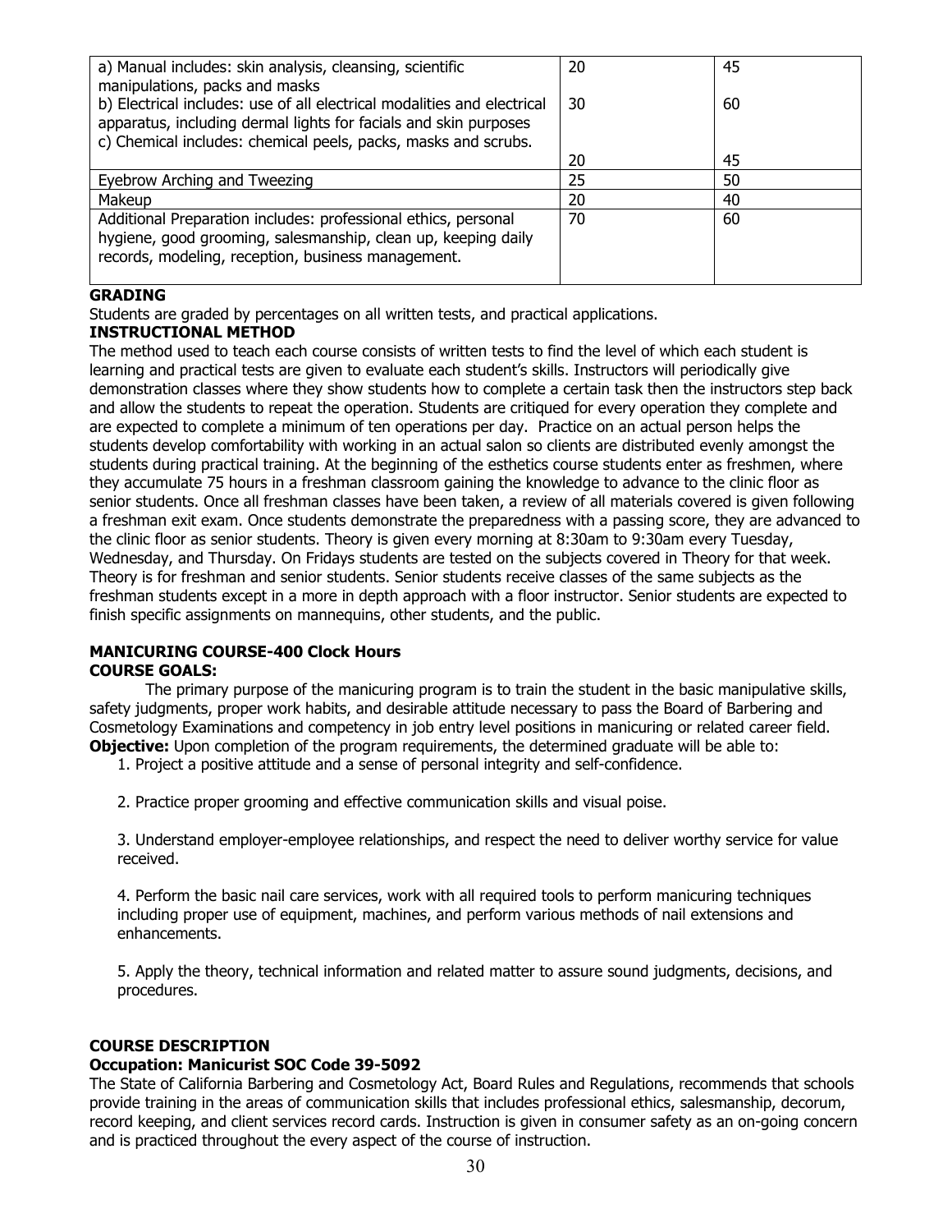| | | |
|---|---|---|
| a) Manual includes: skin analysis, cleansing, scientific manipulations, packs and masks | 20 | 45 |
| b) Electrical includes: use of all electrical modalities and electrical apparatus, including dermal lights for facials and skin purposes | 30 | 60 |
| c) Chemical includes: chemical peels, packs, masks and scrubs. | 20 | 45 |
| Eyebrow Arching and Tweezing | 25 | 50 |
| Makeup | 20 | 40 |
| Additional Preparation includes: professional ethics, personal hygiene, good grooming, salesmanship, clean up, keeping daily records, modeling, reception, business management. | 70 | 60 |

**GRADING**

Students are graded by percentages on all written tests, and practical applications.

**INSTRUCTIONAL METHOD**

The method used to teach each course consists of written tests to find the level of which each student is learning and practical tests are given to evaluate each student's skills. Instructors will periodically give demonstration classes where they show students how to complete a certain task then the instructors step back and allow the students to repeat the operation. Students are critiqued for every operation they complete and are expected to complete a minimum of ten operations per day. Practice on an actual person helps the students develop comfortability with working in an actual salon so clients are distributed evenly amongst the students during practical training. At the beginning of the esthetics course students enter as freshmen, where they accumulate 75 hours in a freshman classroom gaining the knowledge to advance to the clinic floor as senior students. Once all freshman classes have been taken, a review of all materials covered is given following a freshman exit exam. Once students demonstrate the preparedness with a passing score, they are advanced to the clinic floor as senior students. Theory is given every morning at 8:30am to 9:30am every Tuesday, Wednesday, and Thursday. On Fridays students are tested on the subjects covered in Theory for that week. Theory is for freshman and senior students. Senior students receive classes of the same subjects as the freshman students except in a more in depth approach with a floor instructor. Senior students are expected to finish specific assignments on mannequins, other students, and the public.

**MANICURING COURSE-400 Clock Hours**

**COURSE GOALS:**

The primary purpose of the manicuring program is to train the student in the basic manipulative skills, safety judgments, proper work habits, and desirable attitude necessary to pass the Board of Barbering and Cosmetology Examinations and competency in job entry level positions in manicuring or related career field.

**Objective:** Upon completion of the program requirements, the determined graduate will be able to:

1. Project a positive attitude and a sense of personal integrity and self-confidence.

2. Practice proper grooming and effective communication skills and visual poise.

3. Understand employer-employee relationships, and respect the need to deliver worthy service for value received.

4. Perform the basic nail care services, work with all required tools to perform manicuring techniques including proper use of equipment, machines, and perform various methods of nail extensions and enhancements.

5. Apply the theory, technical information and related matter to assure sound judgments, decisions, and procedures.

**COURSE DESCRIPTION**

**Occupation: Manicurist SOC Code 39-5092**

The State of California Barbering and Cosmetology Act, Board Rules and Regulations, recommends that schools provide training in the areas of communication skills that includes professional ethics, salesmanship, decorum, record keeping, and client services record cards. Instruction is given in consumer safety as an on-going concern and is practiced throughout the every aspect of the course of instruction.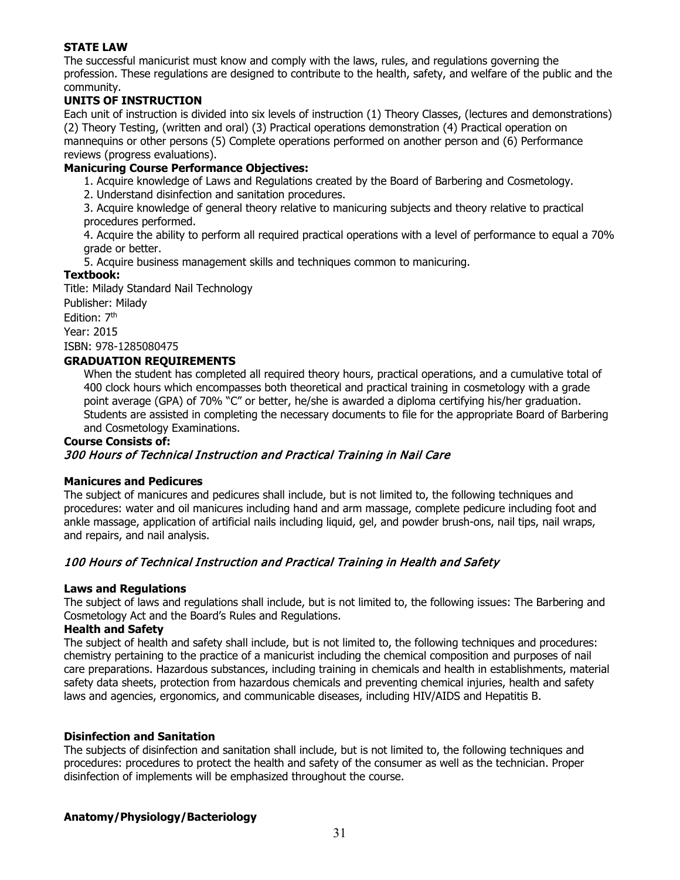**STATE LAW**

The successful manicurist must know and comply with the laws, rules, and regulations governing the profession. These regulations are designed to contribute to the health, safety, and welfare of the public and the community.

**UNITS OF INSTRUCTION**

Each unit of instruction is divided into six levels of instruction (1) Theory Classes, (lectures and demonstrations) (2) Theory Testing, (written and oral) (3) Practical operations demonstration (4) Practical operation on mannequins or other persons (5) Complete operations performed on another person and (6) Performance reviews (progress evaluations).

**Manicuring Course Performance Objectives:**

1. Acquire knowledge of Laws and Regulations created by the Board of Barbering and Cosmetology.
2. Understand disinfection and sanitation procedures.
3. Acquire knowledge of general theory relative to manicuring subjects and theory relative to practical procedures performed.
4. Acquire the ability to perform all required practical operations with a level of performance to equal a 70% grade or better.
5. Acquire business management skills and techniques common to manicuring.

**Textbook:**

Title: Milady Standard Nail Technology
Publisher: Milady
Edition: 7th
Year: 2015
ISBN: 978-1285080475

**GRADUATION REQUIREMENTS**

When the student has completed all required theory hours, practical operations, and a cumulative total of 400 clock hours which encompasses both theoretical and practical training in cosmetology with a grade point average (GPA) of 70% "C" or better, he/she is awarded a diploma certifying his/her graduation. Students are assisted in completing the necessary documents to file for the appropriate Board of Barbering and Cosmetology Examinations.

**Course Consists of:**

*300 Hours of Technical Instruction and Practical Training in Nail Care*

**Manicures and Pedicures**

The subject of manicures and pedicures shall include, but is not limited to, the following techniques and procedures: water and oil manicures including hand and arm massage, complete pedicure including foot and ankle massage, application of artificial nails including liquid, gel, and powder brush-ons, nail tips, nail wraps, and repairs, and nail analysis.

*100 Hours of Technical Instruction and Practical Training in Health and Safety*

**Laws and Regulations**

The subject of laws and regulations shall include, but is not limited to, the following issues: The Barbering and Cosmetology Act and the Board's Rules and Regulations.

**Health and Safety**

The subject of health and safety shall include, but is not limited to, the following techniques and procedures: chemistry pertaining to the practice of a manicurist including the chemical composition and purposes of nail care preparations. Hazardous substances, including training in chemicals and health in establishments, material safety data sheets, protection from hazardous chemicals and preventing chemical injuries, health and safety laws and agencies, ergonomics, and communicable diseases, including HIV/AIDS and Hepatitis B.

**Disinfection and Sanitation**

The subjects of disinfection and sanitation shall include, but is not limited to, the following techniques and procedures: procedures to protect the health and safety of the consumer as well as the technician. Proper disinfection of implements will be emphasized throughout the course.

**Anatomy/Physiology/Bacteriology**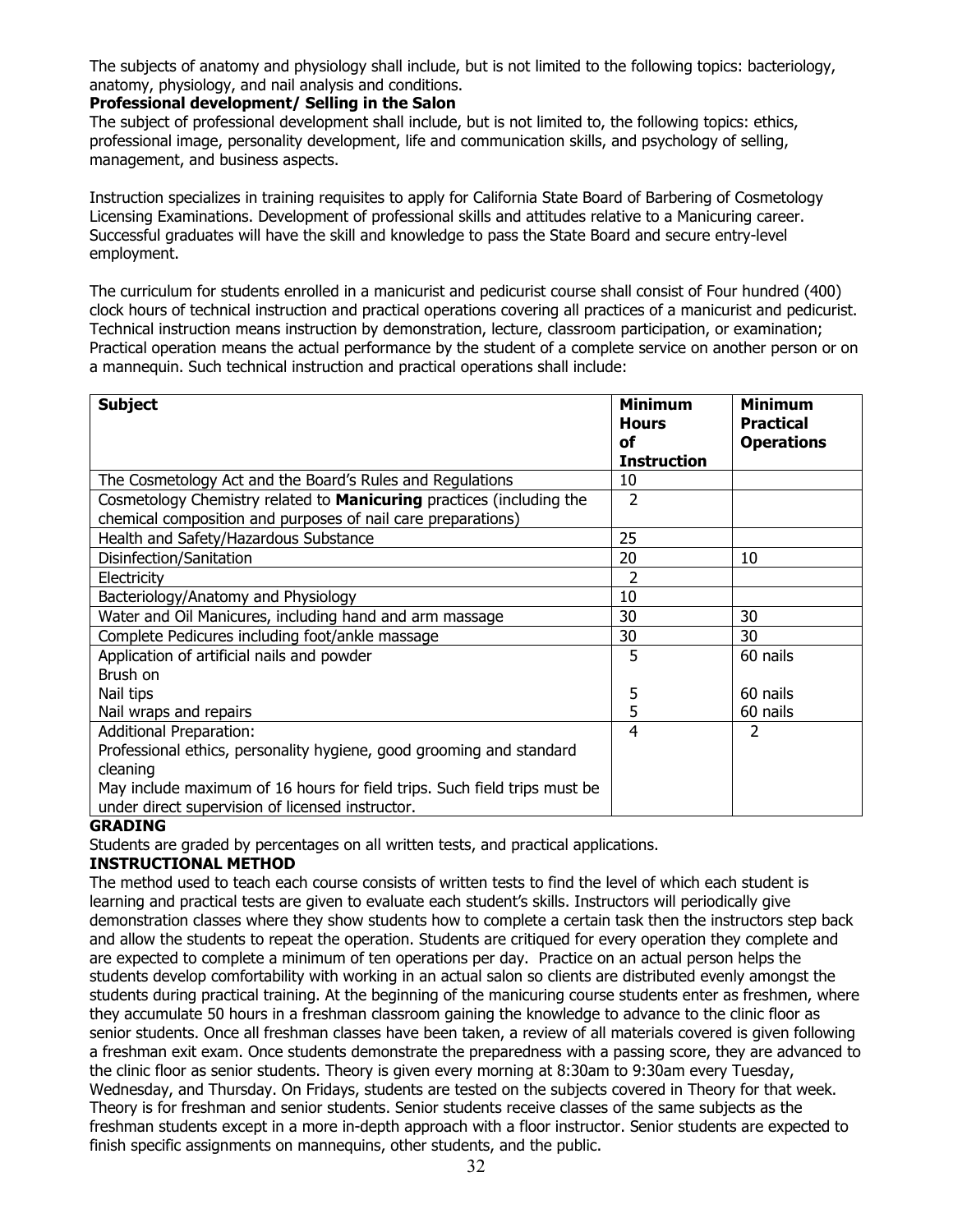The subjects of anatomy and physiology shall include, but is not limited to the following topics: bacteriology, anatomy, physiology, and nail analysis and conditions.

**Professional development/ Selling in the Salon**

The subject of professional development shall include, but is not limited to, the following topics: ethics, professional image, personality development, life and communication skills, and psychology of selling, management, and business aspects.

Instruction specializes in training requisites to apply for California State Board of Barbering of Cosmetology Licensing Examinations. Development of professional skills and attitudes relative to a Manicuring career. Successful graduates will have the skill and knowledge to pass the State Board and secure entry-level employment.

The curriculum for students enrolled in a manicurist and pedicurist course shall consist of Four hundred (400) clock hours of technical instruction and practical operations covering all practices of a manicurist and pedicurist. Technical instruction means instruction by demonstration, lecture, classroom participation, or examination; Practical operation means the actual performance by the student of a complete service on another person or on a mannequin. Such technical instruction and practical operations shall include:

| Subject | Minimum Hours of Instruction | Minimum Practical Operations |
|---|---|---|
| The Cosmetology Act and the Board's Rules and Regulations | 10 | |
| Cosmetology Chemistry related to **Manicuring** practices (including the chemical composition and purposes of nail care preparations) | 2 | |
| Health and Safety/Hazardous Substance | 25 | |
| Disinfection/Sanitation | 20 | 10 |
| Electricity | 2 | |
| Bacteriology/Anatomy and Physiology | 10 | |
| Water and Oil Manicures, including hand and arm massage | 30 | 30 |
| Complete Pedicures including foot/ankle massage | 30 | 30 |
| Application of artificial nails and powder Brush on | 5 | 60 nails |
| Nail tips | 5 | 60 nails |
| Nail wraps and repairs | 5 | 60 nails |
| Additional Preparation: Professional ethics, personality hygiene, good grooming and standard cleaning May include maximum of 16 hours for field trips. Such field trips must be under direct supervision of licensed instructor. | 4 | 2 |

**GRADING**

Students are graded by percentages on all written tests, and practical applications.

**INSTRUCTIONAL METHOD**

The method used to teach each course consists of written tests to find the level of which each student is learning and practical tests are given to evaluate each student's skills. Instructors will periodically give demonstration classes where they show students how to complete a certain task then the instructors step back and allow the students to repeat the operation. Students are critiqued for every operation they complete and are expected to complete a minimum of ten operations per day. Practice on an actual person helps the students develop comfortability with working in an actual salon so clients are distributed evenly amongst the students during practical training. At the beginning of the manicuring course students enter as freshmen, where they accumulate 50 hours in a freshman classroom gaining the knowledge to advance to the clinic floor as senior students. Once all freshman classes have been taken, a review of all materials covered is given following a freshman exit exam. Once students demonstrate the preparedness with a passing score, they are advanced to the clinic floor as senior students. Theory is given every morning at 8:30am to 9:30am every Tuesday, Wednesday, and Thursday. On Fridays, students are tested on the subjects covered in Theory for that week. Theory is for freshman and senior students. Senior students receive classes of the same subjects as the freshman students except in a more in-depth approach with a floor instructor. Senior students are expected to finish specific assignments on mannequins, other students, and the public.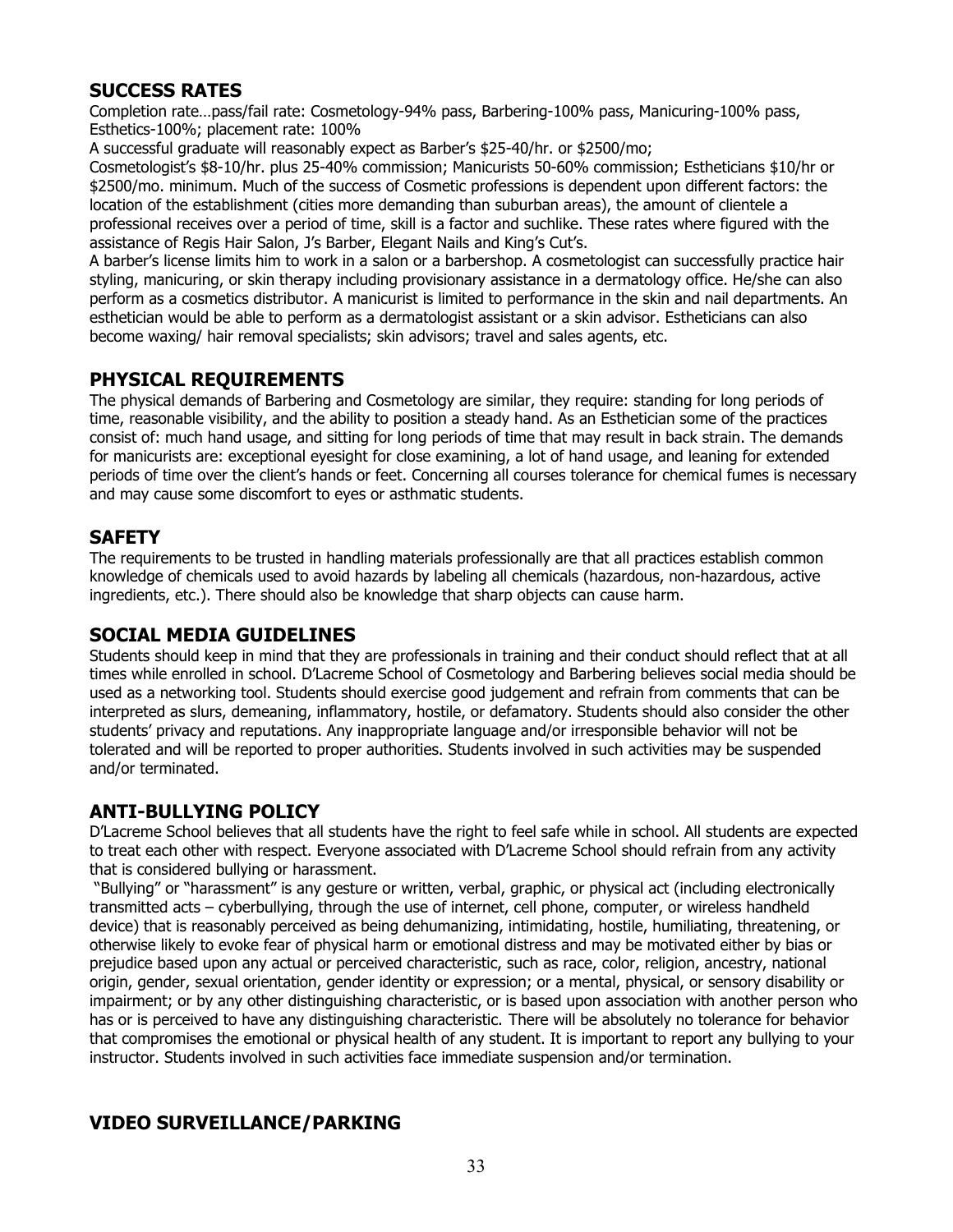## SUCCESS RATES

Completion rate…pass/fail rate: Cosmetology-94% pass, Barbering-100% pass, Manicuring-100% pass, Esthetics-100%; placement rate: 100%

A successful graduate will reasonably expect as Barber's $25-40/hr. or $2500/mo;

Cosmetologist's $8-10/hr. plus 25-40% commission; Manicurists 50-60% commission; Estheticians $10/hr or $2500/mo. minimum. Much of the success of Cosmetic professions is dependent upon different factors: the location of the establishment (cities more demanding than suburban areas), the amount of clientele a professional receives over a period of time, skill is a factor and suchlike. These rates where figured with the assistance of Regis Hair Salon, J's Barber, Elegant Nails and King's Cut's.

A barber's license limits him to work in a salon or a barbershop. A cosmetologist can successfully practice hair styling, manicuring, or skin therapy including provisionary assistance in a dermatology office. He/she can also perform as a cosmetics distributor. A manicurist is limited to performance in the skin and nail departments. An esthetician would be able to perform as a dermatologist assistant or a skin advisor. Estheticians can also become waxing/ hair removal specialists; skin advisors; travel and sales agents, etc.

## PHYSICAL REQUIREMENTS

The physical demands of Barbering and Cosmetology are similar, they require: standing for long periods of time, reasonable visibility, and the ability to position a steady hand. As an Esthetician some of the practices consist of: much hand usage, and sitting for long periods of time that may result in back strain. The demands for manicurists are: exceptional eyesight for close examining, a lot of hand usage, and leaning for extended periods of time over the client's hands or feet. Concerning all courses tolerance for chemical fumes is necessary and may cause some discomfort to eyes or asthmatic students.

## SAFETY

The requirements to be trusted in handling materials professionally are that all practices establish common knowledge of chemicals used to avoid hazards by labeling all chemicals (hazardous, non-hazardous, active ingredients, etc.). There should also be knowledge that sharp objects can cause harm.

## SOCIAL MEDIA GUIDELINES

Students should keep in mind that they are professionals in training and their conduct should reflect that at all times while enrolled in school. D'Lacreme School of Cosmetology and Barbering believes social media should be used as a networking tool. Students should exercise good judgement and refrain from comments that can be interpreted as slurs, demeaning, inflammatory, hostile, or defamatory. Students should also consider the other students' privacy and reputations. Any inappropriate language and/or irresponsible behavior will not be tolerated and will be reported to proper authorities. Students involved in such activities may be suspended and/or terminated.

## ANTI-BULLYING POLICY

D'Lacreme School believes that all students have the right to feel safe while in school. All students are expected to treat each other with respect. Everyone associated with D'Lacreme School should refrain from any activity that is considered bullying or harassment.

"Bullying" or "harassment" is any gesture or written, verbal, graphic, or physical act (including electronically transmitted acts – cyberbullying, through the use of internet, cell phone, computer, or wireless handheld device) that is reasonably perceived as being dehumanizing, intimidating, hostile, humiliating, threatening, or otherwise likely to evoke fear of physical harm or emotional distress and may be motivated either by bias or prejudice based upon any actual or perceived characteristic, such as race, color, religion, ancestry, national origin, gender, sexual orientation, gender identity or expression; or a mental, physical, or sensory disability or impairment; or by any other distinguishing characteristic, or is based upon association with another person who has or is perceived to have any distinguishing characteristic. There will be absolutely no tolerance for behavior that compromises the emotional or physical health of any student. It is important to report any bullying to your instructor. Students involved in such activities face immediate suspension and/or termination.

## VIDEO SURVEILLANCE/PARKING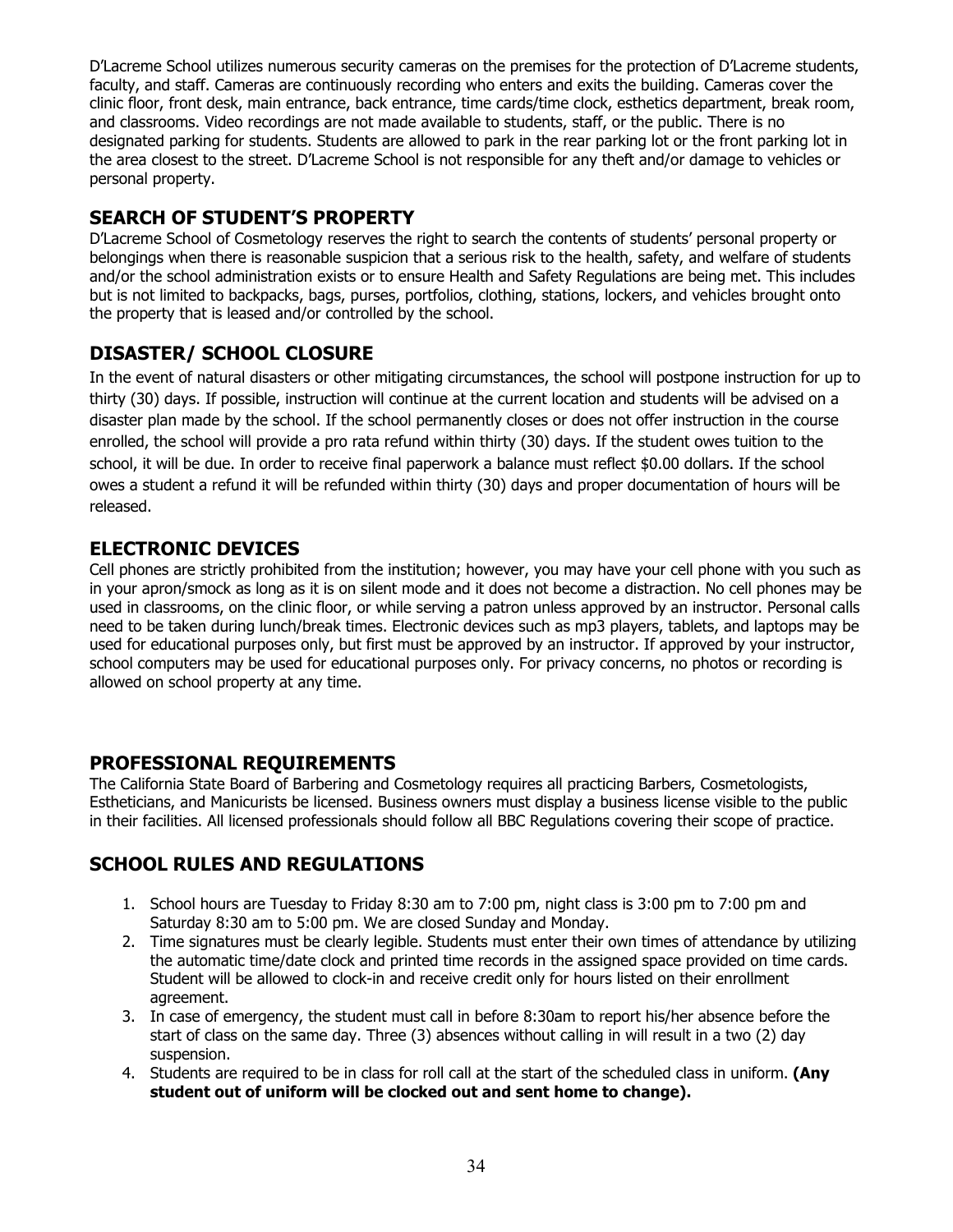D'Lacreme School utilizes numerous security cameras on the premises for the protection of D'Lacreme students, faculty, and staff. Cameras are continuously recording who enters and exits the building. Cameras cover the clinic floor, front desk, main entrance, back entrance, time cards/time clock, esthetics department, break room, and classrooms. Video recordings are not made available to students, staff, or the public. There is no designated parking for students. Students are allowed to park in the rear parking lot or the front parking lot in the area closest to the street. D'Lacreme School is not responsible for any theft and/or damage to vehicles or personal property.

## SEARCH OF STUDENT'S PROPERTY

D'Lacreme School of Cosmetology reserves the right to search the contents of students' personal property or belongings when there is reasonable suspicion that a serious risk to the health, safety, and welfare of students and/or the school administration exists or to ensure Health and Safety Regulations are being met. This includes but is not limited to backpacks, bags, purses, portfolios, clothing, stations, lockers, and vehicles brought onto the property that is leased and/or controlled by the school.

## DISASTER/ SCHOOL CLOSURE

In the event of natural disasters or other mitigating circumstances, the school will postpone instruction for up to thirty (30) days. If possible, instruction will continue at the current location and students will be advised on a disaster plan made by the school. If the school permanently closes or does not offer instruction in the course enrolled, the school will provide a pro rata refund within thirty (30) days. If the student owes tuition to the school, it will be due. In order to receive final paperwork a balance must reflect $0.00 dollars. If the school owes a student a refund it will be refunded within thirty (30) days and proper documentation of hours will be released.

## ELECTRONIC DEVICES

Cell phones are strictly prohibited from the institution; however, you may have your cell phone with you such as in your apron/smock as long as it is on silent mode and it does not become a distraction. No cell phones may be used in classrooms, on the clinic floor, or while serving a patron unless approved by an instructor. Personal calls need to be taken during lunch/break times. Electronic devices such as mp3 players, tablets, and laptops may be used for educational purposes only, but first must be approved by an instructor. If approved by your instructor, school computers may be used for educational purposes only. For privacy concerns, no photos or recording is allowed on school property at any time.

## PROFESSIONAL REQUIREMENTS

The California State Board of Barbering and Cosmetology requires all practicing Barbers, Cosmetologists, Estheticians, and Manicurists be licensed. Business owners must display a business license visible to the public in their facilities. All licensed professionals should follow all BBC Regulations covering their scope of practice.

## SCHOOL RULES AND REGULATIONS

1. School hours are Tuesday to Friday 8:30 am to 7:00 pm, night class is 3:00 pm to 7:00 pm and Saturday 8:30 am to 5:00 pm. We are closed Sunday and Monday.
2. Time signatures must be clearly legible. Students must enter their own times of attendance by utilizing the automatic time/date clock and printed time records in the assigned space provided on time cards. Student will be allowed to clock-in and receive credit only for hours listed on their enrollment agreement.
3. In case of emergency, the student must call in before 8:30am to report his/her absence before the start of class on the same day. Three (3) absences without calling in will result in a two (2) day suspension.
4. Students are required to be in class for roll call at the start of the scheduled class in uniform. **(Any student out of uniform will be clocked out and sent home to change).**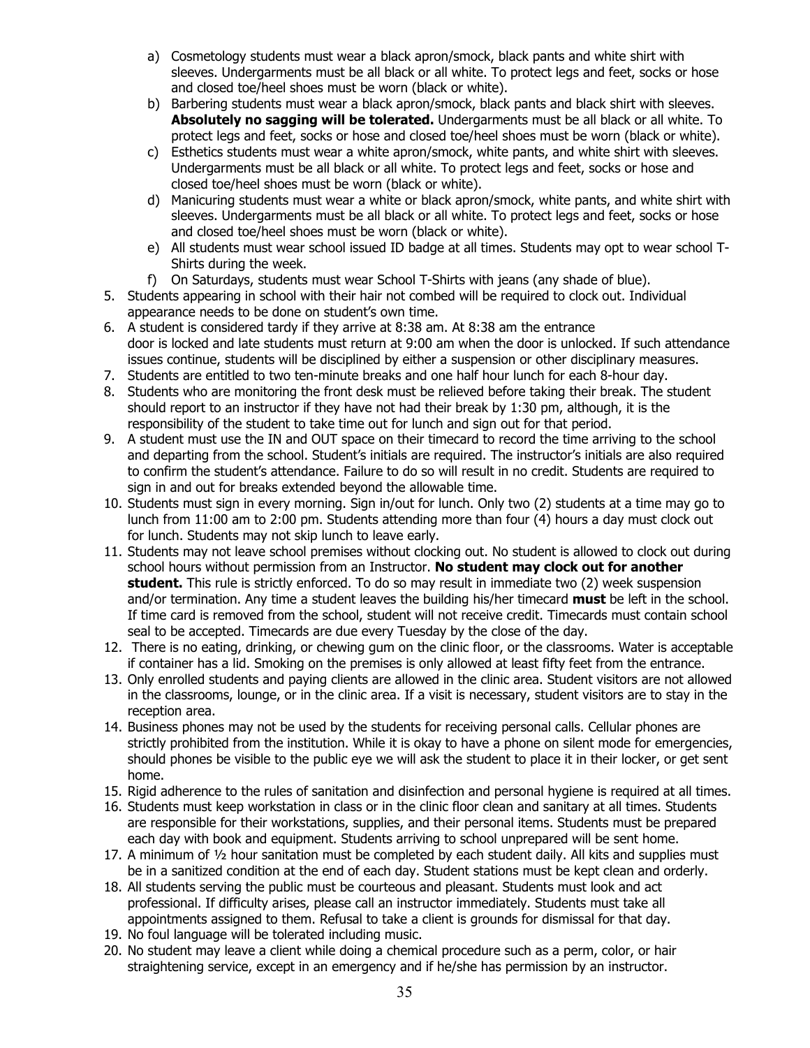a) Cosmetology students must wear a black apron/smock, black pants and white shirt with sleeves. Undergarments must be all black or all white. To protect legs and feet, socks or hose and closed toe/heel shoes must be worn (black or white).
b) Barbering students must wear a black apron/smock, black pants and black shirt with sleeves. **Absolutely no sagging will be tolerated.** Undergarments must be all black or all white. To protect legs and feet, socks or hose and closed toe/heel shoes must be worn (black or white).
c) Esthetics students must wear a white apron/smock, white pants, and white shirt with sleeves. Undergarments must be all black or all white. To protect legs and feet, socks or hose and closed toe/heel shoes must be worn (black or white).
d) Manicuring students must wear a white or black apron/smock, white pants, and white shirt with sleeves. Undergarments must be all black or all white. To protect legs and feet, socks or hose and closed toe/heel shoes must be worn (black or white).
e) All students must wear school issued ID badge at all times. Students may opt to wear school T-Shirts during the week.
f) On Saturdays, students must wear School T-Shirts with jeans (any shade of blue).

5. Students appearing in school with their hair not combed will be required to clock out. Individual appearance needs to be done on student's own time.
6. A student is considered tardy if they arrive at 8:38 am. At 8:38 am the entrance door is locked and late students must return at 9:00 am when the door is unlocked. If such attendance issues continue, students will be disciplined by either a suspension or other disciplinary measures.
7. Students are entitled to two ten-minute breaks and one half hour lunch for each 8-hour day.
8. Students who are monitoring the front desk must be relieved before taking their break. The student should report to an instructor if they have not had their break by 1:30 pm, although, it is the responsibility of the student to take time out for lunch and sign out for that period.
9. A student must use the IN and OUT space on their timecard to record the time arriving to the school and departing from the school. Student's initials are required. The instructor's initials are also required to confirm the student's attendance. Failure to do so will result in no credit. Students are required to sign in and out for breaks extended beyond the allowable time.
10. Students must sign in every morning. Sign in/out for lunch. Only two (2) students at a time may go to lunch from 11:00 am to 2:00 pm. Students attending more than four (4) hours a day must clock out for lunch. Students may not skip lunch to leave early.
11. Students may not leave school premises without clocking out. No student is allowed to clock out during school hours without permission from an Instructor. **No student may clock out for another student.** This rule is strictly enforced. To do so may result in immediate two (2) week suspension and/or termination. Any time a student leaves the building his/her timecard **must** be left in the school. If time card is removed from the school, student will not receive credit. Timecards must contain school seal to be accepted. Timecards are due every Tuesday by the close of the day.
12. There is no eating, drinking, or chewing gum on the clinic floor, or the classrooms. Water is acceptable if container has a lid. Smoking on the premises is only allowed at least fifty feet from the entrance.
13. Only enrolled students and paying clients are allowed in the clinic area. Student visitors are not allowed in the classrooms, lounge, or in the clinic area. If a visit is necessary, student visitors are to stay in the reception area.
14. Business phones may not be used by the students for receiving personal calls. Cellular phones are strictly prohibited from the institution. While it is okay to have a phone on silent mode for emergencies, should phones be visible to the public eye we will ask the student to place it in their locker, or get sent home.
15. Rigid adherence to the rules of sanitation and disinfection and personal hygiene is required at all times.
16. Students must keep workstation in class or in the clinic floor clean and sanitary at all times. Students are responsible for their workstations, supplies, and their personal items. Students must be prepared each day with book and equipment. Students arriving to school unprepared will be sent home.
17. A minimum of ½ hour sanitation must be completed by each student daily. All kits and supplies must be in a sanitized condition at the end of each day. Student stations must be kept clean and orderly.
18. All students serving the public must be courteous and pleasant. Students must look and act professional. If difficulty arises, please call an instructor immediately. Students must take all appointments assigned to them. Refusal to take a client is grounds for dismissal for that day.
19. No foul language will be tolerated including music.
20. No student may leave a client while doing a chemical procedure such as a perm, color, or hair straightening service, except in an emergency and if he/she has permission by an instructor.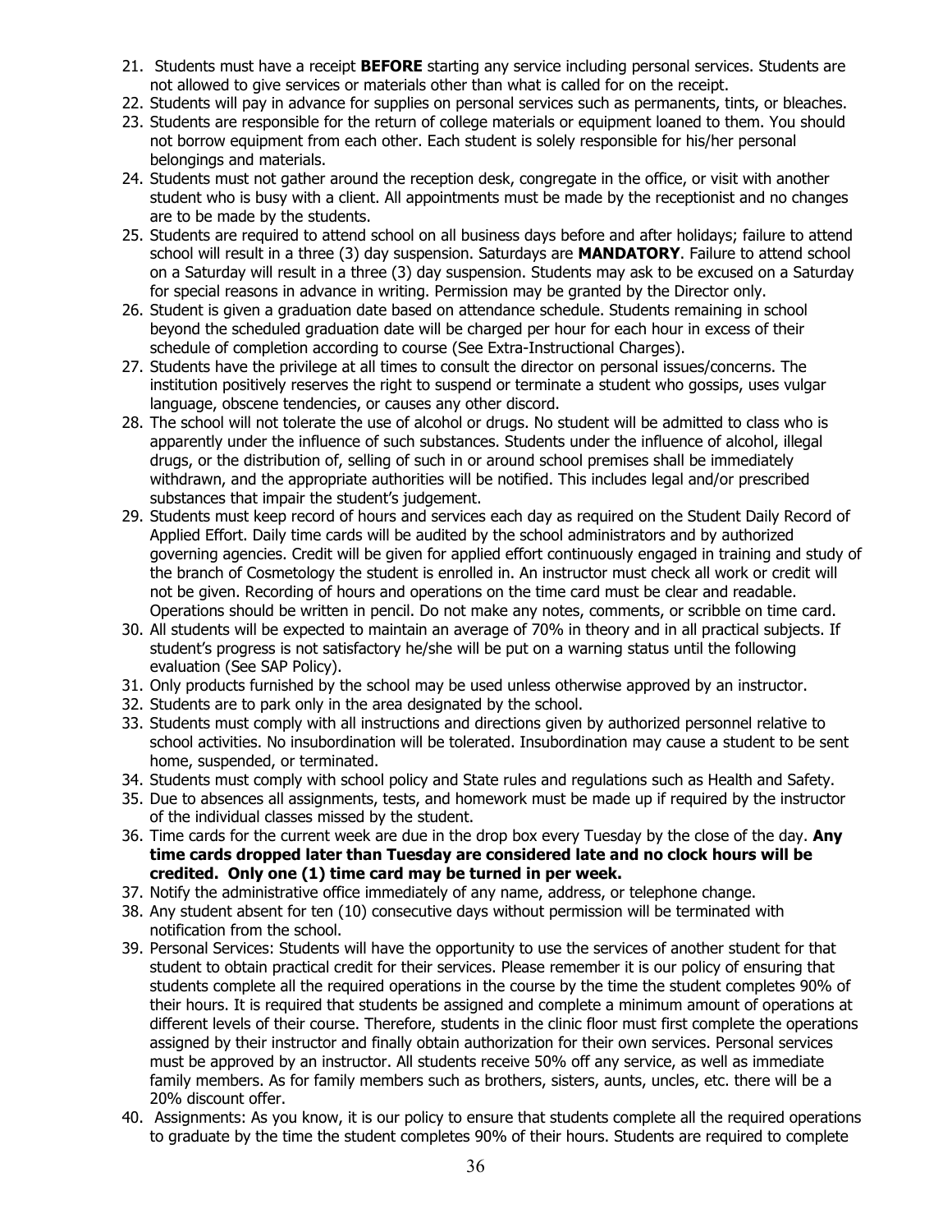21. Students must have a receipt **BEFORE** starting any service including personal services. Students are not allowed to give services or materials other than what is called for on the receipt.
22. Students will pay in advance for supplies on personal services such as permanents, tints, or bleaches.
23. Students are responsible for the return of college materials or equipment loaned to them. You should not borrow equipment from each other. Each student is solely responsible for his/her personal belongings and materials.
24. Students must not gather around the reception desk, congregate in the office, or visit with another student who is busy with a client. All appointments must be made by the receptionist and no changes are to be made by the students.
25. Students are required to attend school on all business days before and after holidays; failure to attend school will result in a three (3) day suspension. Saturdays are **MANDATORY**. Failure to attend school on a Saturday will result in a three (3) day suspension. Students may ask to be excused on a Saturday for special reasons in advance in writing. Permission may be granted by the Director only.
26. Student is given a graduation date based on attendance schedule. Students remaining in school beyond the scheduled graduation date will be charged per hour for each hour in excess of their schedule of completion according to course (See Extra-Instructional Charges).
27. Students have the privilege at all times to consult the director on personal issues/concerns. The institution positively reserves the right to suspend or terminate a student who gossips, uses vulgar language, obscene tendencies, or causes any other discord.
28. The school will not tolerate the use of alcohol or drugs. No student will be admitted to class who is apparently under the influence of such substances. Students under the influence of alcohol, illegal drugs, or the distribution of, selling of such in or around school premises shall be immediately withdrawn, and the appropriate authorities will be notified. This includes legal and/or prescribed substances that impair the student's judgement.
29. Students must keep record of hours and services each day as required on the Student Daily Record of Applied Effort. Daily time cards will be audited by the school administrators and by authorized governing agencies. Credit will be given for applied effort continuously engaged in training and study of the branch of Cosmetology the student is enrolled in. An instructor must check all work or credit will not be given. Recording of hours and operations on the time card must be clear and readable. Operations should be written in pencil. Do not make any notes, comments, or scribble on time card.
30. All students will be expected to maintain an average of 70% in theory and in all practical subjects. If student's progress is not satisfactory he/she will be put on a warning status until the following evaluation (See SAP Policy).
31. Only products furnished by the school may be used unless otherwise approved by an instructor.
32. Students are to park only in the area designated by the school.
33. Students must comply with all instructions and directions given by authorized personnel relative to school activities. No insubordination will be tolerated. Insubordination may cause a student to be sent home, suspended, or terminated.
34. Students must comply with school policy and State rules and regulations such as Health and Safety.
35. Due to absences all assignments, tests, and homework must be made up if required by the instructor of the individual classes missed by the student.
36. Time cards for the current week are due in the drop box every Tuesday by the close of the day. **Any time cards dropped later than Tuesday are considered late and no clock hours will be credited. Only one (1) time card may be turned in per week.**
37. Notify the administrative office immediately of any name, address, or telephone change.
38. Any student absent for ten (10) consecutive days without permission will be terminated with notification from the school.
39. Personal Services: Students will have the opportunity to use the services of another student for that student to obtain practical credit for their services. Please remember it is our policy of ensuring that students complete all the required operations in the course by the time the student completes 90% of their hours. It is required that students be assigned and complete a minimum amount of operations at different levels of their course. Therefore, students in the clinic floor must first complete the operations assigned by their instructor and finally obtain authorization for their own services. Personal services must be approved by an instructor. All students receive 50% off any service, as well as immediate family members. As for family members such as brothers, sisters, aunts, uncles, etc. there will be a 20% discount offer.
40. Assignments: As you know, it is our policy to ensure that students complete all the required operations to graduate by the time the student completes 90% of their hours. Students are required to complete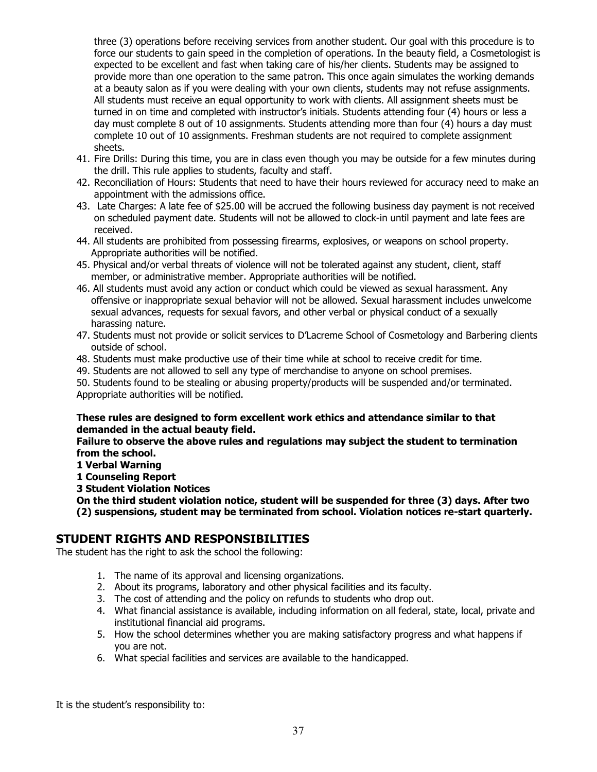three (3) operations before receiving services from another student. Our goal with this procedure is to force our students to gain speed in the completion of operations. In the beauty field, a Cosmetologist is expected to be excellent and fast when taking care of his/her clients. Students may be assigned to provide more than one operation to the same patron. This once again simulates the working demands at a beauty salon as if you were dealing with your own clients, students may not refuse assignments. All students must receive an equal opportunity to work with clients. All assignment sheets must be turned in on time and completed with instructor's initials. Students attending four (4) hours or less a day must complete 8 out of 10 assignments. Students attending more than four (4) hours a day must complete 10 out of 10 assignments. Freshman students are not required to complete assignment sheets.

41. Fire Drills: During this time, you are in class even though you may be outside for a few minutes during the drill. This rule applies to students, faculty and staff.
42. Reconciliation of Hours: Students that need to have their hours reviewed for accuracy need to make an appointment with the admissions office.
43. Late Charges: A late fee of $25.00 will be accrued the following business day payment is not received on scheduled payment date. Students will not be allowed to clock-in until payment and late fees are received.
44. All students are prohibited from possessing firearms, explosives, or weapons on school property. Appropriate authorities will be notified.
45. Physical and/or verbal threats of violence will not be tolerated against any student, client, staff member, or administrative member. Appropriate authorities will be notified.
46. All students must avoid any action or conduct which could be viewed as sexual harassment. Any offensive or inappropriate sexual behavior will not be allowed. Sexual harassment includes unwelcome sexual advances, requests for sexual favors, and other verbal or physical conduct of a sexually harassing nature.
47. Students must not provide or solicit services to D'Lacreme School of Cosmetology and Barbering clients outside of school.
48. Students must make productive use of their time while at school to receive credit for time.
49. Students are not allowed to sell any type of merchandise to anyone on school premises.
50. Students found to be stealing or abusing property/products will be suspended and/or terminated. Appropriate authorities will be notified.

**These rules are designed to form excellent work ethics and attendance similar to that demanded in the actual beauty field.**
**Failure to observe the above rules and regulations may subject the student to termination from the school.**
**1 Verbal Warning**
**1 Counseling Report**
**3 Student Violation Notices**
**On the third student violation notice, student will be suspended for three (3) days. After two (2) suspensions, student may be terminated from school. Violation notices re-start quarterly.**

## STUDENT RIGHTS AND RESPONSIBILITIES

The student has the right to ask the school the following:

1. The name of its approval and licensing organizations.
2. About its programs, laboratory and other physical facilities and its faculty.
3. The cost of attending and the policy on refunds to students who drop out.
4. What financial assistance is available, including information on all federal, state, local, private and institutional financial aid programs.
5. How the school determines whether you are making satisfactory progress and what happens if you are not.
6. What special facilities and services are available to the handicapped.

It is the student's responsibility to: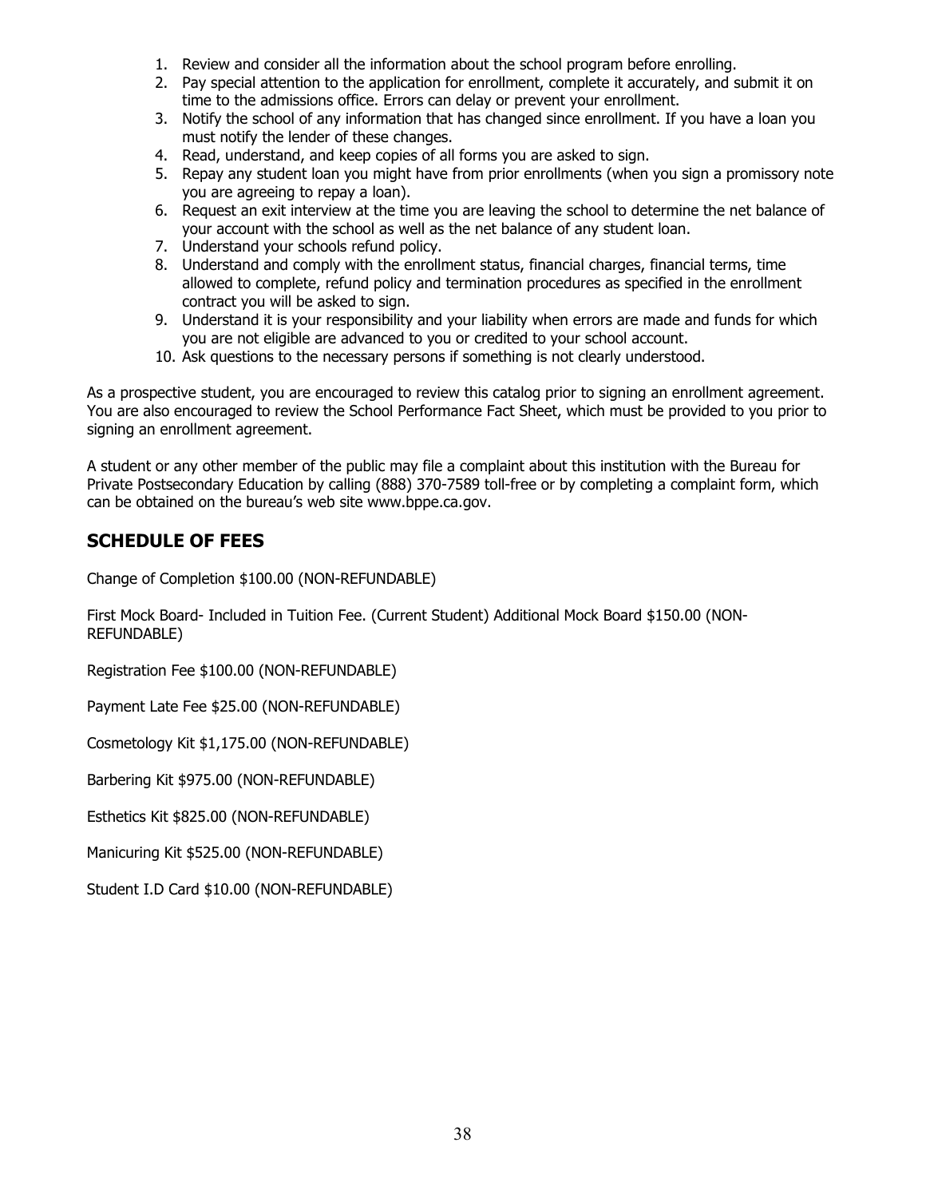1. Review and consider all the information about the school program before enrolling.
2. Pay special attention to the application for enrollment, complete it accurately, and submit it on time to the admissions office. Errors can delay or prevent your enrollment.
3. Notify the school of any information that has changed since enrollment. If you have a loan you must notify the lender of these changes.
4. Read, understand, and keep copies of all forms you are asked to sign.
5. Repay any student loan you might have from prior enrollments (when you sign a promissory note you are agreeing to repay a loan).
6. Request an exit interview at the time you are leaving the school to determine the net balance of your account with the school as well as the net balance of any student loan.
7. Understand your schools refund policy.
8. Understand and comply with the enrollment status, financial charges, financial terms, time allowed to complete, refund policy and termination procedures as specified in the enrollment contract you will be asked to sign.
9. Understand it is your responsibility and your liability when errors are made and funds for which you are not eligible are advanced to you or credited to your school account.
10. Ask questions to the necessary persons if something is not clearly understood.

As a prospective student, you are encouraged to review this catalog prior to signing an enrollment agreement. You are also encouraged to review the School Performance Fact Sheet, which must be provided to you prior to signing an enrollment agreement.

A student or any other member of the public may file a complaint about this institution with the Bureau for Private Postsecondary Education by calling (888) 370-7589 toll-free or by completing a complaint form, which can be obtained on the bureau's web site www.bppe.ca.gov.

## SCHEDULE OF FEES

Change of Completion $100.00 (NON-REFUNDABLE)

First Mock Board- Included in Tuition Fee. (Current Student) Additional Mock Board $150.00 (NON-REFUNDABLE)

Registration Fee $100.00 (NON-REFUNDABLE)

Payment Late Fee $25.00 (NON-REFUNDABLE)

Cosmetology Kit $1,175.00 (NON-REFUNDABLE)

Barbering Kit $975.00 (NON-REFUNDABLE)

Esthetics Kit $825.00 (NON-REFUNDABLE)

Manicuring Kit $525.00 (NON-REFUNDABLE)

Student I.D Card $10.00 (NON-REFUNDABLE)